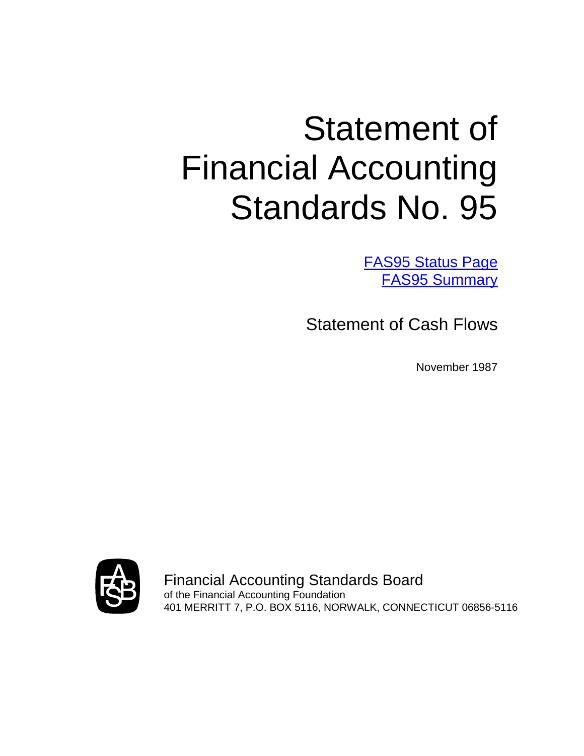# Statement of Financial Accounting Standards No. 95

FAS95 Status Page
FAS95 Summary

## Statement of Cash Flows

November 1987

Financial Accounting Standards Board
of the Financial Accounting Foundation
401 MERRITT 7, P.O. BOX 5116, NORWALK, CONNECTICUT 06856-5116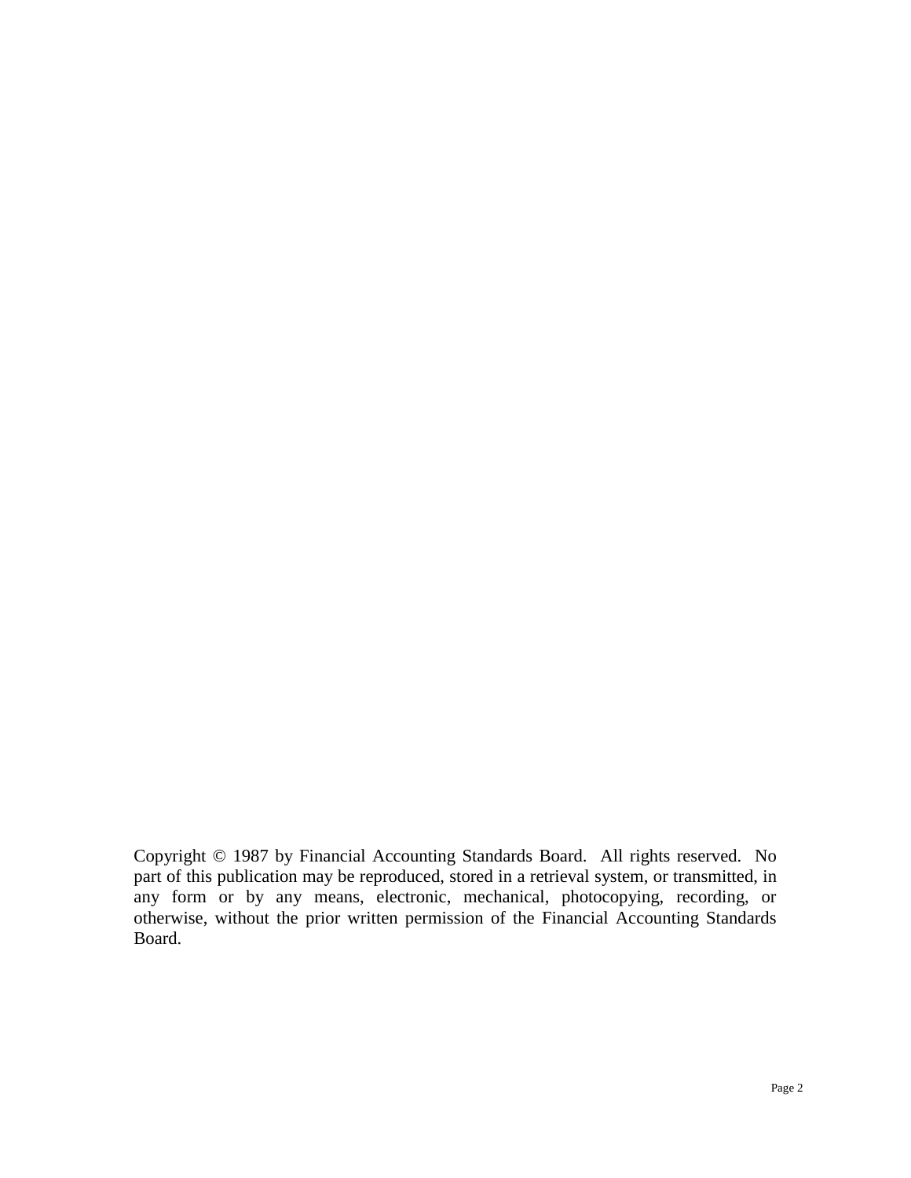Copyright © 1987 by Financial Accounting Standards Board. All rights reserved. No part of this publication may be reproduced, stored in a retrieval system, or transmitted, in any form or by any means, electronic, mechanical, photocopying, recording, or otherwise, without the prior written permission of the Financial Accounting Standards Board.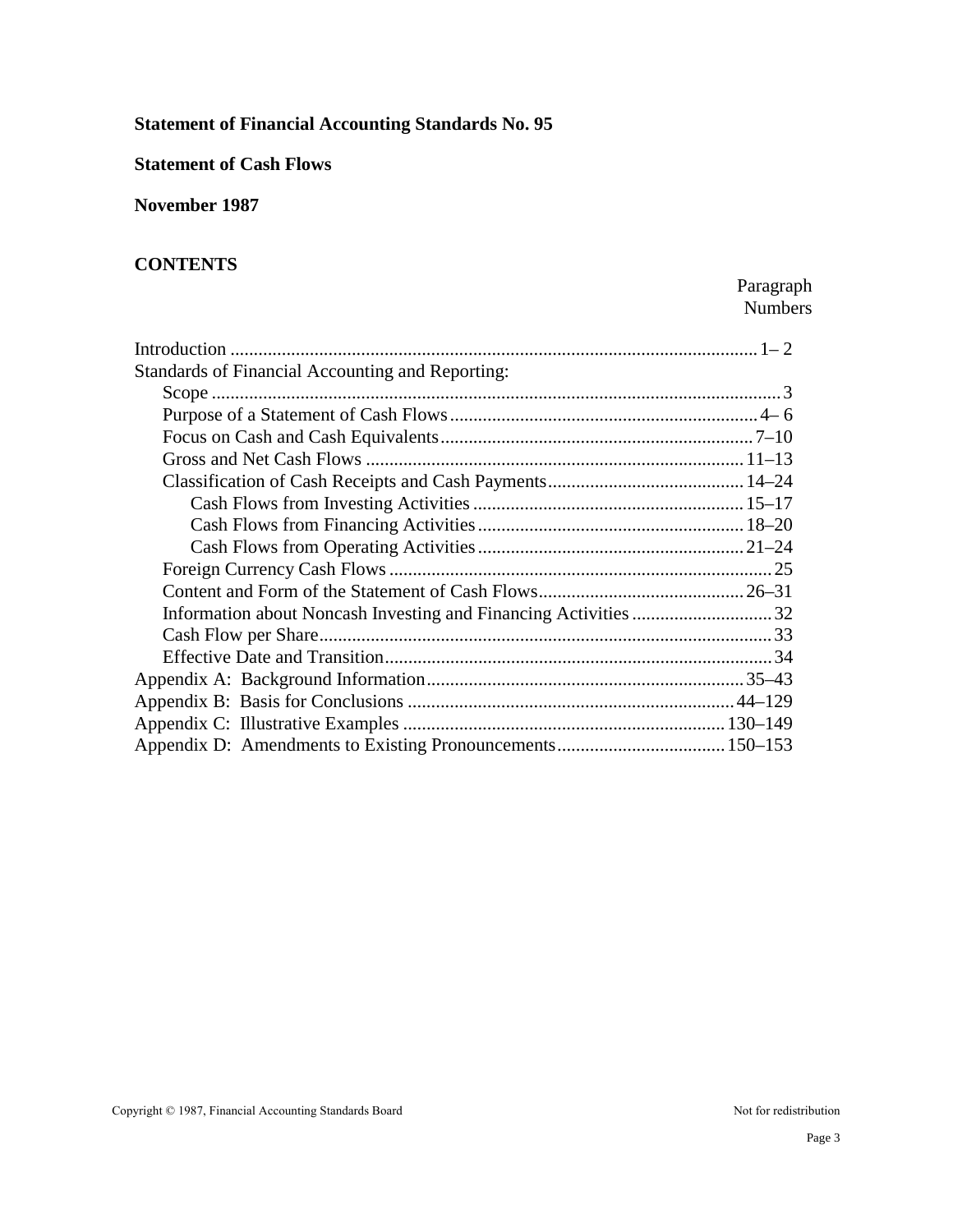**Statement of Financial Accounting Standards No. 95**

**Statement of Cash Flows**

**November 1987**

## CONTENTS

| | Paragraph Numbers |
|---|---|
| Introduction | 1– 2 |
| Standards of Financial Accounting and Reporting: | |
| Scope | 3 |
| Purpose of a Statement of Cash Flows | 4– 6 |
| Focus on Cash and Cash Equivalents | 7–10 |
| Gross and Net Cash Flows | 11–13 |
| Classification of Cash Receipts and Cash Payments | 14–24 |
| Cash Flows from Investing Activities | 15–17 |
| Cash Flows from Financing Activities | 18–20 |
| Cash Flows from Operating Activities | 21–24 |
| Foreign Currency Cash Flows | 25 |
| Content and Form of the Statement of Cash Flows | 26–31 |
| Information about Noncash Investing and Financing Activities | 32 |
| Cash Flow per Share | 33 |
| Effective Date and Transition | 34 |
| Appendix A: Background Information | 35–43 |
| Appendix B: Basis for Conclusions | 44–129 |
| Appendix C: Illustrative Examples | 130–149 |
| Appendix D: Amendments to Existing Pronouncements | 150–153 |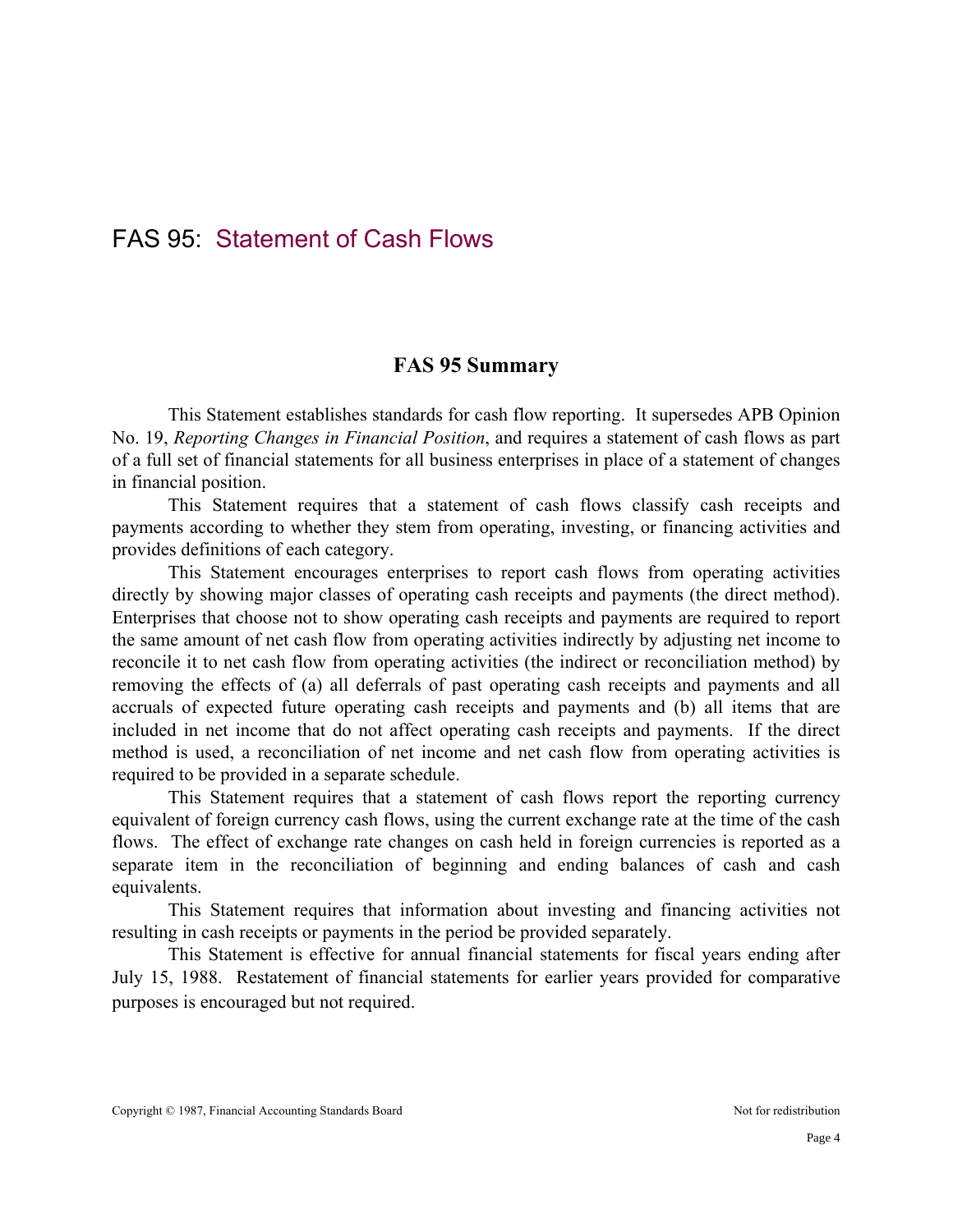# FAS 95: Statement of Cash Flows

## FAS 95 Summary

This Statement establishes standards for cash flow reporting. It supersedes APB Opinion No. 19, *Reporting Changes in Financial Position*, and requires a statement of cash flows as part of a full set of financial statements for all business enterprises in place of a statement of changes in financial position.

This Statement requires that a statement of cash flows classify cash receipts and payments according to whether they stem from operating, investing, or financing activities and provides definitions of each category.

This Statement encourages enterprises to report cash flows from operating activities directly by showing major classes of operating cash receipts and payments (the direct method). Enterprises that choose not to show operating cash receipts and payments are required to report the same amount of net cash flow from operating activities indirectly by adjusting net income to reconcile it to net cash flow from operating activities (the indirect or reconciliation method) by removing the effects of (a) all deferrals of past operating cash receipts and payments and all accruals of expected future operating cash receipts and payments and (b) all items that are included in net income that do not affect operating cash receipts and payments. If the direct method is used, a reconciliation of net income and net cash flow from operating activities is required to be provided in a separate schedule.

This Statement requires that a statement of cash flows report the reporting currency equivalent of foreign currency cash flows, using the current exchange rate at the time of the cash flows. The effect of exchange rate changes on cash held in foreign currencies is reported as a separate item in the reconciliation of beginning and ending balances of cash and cash equivalents.

This Statement requires that information about investing and financing activities not resulting in cash receipts or payments in the period be provided separately.

This Statement is effective for annual financial statements for fiscal years ending after July 15, 1988. Restatement of financial statements for earlier years provided for comparative purposes is encouraged but not required.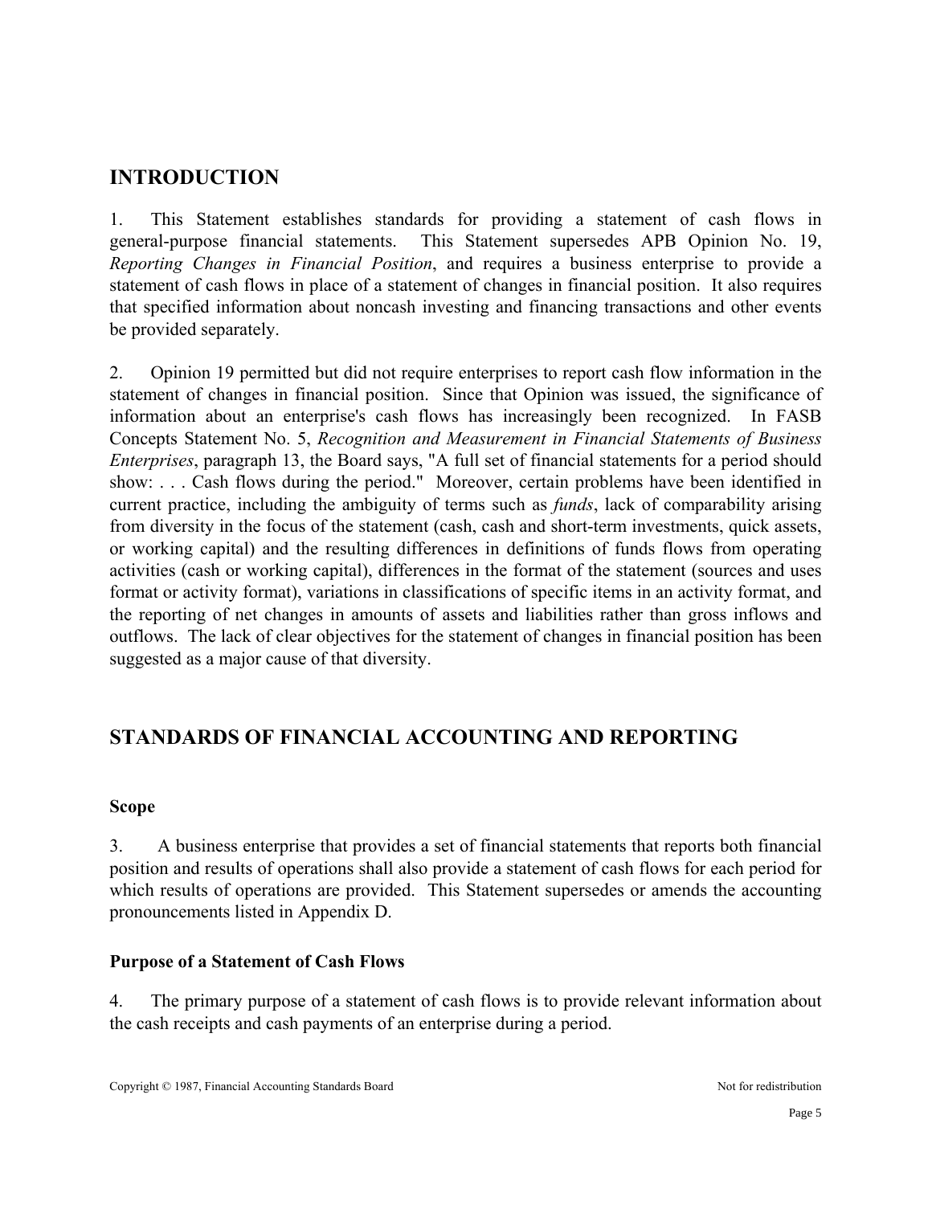## INTRODUCTION

1. This Statement establishes standards for providing a statement of cash flows in general-purpose financial statements. This Statement supersedes APB Opinion No. 19, *Reporting Changes in Financial Position*, and requires a business enterprise to provide a statement of cash flows in place of a statement of changes in financial position. It also requires that specified information about noncash investing and financing transactions and other events be provided separately.

2. Opinion 19 permitted but did not require enterprises to report cash flow information in the statement of changes in financial position. Since that Opinion was issued, the significance of information about an enterprise's cash flows has increasingly been recognized. In FASB Concepts Statement No. 5, *Recognition and Measurement in Financial Statements of Business Enterprises*, paragraph 13, the Board says, "A full set of financial statements for a period should show: . . . Cash flows during the period." Moreover, certain problems have been identified in current practice, including the ambiguity of terms such as *funds*, lack of comparability arising from diversity in the focus of the statement (cash, cash and short-term investments, quick assets, or working capital) and the resulting differences in definitions of funds flows from operating activities (cash or working capital), differences in the format of the statement (sources and uses format or activity format), variations in classifications of specific items in an activity format, and the reporting of net changes in amounts of assets and liabilities rather than gross inflows and outflows. The lack of clear objectives for the statement of changes in financial position has been suggested as a major cause of that diversity.

## STANDARDS OF FINANCIAL ACCOUNTING AND REPORTING

### Scope

3. A business enterprise that provides a set of financial statements that reports both financial position and results of operations shall also provide a statement of cash flows for each period for which results of operations are provided. This Statement supersedes or amends the accounting pronouncements listed in Appendix D.

### Purpose of a Statement of Cash Flows

4. The primary purpose of a statement of cash flows is to provide relevant information about the cash receipts and cash payments of an enterprise during a period.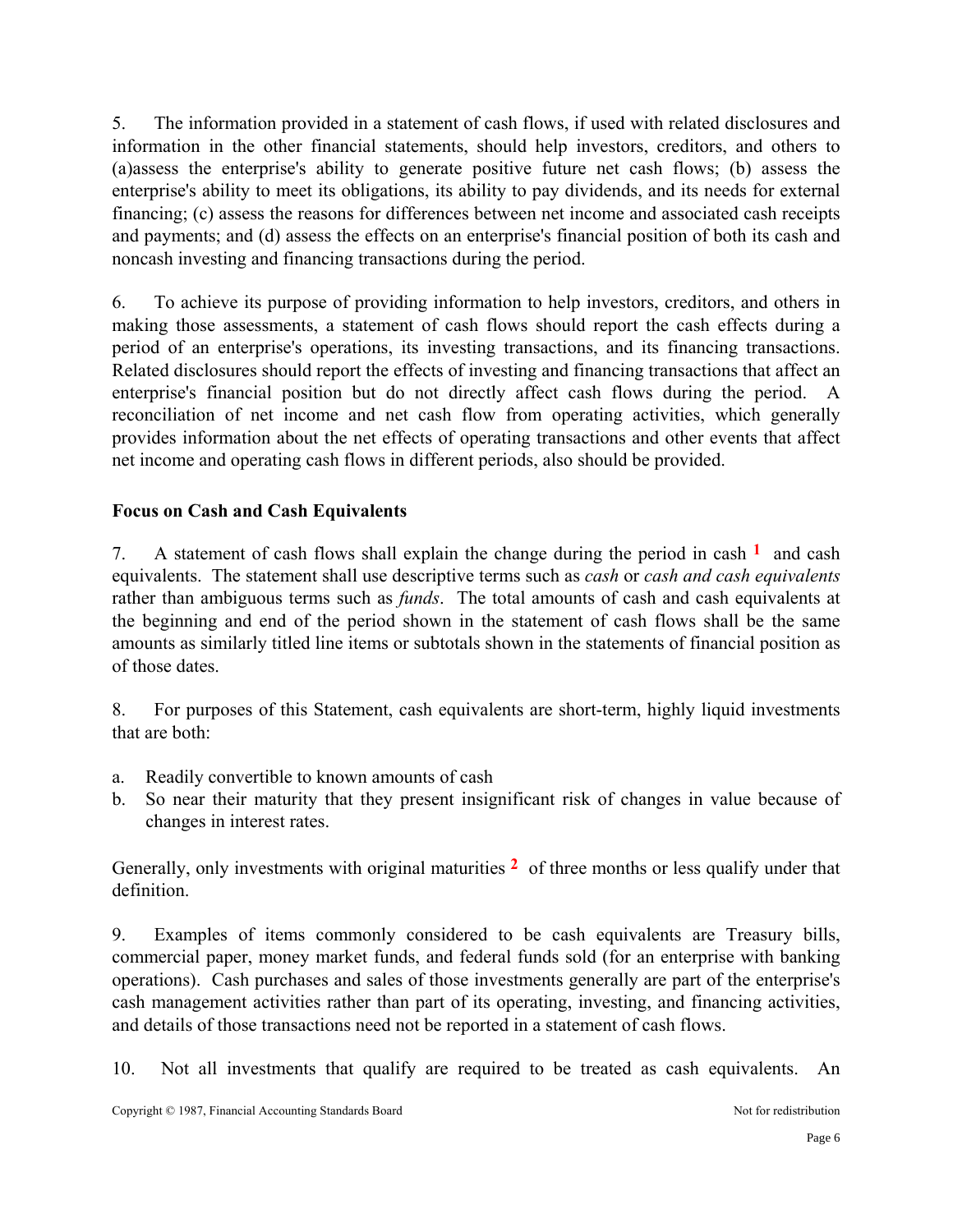5. The information provided in a statement of cash flows, if used with related disclosures and information in the other financial statements, should help investors, creditors, and others to (a)assess the enterprise's ability to generate positive future net cash flows; (b) assess the enterprise's ability to meet its obligations, its ability to pay dividends, and its needs for external financing; (c) assess the reasons for differences between net income and associated cash receipts and payments; and (d) assess the effects on an enterprise's financial position of both its cash and noncash investing and financing transactions during the period.

6. To achieve its purpose of providing information to help investors, creditors, and others in making those assessments, a statement of cash flows should report the cash effects during a period of an enterprise's operations, its investing transactions, and its financing transactions. Related disclosures should report the effects of investing and financing transactions that affect an enterprise's financial position but do not directly affect cash flows during the period. A reconciliation of net income and net cash flow from operating activities, which generally provides information about the net effects of operating transactions and other events that affect net income and operating cash flows in different periods, also should be provided.

**Focus on Cash and Cash Equivalents**

7. A statement of cash flows shall explain the change during the period in cash [1] and cash equivalents. The statement shall use descriptive terms such as *cash* or *cash and cash equivalents* rather than ambiguous terms such as *funds*. The total amounts of cash and cash equivalents at the beginning and end of the period shown in the statement of cash flows shall be the same amounts as similarly titled line items or subtotals shown in the statements of financial position as of those dates.

8. For purposes of this Statement, cash equivalents are short-term, highly liquid investments that are both:

a. Readily convertible to known amounts of cash
b. So near their maturity that they present insignificant risk of changes in value because of changes in interest rates.

Generally, only investments with original maturities [2] of three months or less qualify under that definition.

9. Examples of items commonly considered to be cash equivalents are Treasury bills, commercial paper, money market funds, and federal funds sold (for an enterprise with banking operations). Cash purchases and sales of those investments generally are part of the enterprise's cash management activities rather than part of its operating, investing, and financing activities, and details of those transactions need not be reported in a statement of cash flows.

10. Not all investments that qualify are required to be treated as cash equivalents. An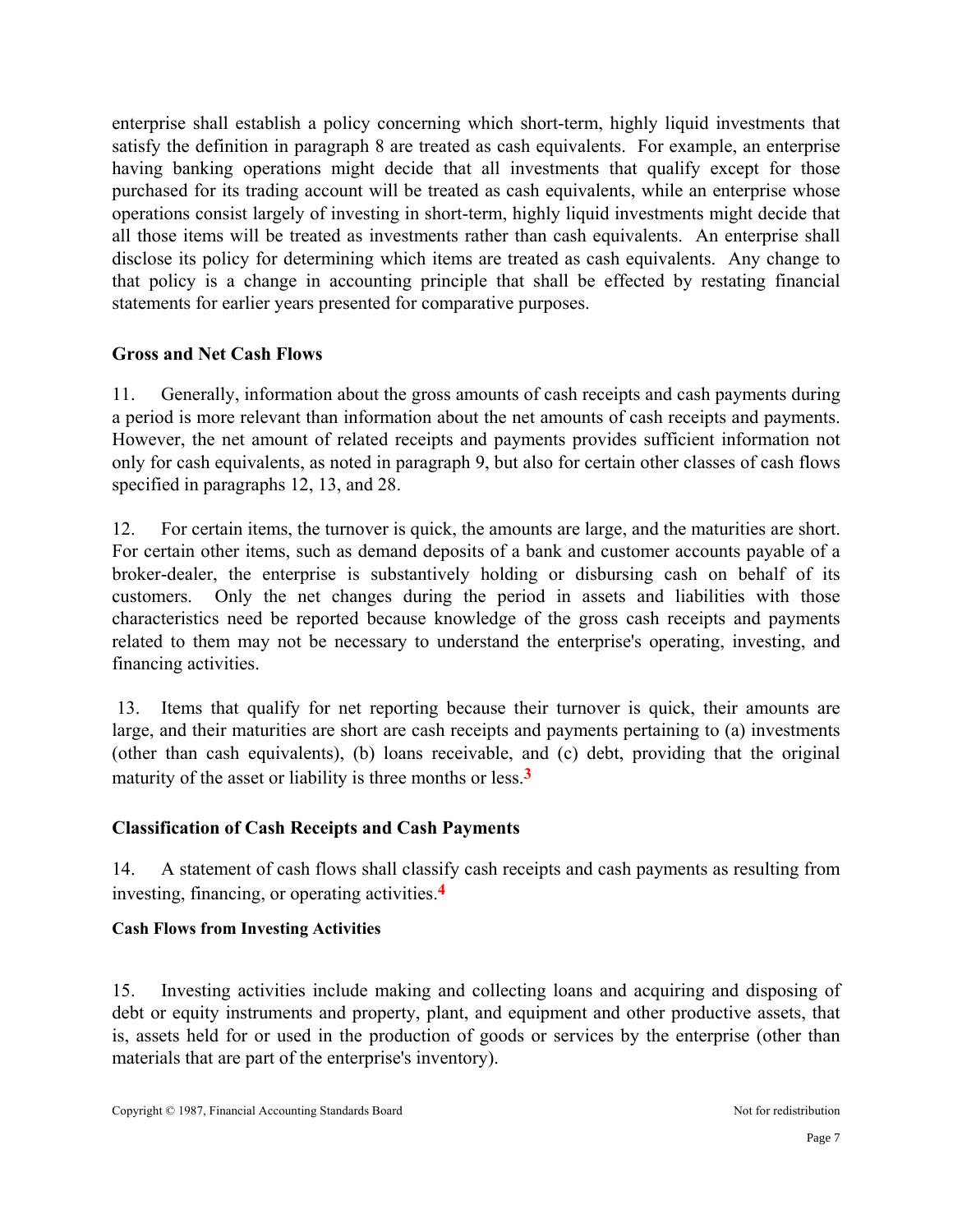enterprise shall establish a policy concerning which short-term, highly liquid investments that satisfy the definition in paragraph 8 are treated as cash equivalents. For example, an enterprise having banking operations might decide that all investments that qualify except for those purchased for its trading account will be treated as cash equivalents, while an enterprise whose operations consist largely of investing in short-term, highly liquid investments might decide that all those items will be treated as investments rather than cash equivalents. An enterprise shall disclose its policy for determining which items are treated as cash equivalents. Any change to that policy is a change in accounting principle that shall be effected by restating financial statements for earlier years presented for comparative purposes.

### Gross and Net Cash Flows

11. Generally, information about the gross amounts of cash receipts and cash payments during a period is more relevant than information about the net amounts of cash receipts and payments. However, the net amount of related receipts and payments provides sufficient information not only for cash equivalents, as noted in paragraph 9, but also for certain other classes of cash flows specified in paragraphs 12, 13, and 28.

12. For certain items, the turnover is quick, the amounts are large, and the maturities are short. For certain other items, such as demand deposits of a bank and customer accounts payable of a broker-dealer, the enterprise is substantively holding or disbursing cash on behalf of its customers. Only the net changes during the period in assets and liabilities with those characteristics need be reported because knowledge of the gross cash receipts and payments related to them may not be necessary to understand the enterprise's operating, investing, and financing activities.

13. Items that qualify for net reporting because their turnover is quick, their amounts are large, and their maturities are short are cash receipts and payments pertaining to (a) investments (other than cash equivalents), (b) loans receivable, and (c) debt, providing that the original maturity of the asset or liability is three months or less.[3]

### Classification of Cash Receipts and Cash Payments

14. A statement of cash flows shall classify cash receipts and cash payments as resulting from investing, financing, or operating activities.[4]

#### Cash Flows from Investing Activities

15. Investing activities include making and collecting loans and acquiring and disposing of debt or equity instruments and property, plant, and equipment and other productive assets, that is, assets held for or used in the production of goods or services by the enterprise (other than materials that are part of the enterprise's inventory).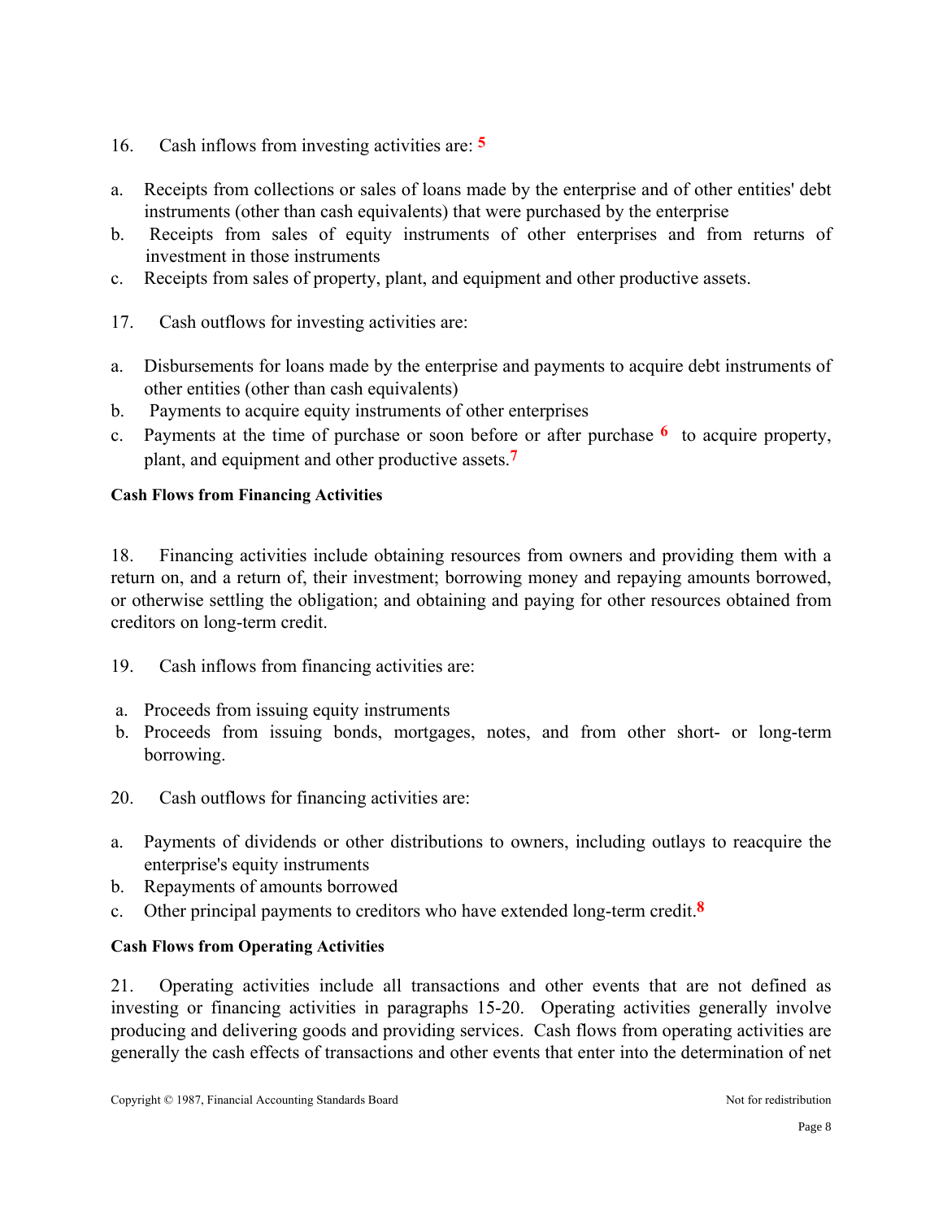16. Cash inflows from investing activities are: [5]

a. Receipts from collections or sales of loans made by the enterprise and of other entities' debt instruments (other than cash equivalents) that were purchased by the enterprise
b. Receipts from sales of equity instruments of other enterprises and from returns of investment in those instruments
c. Receipts from sales of property, plant, and equipment and other productive assets.

17. Cash outflows for investing activities are:

a. Disbursements for loans made by the enterprise and payments to acquire debt instruments of other entities (other than cash equivalents)
b. Payments to acquire equity instruments of other enterprises
c. Payments at the time of purchase or soon before or after purchase [6] to acquire property, plant, and equipment and other productive assets.[7]

**Cash Flows from Financing Activities**

18. Financing activities include obtaining resources from owners and providing them with a return on, and a return of, their investment; borrowing money and repaying amounts borrowed, or otherwise settling the obligation; and obtaining and paying for other resources obtained from creditors on long-term credit.

19. Cash inflows from financing activities are:

a. Proceeds from issuing equity instruments
b. Proceeds from issuing bonds, mortgages, notes, and from other short- or long-term borrowing.

20. Cash outflows for financing activities are:

a. Payments of dividends or other distributions to owners, including outlays to reacquire the enterprise's equity instruments
b. Repayments of amounts borrowed
c. Other principal payments to creditors who have extended long-term credit.[8]

**Cash Flows from Operating Activities**

21. Operating activities include all transactions and other events that are not defined as investing or financing activities in paragraphs 15-20. Operating activities generally involve producing and delivering goods and providing services. Cash flows from operating activities are generally the cash effects of transactions and other events that enter into the determination of net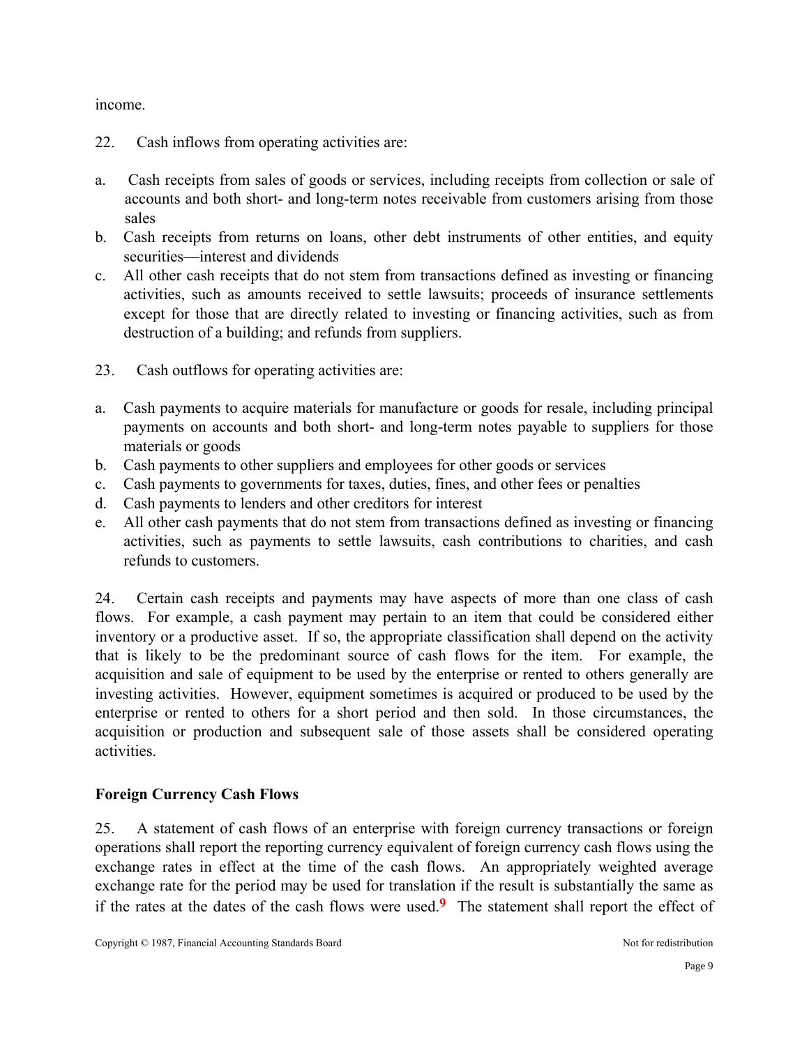income.

22. Cash inflows from operating activities are:

a. Cash receipts from sales of goods or services, including receipts from collection or sale of accounts and both short- and long-term notes receivable from customers arising from those sales
b. Cash receipts from returns on loans, other debt instruments of other entities, and equity securities—interest and dividends
c. All other cash receipts that do not stem from transactions defined as investing or financing activities, such as amounts received to settle lawsuits; proceeds of insurance settlements except for those that are directly related to investing or financing activities, such as from destruction of a building; and refunds from suppliers.

23. Cash outflows for operating activities are:

a. Cash payments to acquire materials for manufacture or goods for resale, including principal payments on accounts and both short- and long-term notes payable to suppliers for those materials or goods
b. Cash payments to other suppliers and employees for other goods or services
c. Cash payments to governments for taxes, duties, fines, and other fees or penalties
d. Cash payments to lenders and other creditors for interest
e. All other cash payments that do not stem from transactions defined as investing or financing activities, such as payments to settle lawsuits, cash contributions to charities, and cash refunds to customers.

24. Certain cash receipts and payments may have aspects of more than one class of cash flows. For example, a cash payment may pertain to an item that could be considered either inventory or a productive asset. If so, the appropriate classification shall depend on the activity that is likely to be the predominant source of cash flows for the item. For example, the acquisition and sale of equipment to be used by the enterprise or rented to others generally are investing activities. However, equipment sometimes is acquired or produced to be used by the enterprise or rented to others for a short period and then sold. In those circumstances, the acquisition or production and subsequent sale of those assets shall be considered operating activities.

**Foreign Currency Cash Flows**

25. A statement of cash flows of an enterprise with foreign currency transactions or foreign operations shall report the reporting currency equivalent of foreign currency cash flows using the exchange rates in effect at the time of the cash flows. An appropriately weighted average exchange rate for the period may be used for translation if the result is substantially the same as if the rates at the dates of the cash flows were used.[9] The statement shall report the effect of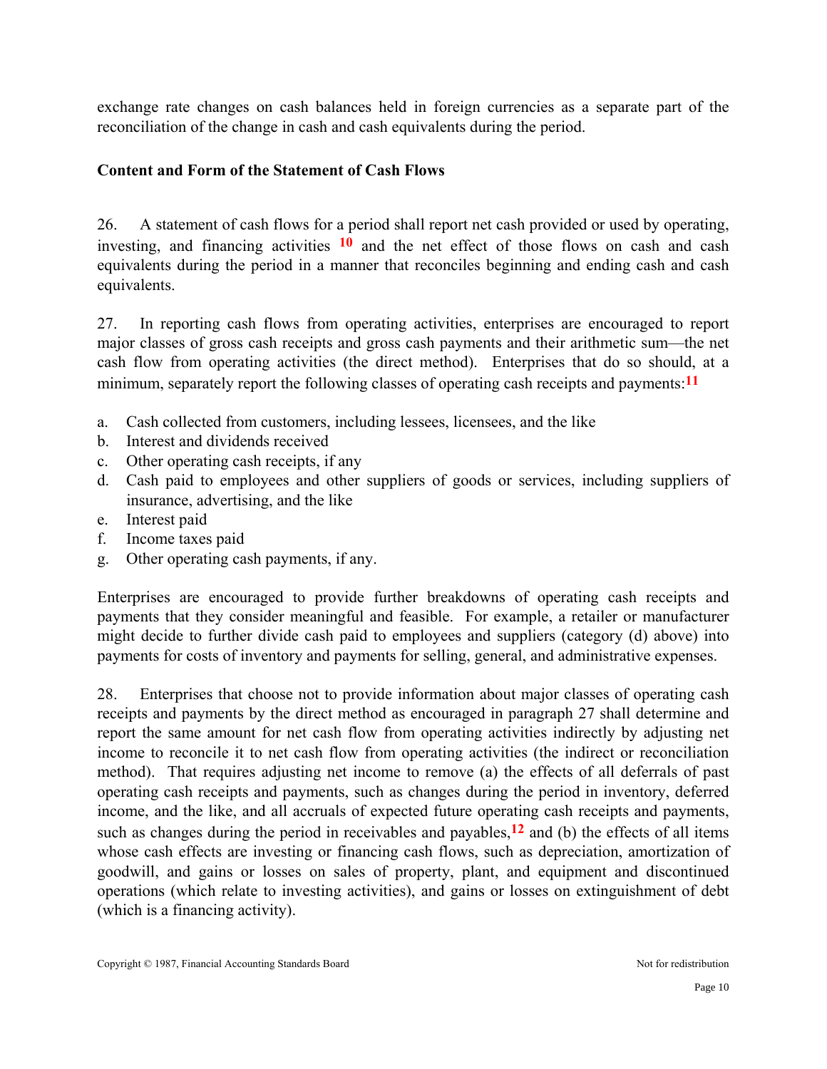exchange rate changes on cash balances held in foreign currencies as a separate part of the reconciliation of the change in cash and cash equivalents during the period.

**Content and Form of the Statement of Cash Flows**

26. A statement of cash flows for a period shall report net cash provided or used by operating, investing, and financing activities [10] and the net effect of those flows on cash and cash equivalents during the period in a manner that reconciles beginning and ending cash and cash equivalents.

27. In reporting cash flows from operating activities, enterprises are encouraged to report major classes of gross cash receipts and gross cash payments and their arithmetic sum—the net cash flow from operating activities (the direct method). Enterprises that do so should, at a minimum, separately report the following classes of operating cash receipts and payments:[11]

a. Cash collected from customers, including lessees, licensees, and the like
b. Interest and dividends received
c. Other operating cash receipts, if any
d. Cash paid to employees and other suppliers of goods or services, including suppliers of insurance, advertising, and the like
e. Interest paid
f. Income taxes paid
g. Other operating cash payments, if any.

Enterprises are encouraged to provide further breakdowns of operating cash receipts and payments that they consider meaningful and feasible. For example, a retailer or manufacturer might decide to further divide cash paid to employees and suppliers (category (d) above) into payments for costs of inventory and payments for selling, general, and administrative expenses.

28. Enterprises that choose not to provide information about major classes of operating cash receipts and payments by the direct method as encouraged in paragraph 27 shall determine and report the same amount for net cash flow from operating activities indirectly by adjusting net income to reconcile it to net cash flow from operating activities (the indirect or reconciliation method). That requires adjusting net income to remove (a) the effects of all deferrals of past operating cash receipts and payments, such as changes during the period in inventory, deferred income, and the like, and all accruals of expected future operating cash receipts and payments, such as changes during the period in receivables and payables,[12] and (b) the effects of all items whose cash effects are investing or financing cash flows, such as depreciation, amortization of goodwill, and gains or losses on sales of property, plant, and equipment and discontinued operations (which relate to investing activities), and gains or losses on extinguishment of debt (which is a financing activity).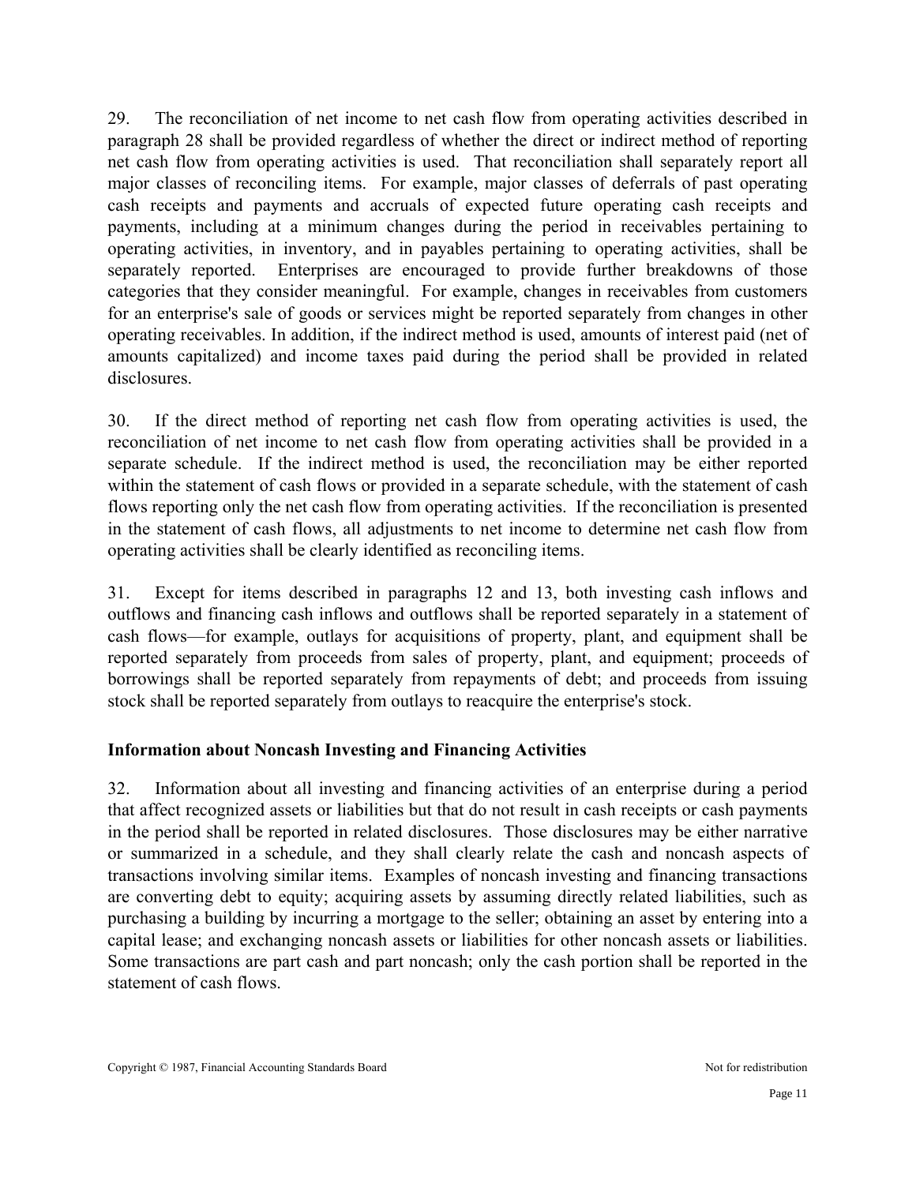29. The reconciliation of net income to net cash flow from operating activities described in paragraph 28 shall be provided regardless of whether the direct or indirect method of reporting net cash flow from operating activities is used. That reconciliation shall separately report all major classes of reconciling items. For example, major classes of deferrals of past operating cash receipts and payments and accruals of expected future operating cash receipts and payments, including at a minimum changes during the period in receivables pertaining to operating activities, in inventory, and in payables pertaining to operating activities, shall be separately reported. Enterprises are encouraged to provide further breakdowns of those categories that they consider meaningful. For example, changes in receivables from customers for an enterprise's sale of goods or services might be reported separately from changes in other operating receivables. In addition, if the indirect method is used, amounts of interest paid (net of amounts capitalized) and income taxes paid during the period shall be provided in related disclosures.

30. If the direct method of reporting net cash flow from operating activities is used, the reconciliation of net income to net cash flow from operating activities shall be provided in a separate schedule. If the indirect method is used, the reconciliation may be either reported within the statement of cash flows or provided in a separate schedule, with the statement of cash flows reporting only the net cash flow from operating activities. If the reconciliation is presented in the statement of cash flows, all adjustments to net income to determine net cash flow from operating activities shall be clearly identified as reconciling items.

31. Except for items described in paragraphs 12 and 13, both investing cash inflows and outflows and financing cash inflows and outflows shall be reported separately in a statement of cash flows—for example, outlays for acquisitions of property, plant, and equipment shall be reported separately from proceeds from sales of property, plant, and equipment; proceeds of borrowings shall be reported separately from repayments of debt; and proceeds from issuing stock shall be reported separately from outlays to reacquire the enterprise's stock.

### Information about Noncash Investing and Financing Activities

32. Information about all investing and financing activities of an enterprise during a period that affect recognized assets or liabilities but that do not result in cash receipts or cash payments in the period shall be reported in related disclosures. Those disclosures may be either narrative or summarized in a schedule, and they shall clearly relate the cash and noncash aspects of transactions involving similar items. Examples of noncash investing and financing transactions are converting debt to equity; acquiring assets by assuming directly related liabilities, such as purchasing a building by incurring a mortgage to the seller; obtaining an asset by entering into a capital lease; and exchanging noncash assets or liabilities for other noncash assets or liabilities. Some transactions are part cash and part noncash; only the cash portion shall be reported in the statement of cash flows.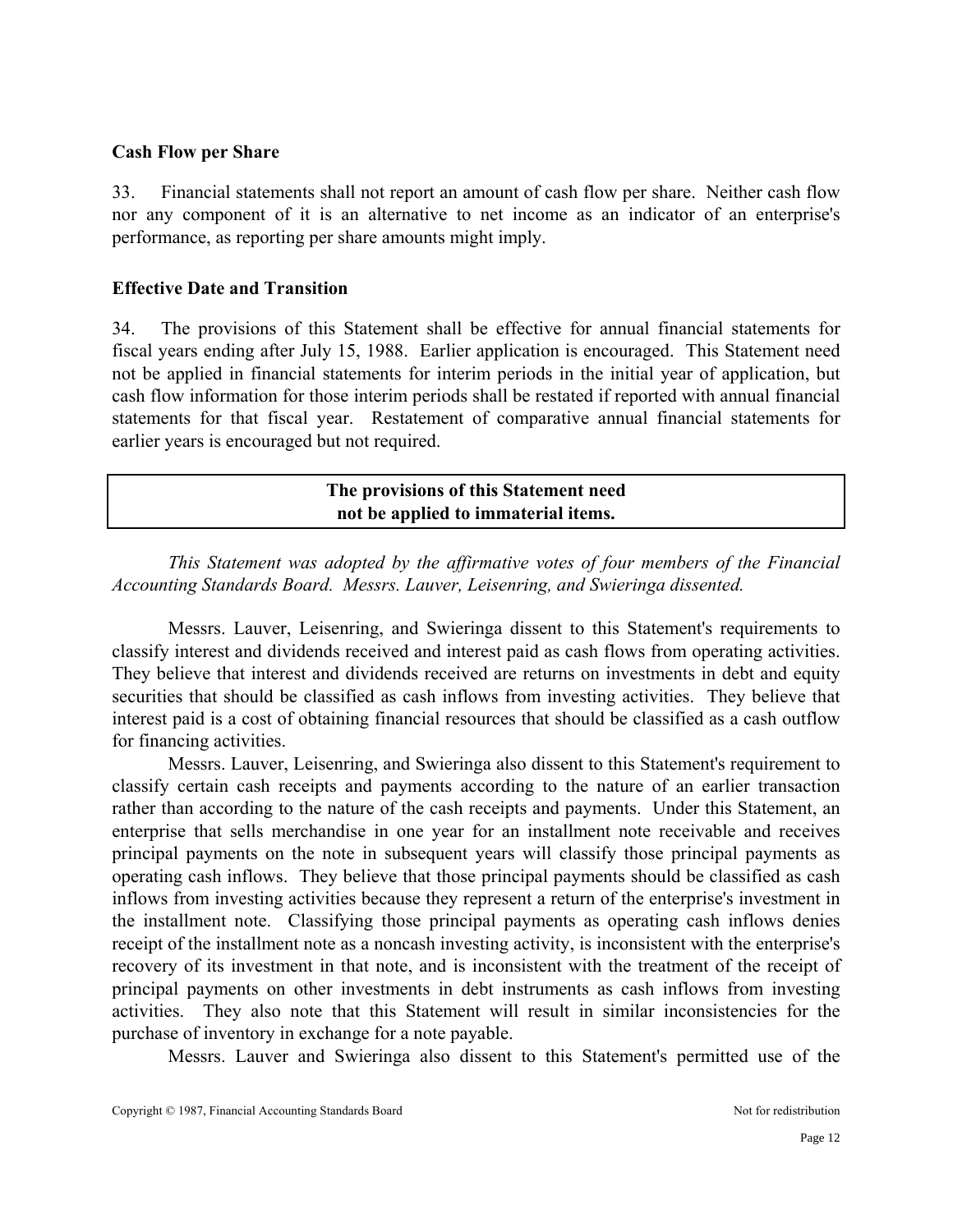### Cash Flow per Share

33. Financial statements shall not report an amount of cash flow per share. Neither cash flow nor any component of it is an alternative to net income as an indicator of an enterprise's performance, as reporting per share amounts might imply.

### Effective Date and Transition

34. The provisions of this Statement shall be effective for annual financial statements for fiscal years ending after July 15, 1988. Earlier application is encouraged. This Statement need not be applied in financial statements for interim periods in the initial year of application, but cash flow information for those interim periods shall be restated if reported with annual financial statements for that fiscal year. Restatement of comparative annual financial statements for earlier years is encouraged but not required.

**The provisions of this Statement need not be applied to immaterial items.**

*This Statement was adopted by the affirmative votes of four members of the Financial Accounting Standards Board. Messrs. Lauver, Leisenring, and Swieringa dissented.*

Messrs. Lauver, Leisenring, and Swieringa dissent to this Statement's requirements to classify interest and dividends received and interest paid as cash flows from operating activities. They believe that interest and dividends received are returns on investments in debt and equity securities that should be classified as cash inflows from investing activities. They believe that interest paid is a cost of obtaining financial resources that should be classified as a cash outflow for financing activities.

Messrs. Lauver, Leisenring, and Swieringa also dissent to this Statement's requirement to classify certain cash receipts and payments according to the nature of an earlier transaction rather than according to the nature of the cash receipts and payments. Under this Statement, an enterprise that sells merchandise in one year for an installment note receivable and receives principal payments on the note in subsequent years will classify those principal payments as operating cash inflows. They believe that those principal payments should be classified as cash inflows from investing activities because they represent a return of the enterprise's investment in the installment note. Classifying those principal payments as operating cash inflows denies receipt of the installment note as a noncash investing activity, is inconsistent with the enterprise's recovery of its investment in that note, and is inconsistent with the treatment of the receipt of principal payments on other investments in debt instruments as cash inflows from investing activities. They also note that this Statement will result in similar inconsistencies for the purchase of inventory in exchange for a note payable.

Messrs. Lauver and Swieringa also dissent to this Statement's permitted use of the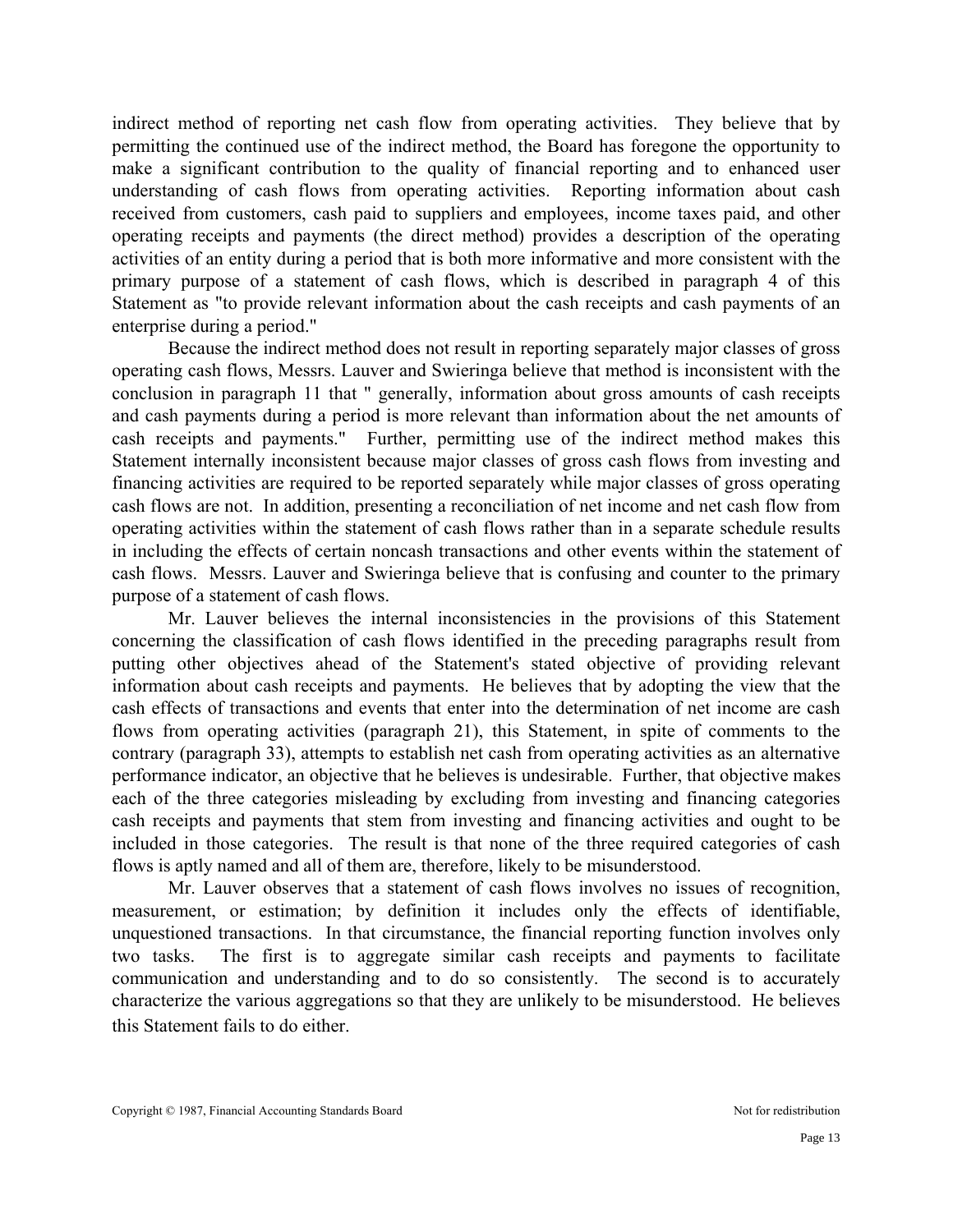indirect method of reporting net cash flow from operating activities. They believe that by permitting the continued use of the indirect method, the Board has foregone the opportunity to make a significant contribution to the quality of financial reporting and to enhanced user understanding of cash flows from operating activities. Reporting information about cash received from customers, cash paid to suppliers and employees, income taxes paid, and other operating receipts and payments (the direct method) provides a description of the operating activities of an entity during a period that is both more informative and more consistent with the primary purpose of a statement of cash flows, which is described in paragraph 4 of this Statement as "to provide relevant information about the cash receipts and cash payments of an enterprise during a period."

Because the indirect method does not result in reporting separately major classes of gross operating cash flows, Messrs. Lauver and Swieringa believe that method is inconsistent with the conclusion in paragraph 11 that " generally, information about gross amounts of cash receipts and cash payments during a period is more relevant than information about the net amounts of cash receipts and payments." Further, permitting use of the indirect method makes this Statement internally inconsistent because major classes of gross cash flows from investing and financing activities are required to be reported separately while major classes of gross operating cash flows are not. In addition, presenting a reconciliation of net income and net cash flow from operating activities within the statement of cash flows rather than in a separate schedule results in including the effects of certain noncash transactions and other events within the statement of cash flows. Messrs. Lauver and Swieringa believe that is confusing and counter to the primary purpose of a statement of cash flows.

Mr. Lauver believes the internal inconsistencies in the provisions of this Statement concerning the classification of cash flows identified in the preceding paragraphs result from putting other objectives ahead of the Statement's stated objective of providing relevant information about cash receipts and payments. He believes that by adopting the view that the cash effects of transactions and events that enter into the determination of net income are cash flows from operating activities (paragraph 21), this Statement, in spite of comments to the contrary (paragraph 33), attempts to establish net cash from operating activities as an alternative performance indicator, an objective that he believes is undesirable. Further, that objective makes each of the three categories misleading by excluding from investing and financing categories cash receipts and payments that stem from investing and financing activities and ought to be included in those categories. The result is that none of the three required categories of cash flows is aptly named and all of them are, therefore, likely to be misunderstood.

Mr. Lauver observes that a statement of cash flows involves no issues of recognition, measurement, or estimation; by definition it includes only the effects of identifiable, unquestioned transactions. In that circumstance, the financial reporting function involves only two tasks. The first is to aggregate similar cash receipts and payments to facilitate communication and understanding and to do so consistently. The second is to accurately characterize the various aggregations so that they are unlikely to be misunderstood. He believes this Statement fails to do either.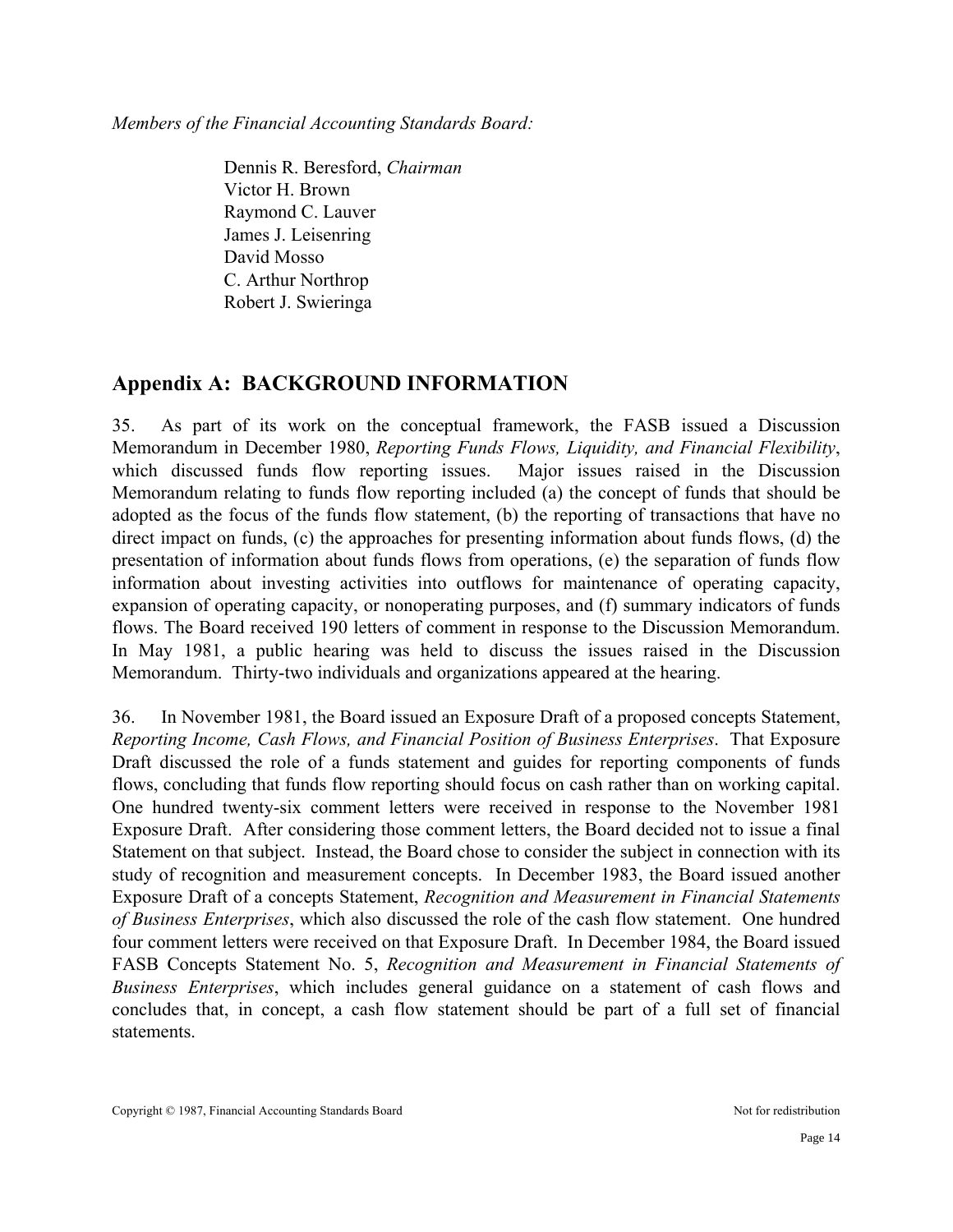*Members of the Financial Accounting Standards Board:*

Dennis R. Beresford, *Chairman*
Victor H. Brown
Raymond C. Lauver
James J. Leisenring
David Mosso
C. Arthur Northrop
Robert J. Swieringa

## Appendix A: BACKGROUND INFORMATION

35. As part of its work on the conceptual framework, the FASB issued a Discussion Memorandum in December 1980, *Reporting Funds Flows, Liquidity, and Financial Flexibility*, which discussed funds flow reporting issues. Major issues raised in the Discussion Memorandum relating to funds flow reporting included (a) the concept of funds that should be adopted as the focus of the funds flow statement, (b) the reporting of transactions that have no direct impact on funds, (c) the approaches for presenting information about funds flows, (d) the presentation of information about funds flows from operations, (e) the separation of funds flow information about investing activities into outflows for maintenance of operating capacity, expansion of operating capacity, or nonoperating purposes, and (f) summary indicators of funds flows. The Board received 190 letters of comment in response to the Discussion Memorandum. In May 1981, a public hearing was held to discuss the issues raised in the Discussion Memorandum. Thirty-two individuals and organizations appeared at the hearing.

36. In November 1981, the Board issued an Exposure Draft of a proposed concepts Statement, *Reporting Income, Cash Flows, and Financial Position of Business Enterprises*. That Exposure Draft discussed the role of a funds statement and guides for reporting components of funds flows, concluding that funds flow reporting should focus on cash rather than on working capital. One hundred twenty-six comment letters were received in response to the November 1981 Exposure Draft. After considering those comment letters, the Board decided not to issue a final Statement on that subject. Instead, the Board chose to consider the subject in connection with its study of recognition and measurement concepts. In December 1983, the Board issued another Exposure Draft of a concepts Statement, *Recognition and Measurement in Financial Statements of Business Enterprises*, which also discussed the role of the cash flow statement. One hundred four comment letters were received on that Exposure Draft. In December 1984, the Board issued FASB Concepts Statement No. 5, *Recognition and Measurement in Financial Statements of Business Enterprises*, which includes general guidance on a statement of cash flows and concludes that, in concept, a cash flow statement should be part of a full set of financial statements.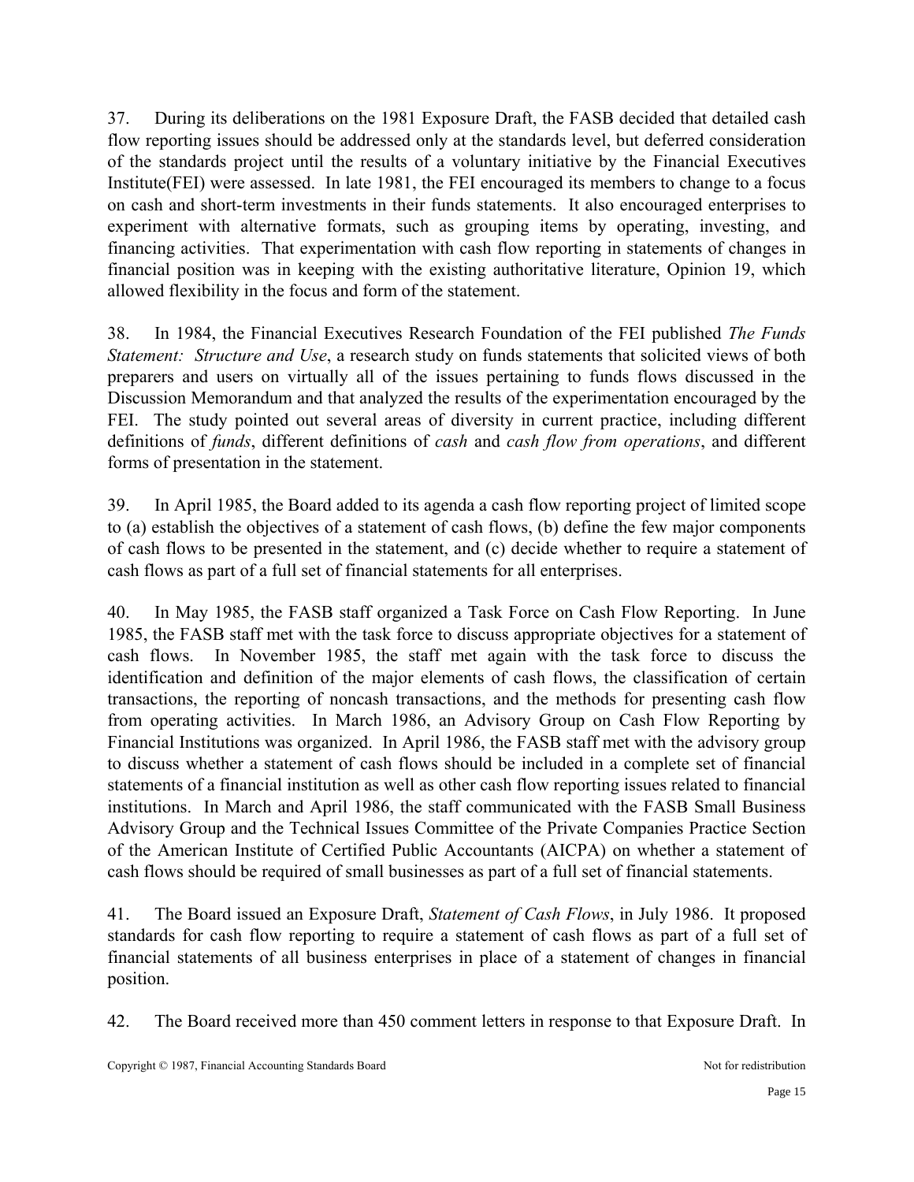37. During its deliberations on the 1981 Exposure Draft, the FASB decided that detailed cash flow reporting issues should be addressed only at the standards level, but deferred consideration of the standards project until the results of a voluntary initiative by the Financial Executives Institute(FEI) were assessed. In late 1981, the FEI encouraged its members to change to a focus on cash and short-term investments in their funds statements. It also encouraged enterprises to experiment with alternative formats, such as grouping items by operating, investing, and financing activities. That experimentation with cash flow reporting in statements of changes in financial position was in keeping with the existing authoritative literature, Opinion 19, which allowed flexibility in the focus and form of the statement.

38. In 1984, the Financial Executives Research Foundation of the FEI published *The Funds Statement: Structure and Use*, a research study on funds statements that solicited views of both preparers and users on virtually all of the issues pertaining to funds flows discussed in the Discussion Memorandum and that analyzed the results of the experimentation encouraged by the FEI. The study pointed out several areas of diversity in current practice, including different definitions of *funds*, different definitions of *cash* and *cash flow from operations*, and different forms of presentation in the statement.

39. In April 1985, the Board added to its agenda a cash flow reporting project of limited scope to (a) establish the objectives of a statement of cash flows, (b) define the few major components of cash flows to be presented in the statement, and (c) decide whether to require a statement of cash flows as part of a full set of financial statements for all enterprises.

40. In May 1985, the FASB staff organized a Task Force on Cash Flow Reporting. In June 1985, the FASB staff met with the task force to discuss appropriate objectives for a statement of cash flows. In November 1985, the staff met again with the task force to discuss the identification and definition of the major elements of cash flows, the classification of certain transactions, the reporting of noncash transactions, and the methods for presenting cash flow from operating activities. In March 1986, an Advisory Group on Cash Flow Reporting by Financial Institutions was organized. In April 1986, the FASB staff met with the advisory group to discuss whether a statement of cash flows should be included in a complete set of financial statements of a financial institution as well as other cash flow reporting issues related to financial institutions. In March and April 1986, the staff communicated with the FASB Small Business Advisory Group and the Technical Issues Committee of the Private Companies Practice Section of the American Institute of Certified Public Accountants (AICPA) on whether a statement of cash flows should be required of small businesses as part of a full set of financial statements.

41. The Board issued an Exposure Draft, *Statement of Cash Flows*, in July 1986. It proposed standards for cash flow reporting to require a statement of cash flows as part of a full set of financial statements of all business enterprises in place of a statement of changes in financial position.

42. The Board received more than 450 comment letters in response to that Exposure Draft. In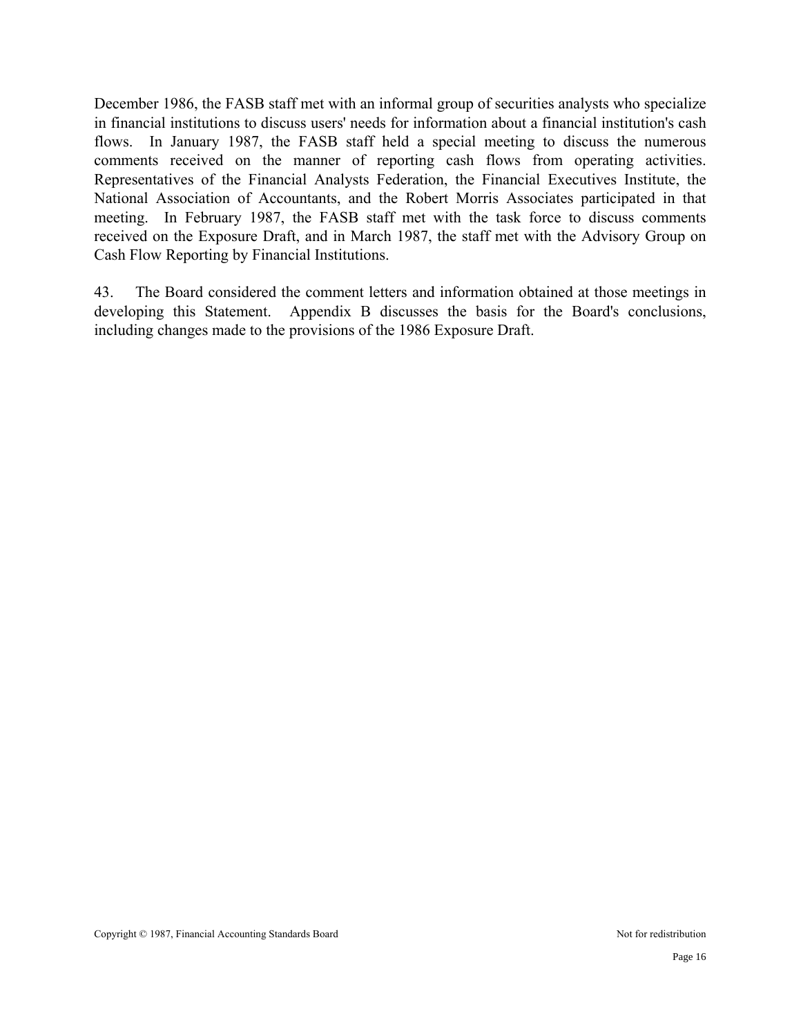December 1986, the FASB staff met with an informal group of securities analysts who specialize in financial institutions to discuss users' needs for information about a financial institution's cash flows. In January 1987, the FASB staff held a special meeting to discuss the numerous comments received on the manner of reporting cash flows from operating activities. Representatives of the Financial Analysts Federation, the Financial Executives Institute, the National Association of Accountants, and the Robert Morris Associates participated in that meeting. In February 1987, the FASB staff met with the task force to discuss comments received on the Exposure Draft, and in March 1987, the staff met with the Advisory Group on Cash Flow Reporting by Financial Institutions.

43. The Board considered the comment letters and information obtained at those meetings in developing this Statement. Appendix B discusses the basis for the Board's conclusions, including changes made to the provisions of the 1986 Exposure Draft.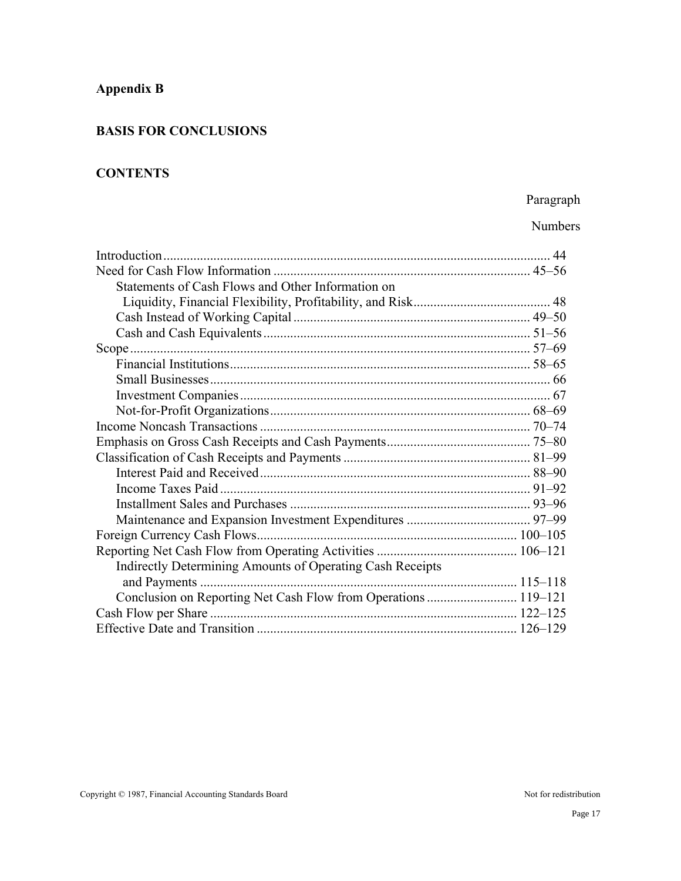## Appendix B

## BASIS FOR CONCLUSIONS

## CONTENTS

| | Paragraph Numbers |
|---|---|
| Introduction | 44 |
| Need for Cash Flow Information | 45–56 |
| Statements of Cash Flows and Other Information on Liquidity, Financial Flexibility, Profitability, and Risk | 48 |
| Cash Instead of Working Capital | 49–50 |
| Cash and Cash Equivalents | 51–56 |
| Scope | 57–69 |
| Financial Institutions | 58–65 |
| Small Businesses | 66 |
| Investment Companies | 67 |
| Not-for-Profit Organizations | 68–69 |
| Income Noncash Transactions | 70–74 |
| Emphasis on Gross Cash Receipts and Cash Payments | 75–80 |
| Classification of Cash Receipts and Payments | 81–99 |
| Interest Paid and Received | 88–90 |
| Income Taxes Paid | 91–92 |
| Installment Sales and Purchases | 93–96 |
| Maintenance and Expansion Investment Expenditures | 97–99 |
| Foreign Currency Cash Flows | 100–105 |
| Reporting Net Cash Flow from Operating Activities | 106–121 |
| Indirectly Determining Amounts of Operating Cash Receipts and Payments | 115–118 |
| Conclusion on Reporting Net Cash Flow from Operations | 119–121 |
| Cash Flow per Share | 122–125 |
| Effective Date and Transition | 126–129 |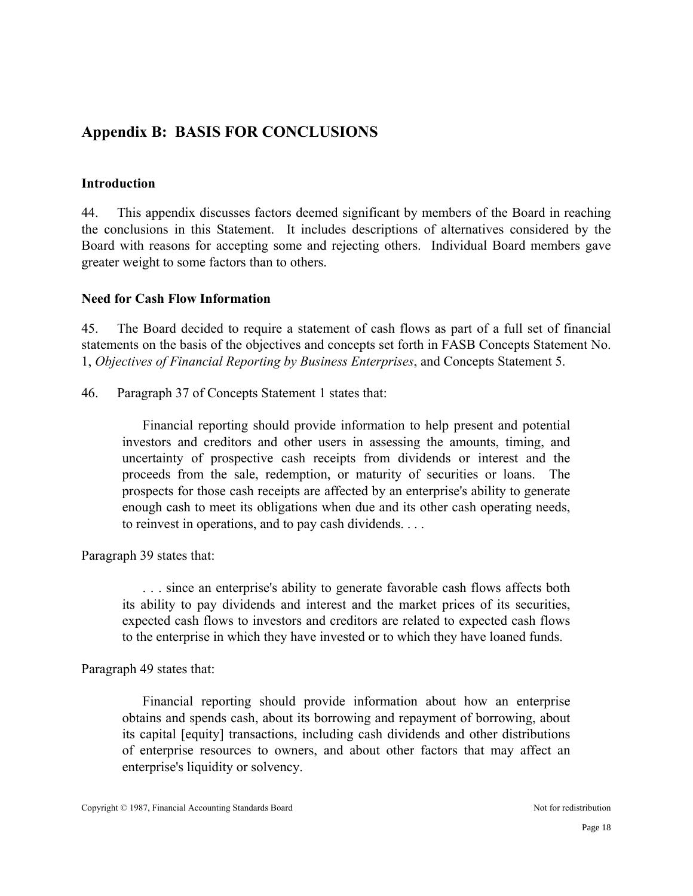## Appendix B: BASIS FOR CONCLUSIONS

### Introduction

44. This appendix discusses factors deemed significant by members of the Board in reaching the conclusions in this Statement. It includes descriptions of alternatives considered by the Board with reasons for accepting some and rejecting others. Individual Board members gave greater weight to some factors than to others.

### Need for Cash Flow Information

45. The Board decided to require a statement of cash flows as part of a full set of financial statements on the basis of the objectives and concepts set forth in FASB Concepts Statement No. 1, *Objectives of Financial Reporting by Business Enterprises*, and Concepts Statement 5.

46. Paragraph 37 of Concepts Statement 1 states that:

> Financial reporting should provide information to help present and potential investors and creditors and other users in assessing the amounts, timing, and uncertainty of prospective cash receipts from dividends or interest and the proceeds from the sale, redemption, or maturity of securities or loans. The prospects for those cash receipts are affected by an enterprise's ability to generate enough cash to meet its obligations when due and its other cash operating needs, to reinvest in operations, and to pay cash dividends. . . .

Paragraph 39 states that:

> . . . since an enterprise's ability to generate favorable cash flows affects both its ability to pay dividends and interest and the market prices of its securities, expected cash flows to investors and creditors are related to expected cash flows to the enterprise in which they have invested or to which they have loaned funds.

Paragraph 49 states that:

> Financial reporting should provide information about how an enterprise obtains and spends cash, about its borrowing and repayment of borrowing, about its capital [equity] transactions, including cash dividends and other distributions of enterprise resources to owners, and about other factors that may affect an enterprise's liquidity or solvency.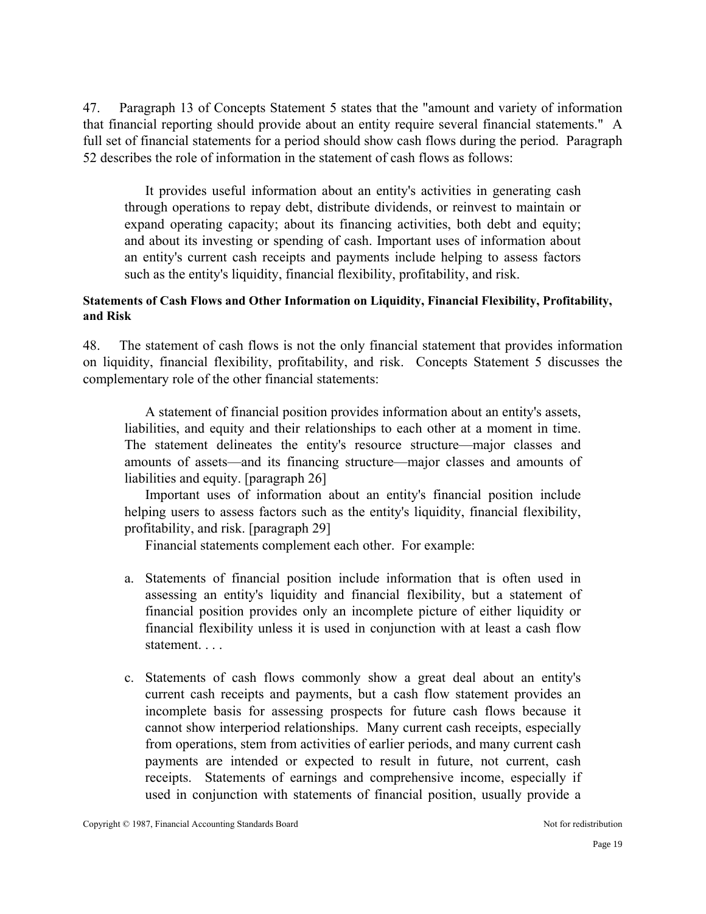47. Paragraph 13 of Concepts Statement 5 states that the "amount and variety of information that financial reporting should provide about an entity require several financial statements." A full set of financial statements for a period should show cash flows during the period. Paragraph 52 describes the role of information in the statement of cash flows as follows:

> It provides useful information about an entity's activities in generating cash through operations to repay debt, distribute dividends, or reinvest to maintain or expand operating capacity; about its financing activities, both debt and equity; and about its investing or spending of cash. Important uses of information about an entity's current cash receipts and payments include helping to assess factors such as the entity's liquidity, financial flexibility, profitability, and risk.

#### Statements of Cash Flows and Other Information on Liquidity, Financial Flexibility, Profitability, and Risk

48. The statement of cash flows is not the only financial statement that provides information on liquidity, financial flexibility, profitability, and risk. Concepts Statement 5 discusses the complementary role of the other financial statements:

> A statement of financial position provides information about an entity's assets, liabilities, and equity and their relationships to each other at a moment in time. The statement delineates the entity's resource structure—major classes and amounts of assets—and its financing structure—major classes and amounts of liabilities and equity. [paragraph 26]
>
> Important uses of information about an entity's financial position include helping users to assess factors such as the entity's liquidity, financial flexibility, profitability, and risk. [paragraph 29]
>
> Financial statements complement each other. For example:
>
> a. Statements of financial position include information that is often used in assessing an entity's liquidity and financial flexibility, but a statement of financial position provides only an incomplete picture of either liquidity or financial flexibility unless it is used in conjunction with at least a cash flow statement. . . .
>
> c. Statements of cash flows commonly show a great deal about an entity's current cash receipts and payments, but a cash flow statement provides an incomplete basis for assessing prospects for future cash flows because it cannot show interperiod relationships. Many current cash receipts, especially from operations, stem from activities of earlier periods, and many current cash payments are intended or expected to result in future, not current, cash receipts. Statements of earnings and comprehensive income, especially if used in conjunction with statements of financial position, usually provide a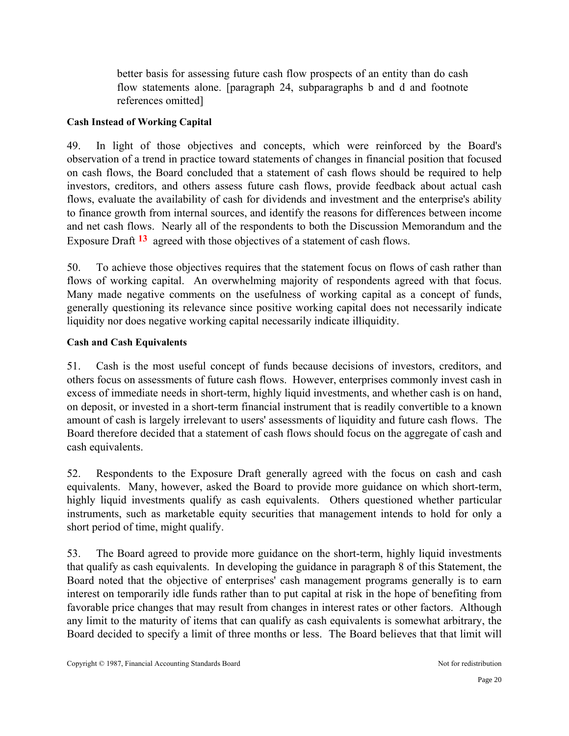better basis for assessing future cash flow prospects of an entity than do cash flow statements alone. [paragraph 24, subparagraphs b and d and footnote references omitted]

**Cash Instead of Working Capital**

49. In light of those objectives and concepts, which were reinforced by the Board's observation of a trend in practice toward statements of changes in financial position that focused on cash flows, the Board concluded that a statement of cash flows should be required to help investors, creditors, and others assess future cash flows, provide feedback about actual cash flows, evaluate the availability of cash for dividends and investment and the enterprise's ability to finance growth from internal sources, and identify the reasons for differences between income and net cash flows. Nearly all of the respondents to both the Discussion Memorandum and the Exposure Draft [13] agreed with those objectives of a statement of cash flows.

50. To achieve those objectives requires that the statement focus on flows of cash rather than flows of working capital. An overwhelming majority of respondents agreed with that focus. Many made negative comments on the usefulness of working capital as a concept of funds, generally questioning its relevance since positive working capital does not necessarily indicate liquidity nor does negative working capital necessarily indicate illiquidity.

**Cash and Cash Equivalents**

51. Cash is the most useful concept of funds because decisions of investors, creditors, and others focus on assessments of future cash flows. However, enterprises commonly invest cash in excess of immediate needs in short-term, highly liquid investments, and whether cash is on hand, on deposit, or invested in a short-term financial instrument that is readily convertible to a known amount of cash is largely irrelevant to users' assessments of liquidity and future cash flows. The Board therefore decided that a statement of cash flows should focus on the aggregate of cash and cash equivalents.

52. Respondents to the Exposure Draft generally agreed with the focus on cash and cash equivalents. Many, however, asked the Board to provide more guidance on which short-term, highly liquid investments qualify as cash equivalents. Others questioned whether particular instruments, such as marketable equity securities that management intends to hold for only a short period of time, might qualify.

53. The Board agreed to provide more guidance on the short-term, highly liquid investments that qualify as cash equivalents. In developing the guidance in paragraph 8 of this Statement, the Board noted that the objective of enterprises' cash management programs generally is to earn interest on temporarily idle funds rather than to put capital at risk in the hope of benefiting from favorable price changes that may result from changes in interest rates or other factors. Although any limit to the maturity of items that can qualify as cash equivalents is somewhat arbitrary, the Board decided to specify a limit of three months or less. The Board believes that that limit will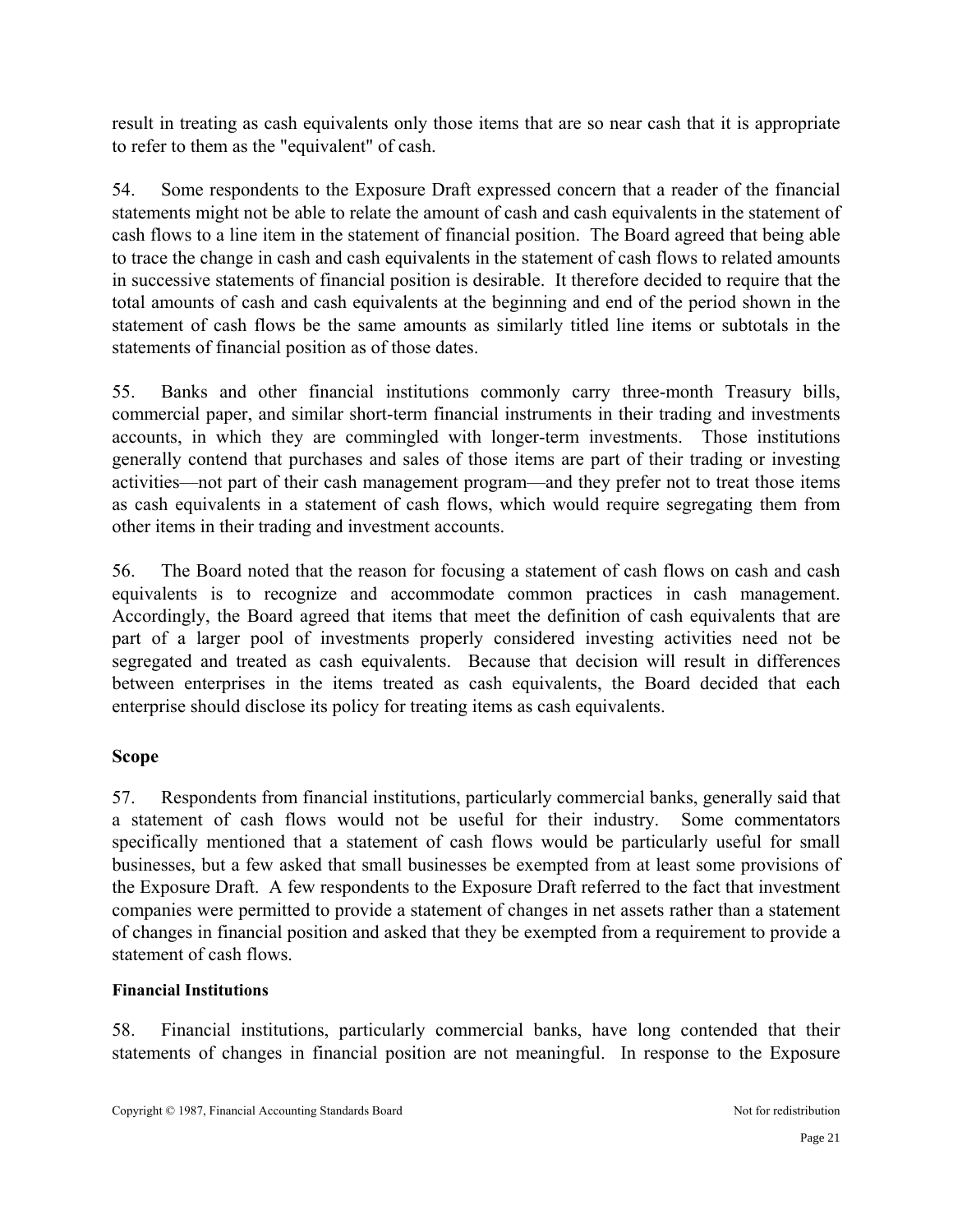result in treating as cash equivalents only those items that are so near cash that it is appropriate to refer to them as the "equivalent" of cash.

54. Some respondents to the Exposure Draft expressed concern that a reader of the financial statements might not be able to relate the amount of cash and cash equivalents in the statement of cash flows to a line item in the statement of financial position. The Board agreed that being able to trace the change in cash and cash equivalents in the statement of cash flows to related amounts in successive statements of financial position is desirable. It therefore decided to require that the total amounts of cash and cash equivalents at the beginning and end of the period shown in the statement of cash flows be the same amounts as similarly titled line items or subtotals in the statements of financial position as of those dates.

55. Banks and other financial institutions commonly carry three-month Treasury bills, commercial paper, and similar short-term financial instruments in their trading and investments accounts, in which they are commingled with longer-term investments. Those institutions generally contend that purchases and sales of those items are part of their trading or investing activities—not part of their cash management program—and they prefer not to treat those items as cash equivalents in a statement of cash flows, which would require segregating them from other items in their trading and investment accounts.

56. The Board noted that the reason for focusing a statement of cash flows on cash and cash equivalents is to recognize and accommodate common practices in cash management. Accordingly, the Board agreed that items that meet the definition of cash equivalents that are part of a larger pool of investments properly considered investing activities need not be segregated and treated as cash equivalents. Because that decision will result in differences between enterprises in the items treated as cash equivalents, the Board decided that each enterprise should disclose its policy for treating items as cash equivalents.

## Scope

57. Respondents from financial institutions, particularly commercial banks, generally said that a statement of cash flows would not be useful for their industry. Some commentators specifically mentioned that a statement of cash flows would be particularly useful for small businesses, but a few asked that small businesses be exempted from at least some provisions of the Exposure Draft. A few respondents to the Exposure Draft referred to the fact that investment companies were permitted to provide a statement of changes in net assets rather than a statement of changes in financial position and asked that they be exempted from a requirement to provide a statement of cash flows.

### Financial Institutions

58. Financial institutions, particularly commercial banks, have long contended that their statements of changes in financial position are not meaningful. In response to the Exposure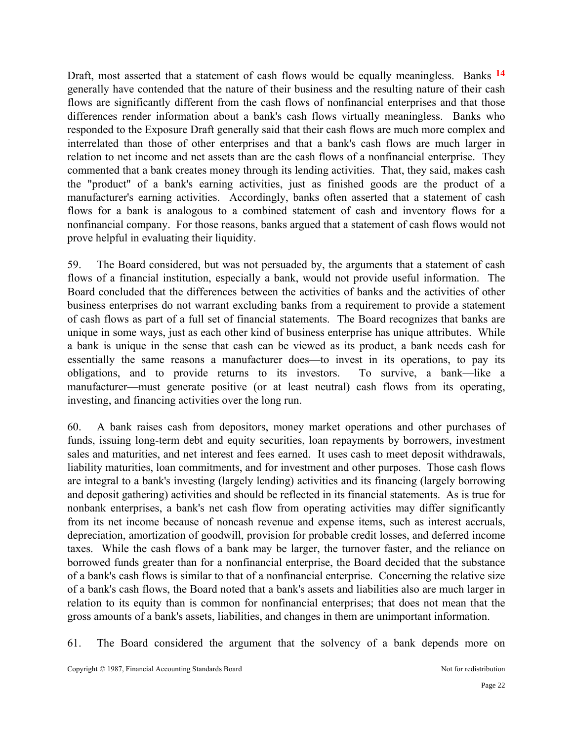Draft, most asserted that a statement of cash flows would be equally meaningless. Banks [14] generally have contended that the nature of their business and the resulting nature of their cash flows are significantly different from the cash flows of nonfinancial enterprises and that those differences render information about a bank's cash flows virtually meaningless. Banks who responded to the Exposure Draft generally said that their cash flows are much more complex and interrelated than those of other enterprises and that a bank's cash flows are much larger in relation to net income and net assets than are the cash flows of a nonfinancial enterprise. They commented that a bank creates money through its lending activities. That, they said, makes cash the "product" of a bank's earning activities, just as finished goods are the product of a manufacturer's earning activities. Accordingly, banks often asserted that a statement of cash flows for a bank is analogous to a combined statement of cash and inventory flows for a nonfinancial company. For those reasons, banks argued that a statement of cash flows would not prove helpful in evaluating their liquidity.

59. The Board considered, but was not persuaded by, the arguments that a statement of cash flows of a financial institution, especially a bank, would not provide useful information. The Board concluded that the differences between the activities of banks and the activities of other business enterprises do not warrant excluding banks from a requirement to provide a statement of cash flows as part of a full set of financial statements. The Board recognizes that banks are unique in some ways, just as each other kind of business enterprise has unique attributes. While a bank is unique in the sense that cash can be viewed as its product, a bank needs cash for essentially the same reasons a manufacturer does—to invest in its operations, to pay its obligations, and to provide returns to its investors. To survive, a bank—like a manufacturer—must generate positive (or at least neutral) cash flows from its operating, investing, and financing activities over the long run.

60. A bank raises cash from depositors, money market operations and other purchases of funds, issuing long-term debt and equity securities, loan repayments by borrowers, investment sales and maturities, and net interest and fees earned. It uses cash to meet deposit withdrawals, liability maturities, loan commitments, and for investment and other purposes. Those cash flows are integral to a bank's investing (largely lending) activities and its financing (largely borrowing and deposit gathering) activities and should be reflected in its financial statements. As is true for nonbank enterprises, a bank's net cash flow from operating activities may differ significantly from its net income because of noncash revenue and expense items, such as interest accruals, depreciation, amortization of goodwill, provision for probable credit losses, and deferred income taxes. While the cash flows of a bank may be larger, the turnover faster, and the reliance on borrowed funds greater than for a nonfinancial enterprise, the Board decided that the substance of a bank's cash flows is similar to that of a nonfinancial enterprise. Concerning the relative size of a bank's cash flows, the Board noted that a bank's assets and liabilities also are much larger in relation to its equity than is common for nonfinancial enterprises; that does not mean that the gross amounts of a bank's assets, liabilities, and changes in them are unimportant information.

61. The Board considered the argument that the solvency of a bank depends more on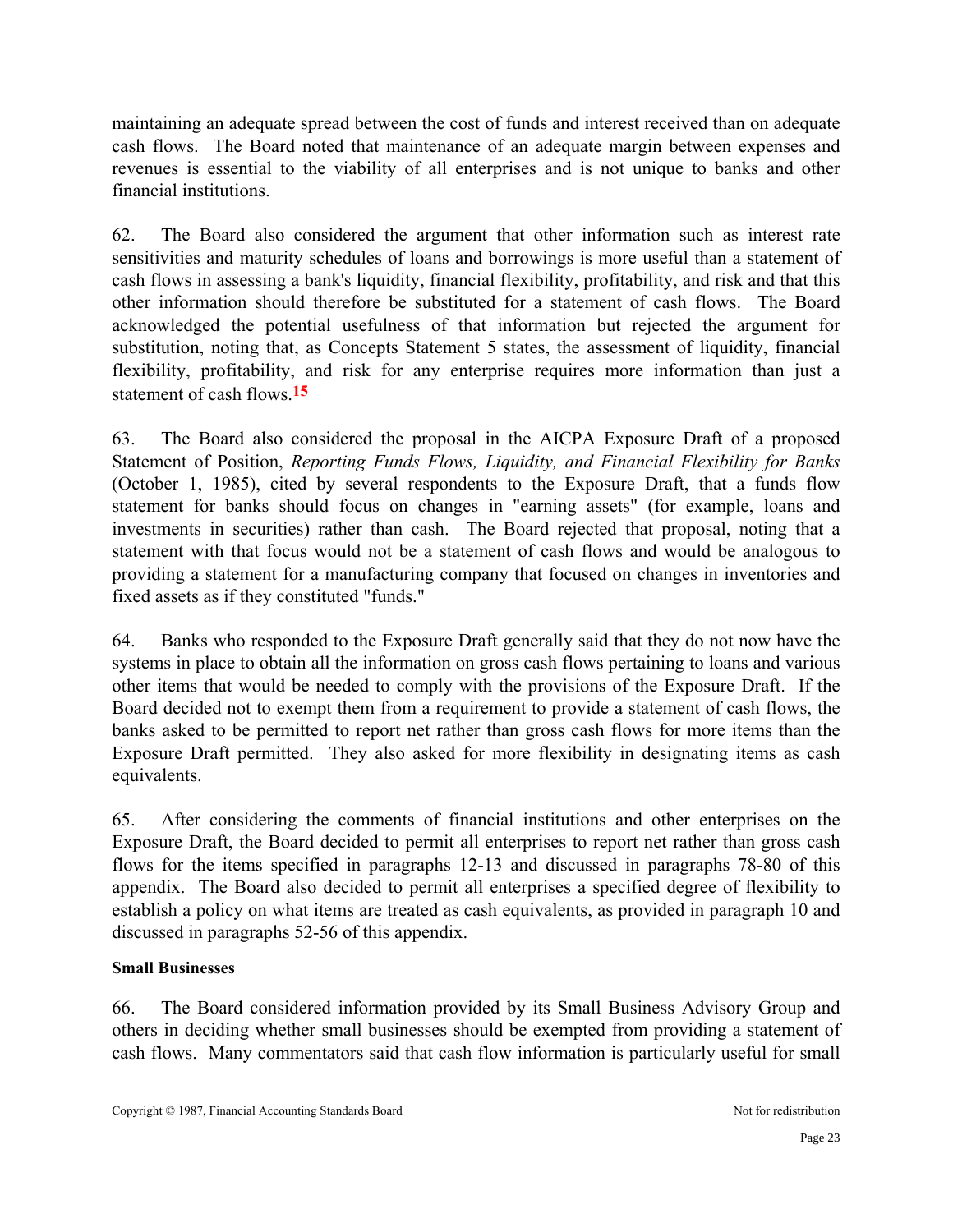maintaining an adequate spread between the cost of funds and interest received than on adequate cash flows. The Board noted that maintenance of an adequate margin between expenses and revenues is essential to the viability of all enterprises and is not unique to banks and other financial institutions.

62. The Board also considered the argument that other information such as interest rate sensitivities and maturity schedules of loans and borrowings is more useful than a statement of cash flows in assessing a bank's liquidity, financial flexibility, profitability, and risk and that this other information should therefore be substituted for a statement of cash flows. The Board acknowledged the potential usefulness of that information but rejected the argument for substitution, noting that, as Concepts Statement 5 states, the assessment of liquidity, financial flexibility, profitability, and risk for any enterprise requires more information than just a statement of cash flows.[15]

63. The Board also considered the proposal in the AICPA Exposure Draft of a proposed Statement of Position, *Reporting Funds Flows, Liquidity, and Financial Flexibility for Banks* (October 1, 1985), cited by several respondents to the Exposure Draft, that a funds flow statement for banks should focus on changes in "earning assets" (for example, loans and investments in securities) rather than cash. The Board rejected that proposal, noting that a statement with that focus would not be a statement of cash flows and would be analogous to providing a statement for a manufacturing company that focused on changes in inventories and fixed assets as if they constituted "funds."

64. Banks who responded to the Exposure Draft generally said that they do not now have the systems in place to obtain all the information on gross cash flows pertaining to loans and various other items that would be needed to comply with the provisions of the Exposure Draft. If the Board decided not to exempt them from a requirement to provide a statement of cash flows, the banks asked to be permitted to report net rather than gross cash flows for more items than the Exposure Draft permitted. They also asked for more flexibility in designating items as cash equivalents.

65. After considering the comments of financial institutions and other enterprises on the Exposure Draft, the Board decided to permit all enterprises to report net rather than gross cash flows for the items specified in paragraphs 12-13 and discussed in paragraphs 78-80 of this appendix. The Board also decided to permit all enterprises a specified degree of flexibility to establish a policy on what items are treated as cash equivalents, as provided in paragraph 10 and discussed in paragraphs 52-56 of this appendix.

**Small Businesses**

66. The Board considered information provided by its Small Business Advisory Group and others in deciding whether small businesses should be exempted from providing a statement of cash flows. Many commentators said that cash flow information is particularly useful for small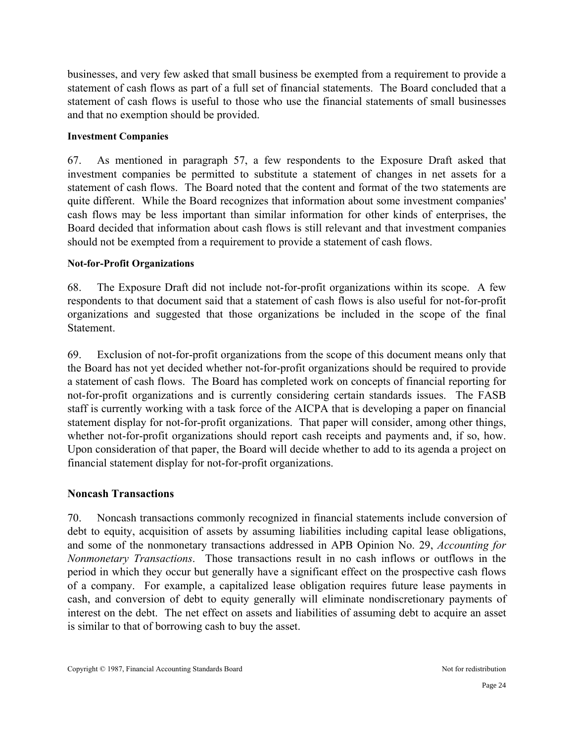businesses, and very few asked that small business be exempted from a requirement to provide a statement of cash flows as part of a full set of financial statements. The Board concluded that a statement of cash flows is useful to those who use the financial statements of small businesses and that no exemption should be provided.

#### Investment Companies

67. As mentioned in paragraph 57, a few respondents to the Exposure Draft asked that investment companies be permitted to substitute a statement of changes in net assets for a statement of cash flows. The Board noted that the content and format of the two statements are quite different. While the Board recognizes that information about some investment companies' cash flows may be less important than similar information for other kinds of enterprises, the Board decided that information about cash flows is still relevant and that investment companies should not be exempted from a requirement to provide a statement of cash flows.

#### Not-for-Profit Organizations

68. The Exposure Draft did not include not-for-profit organizations within its scope. A few respondents to that document said that a statement of cash flows is also useful for not-for-profit organizations and suggested that those organizations be included in the scope of the final Statement.

69. Exclusion of not-for-profit organizations from the scope of this document means only that the Board has not yet decided whether not-for-profit organizations should be required to provide a statement of cash flows. The Board has completed work on concepts of financial reporting for not-for-profit organizations and is currently considering certain standards issues. The FASB staff is currently working with a task force of the AICPA that is developing a paper on financial statement display for not-for-profit organizations. That paper will consider, among other things, whether not-for-profit organizations should report cash receipts and payments and, if so, how. Upon consideration of that paper, the Board will decide whether to add to its agenda a project on financial statement display for not-for-profit organizations.

### Noncash Transactions

70. Noncash transactions commonly recognized in financial statements include conversion of debt to equity, acquisition of assets by assuming liabilities including capital lease obligations, and some of the nonmonetary transactions addressed in APB Opinion No. 29, *Accounting for Nonmonetary Transactions*. Those transactions result in no cash inflows or outflows in the period in which they occur but generally have a significant effect on the prospective cash flows of a company. For example, a capitalized lease obligation requires future lease payments in cash, and conversion of debt to equity generally will eliminate nondiscretionary payments of interest on the debt. The net effect on assets and liabilities of assuming debt to acquire an asset is similar to that of borrowing cash to buy the asset.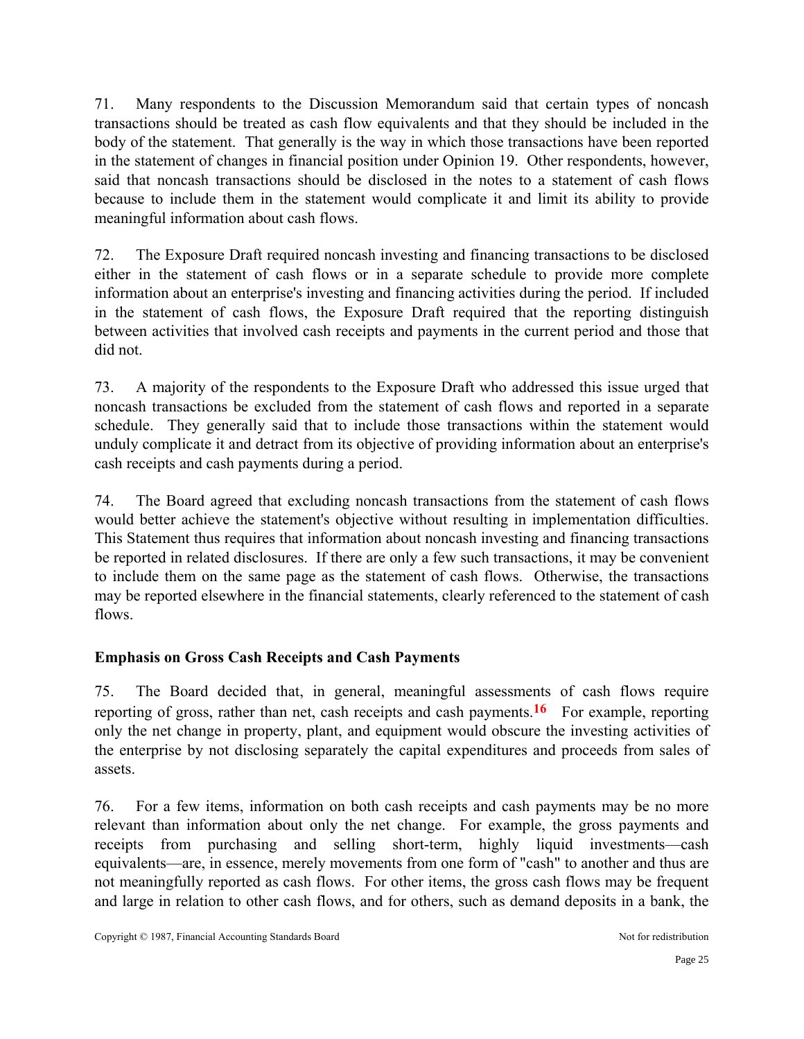71. Many respondents to the Discussion Memorandum said that certain types of noncash transactions should be treated as cash flow equivalents and that they should be included in the body of the statement. That generally is the way in which those transactions have been reported in the statement of changes in financial position under Opinion 19. Other respondents, however, said that noncash transactions should be disclosed in the notes to a statement of cash flows because to include them in the statement would complicate it and limit its ability to provide meaningful information about cash flows.

72. The Exposure Draft required noncash investing and financing transactions to be disclosed either in the statement of cash flows or in a separate schedule to provide more complete information about an enterprise's investing and financing activities during the period. If included in the statement of cash flows, the Exposure Draft required that the reporting distinguish between activities that involved cash receipts and payments in the current period and those that did not.

73. A majority of the respondents to the Exposure Draft who addressed this issue urged that noncash transactions be excluded from the statement of cash flows and reported in a separate schedule. They generally said that to include those transactions within the statement would unduly complicate it and detract from its objective of providing information about an enterprise's cash receipts and cash payments during a period.

74. The Board agreed that excluding noncash transactions from the statement of cash flows would better achieve the statement's objective without resulting in implementation difficulties. This Statement thus requires that information about noncash investing and financing transactions be reported in related disclosures. If there are only a few such transactions, it may be convenient to include them on the same page as the statement of cash flows. Otherwise, the transactions may be reported elsewhere in the financial statements, clearly referenced to the statement of cash flows.

### Emphasis on Gross Cash Receipts and Cash Payments

75. The Board decided that, in general, meaningful assessments of cash flows require reporting of gross, rather than net, cash receipts and cash payments.[16] For example, reporting only the net change in property, plant, and equipment would obscure the investing activities of the enterprise by not disclosing separately the capital expenditures and proceeds from sales of assets.

76. For a few items, information on both cash receipts and cash payments may be no more relevant than information about only the net change. For example, the gross payments and receipts from purchasing and selling short-term, highly liquid investments—cash equivalents—are, in essence, merely movements from one form of "cash" to another and thus are not meaningfully reported as cash flows. For other items, the gross cash flows may be frequent and large in relation to other cash flows, and for others, such as demand deposits in a bank, the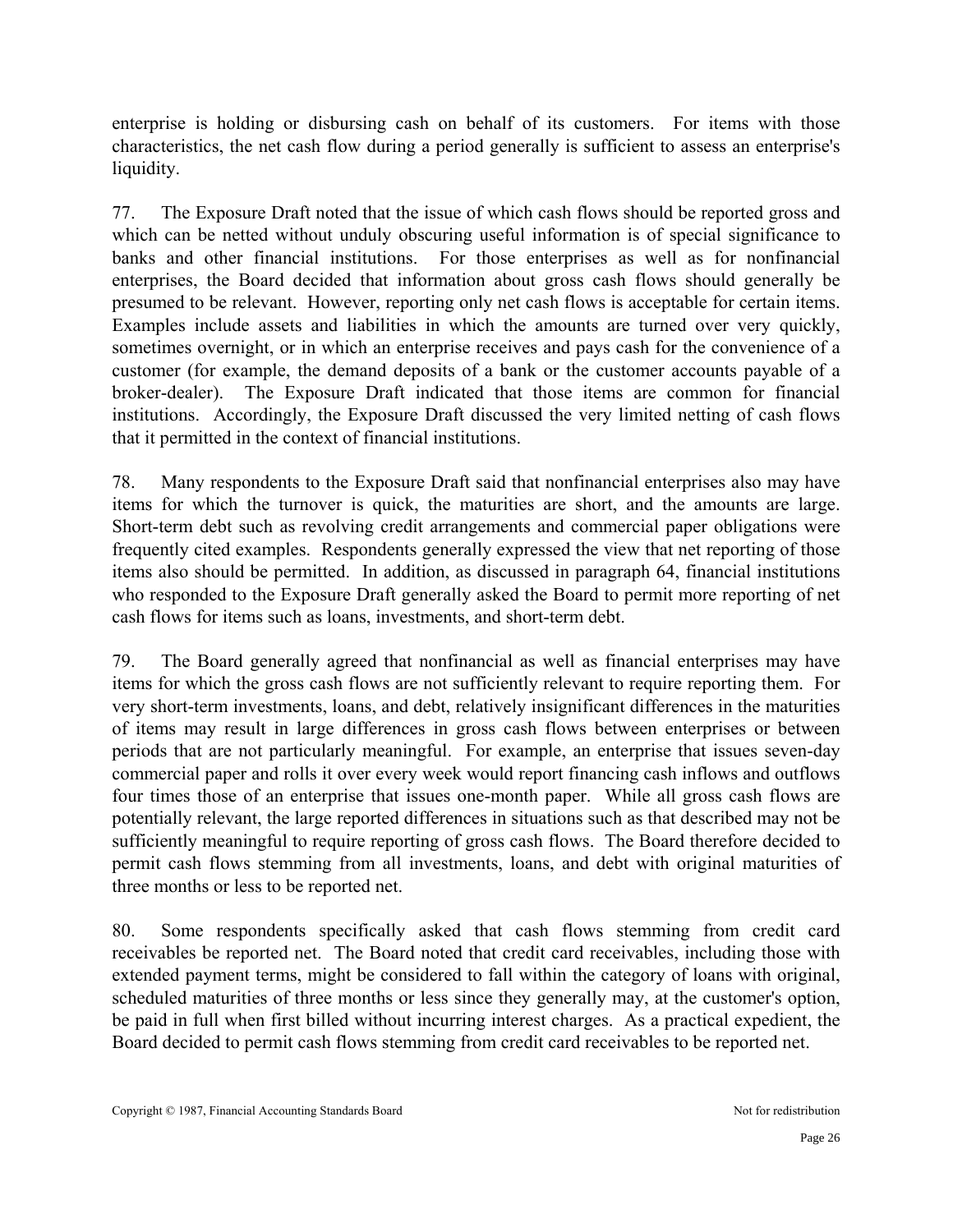enterprise is holding or disbursing cash on behalf of its customers. For items with those characteristics, the net cash flow during a period generally is sufficient to assess an enterprise's liquidity.

77. The Exposure Draft noted that the issue of which cash flows should be reported gross and which can be netted without unduly obscuring useful information is of special significance to banks and other financial institutions. For those enterprises as well as for nonfinancial enterprises, the Board decided that information about gross cash flows should generally be presumed to be relevant. However, reporting only net cash flows is acceptable for certain items. Examples include assets and liabilities in which the amounts are turned over very quickly, sometimes overnight, or in which an enterprise receives and pays cash for the convenience of a customer (for example, the demand deposits of a bank or the customer accounts payable of a broker-dealer). The Exposure Draft indicated that those items are common for financial institutions. Accordingly, the Exposure Draft discussed the very limited netting of cash flows that it permitted in the context of financial institutions.

78. Many respondents to the Exposure Draft said that nonfinancial enterprises also may have items for which the turnover is quick, the maturities are short, and the amounts are large. Short-term debt such as revolving credit arrangements and commercial paper obligations were frequently cited examples. Respondents generally expressed the view that net reporting of those items also should be permitted. In addition, as discussed in paragraph 64, financial institutions who responded to the Exposure Draft generally asked the Board to permit more reporting of net cash flows for items such as loans, investments, and short-term debt.

79. The Board generally agreed that nonfinancial as well as financial enterprises may have items for which the gross cash flows are not sufficiently relevant to require reporting them. For very short-term investments, loans, and debt, relatively insignificant differences in the maturities of items may result in large differences in gross cash flows between enterprises or between periods that are not particularly meaningful. For example, an enterprise that issues seven-day commercial paper and rolls it over every week would report financing cash inflows and outflows four times those of an enterprise that issues one-month paper. While all gross cash flows are potentially relevant, the large reported differences in situations such as that described may not be sufficiently meaningful to require reporting of gross cash flows. The Board therefore decided to permit cash flows stemming from all investments, loans, and debt with original maturities of three months or less to be reported net.

80. Some respondents specifically asked that cash flows stemming from credit card receivables be reported net. The Board noted that credit card receivables, including those with extended payment terms, might be considered to fall within the category of loans with original, scheduled maturities of three months or less since they generally may, at the customer's option, be paid in full when first billed without incurring interest charges. As a practical expedient, the Board decided to permit cash flows stemming from credit card receivables to be reported net.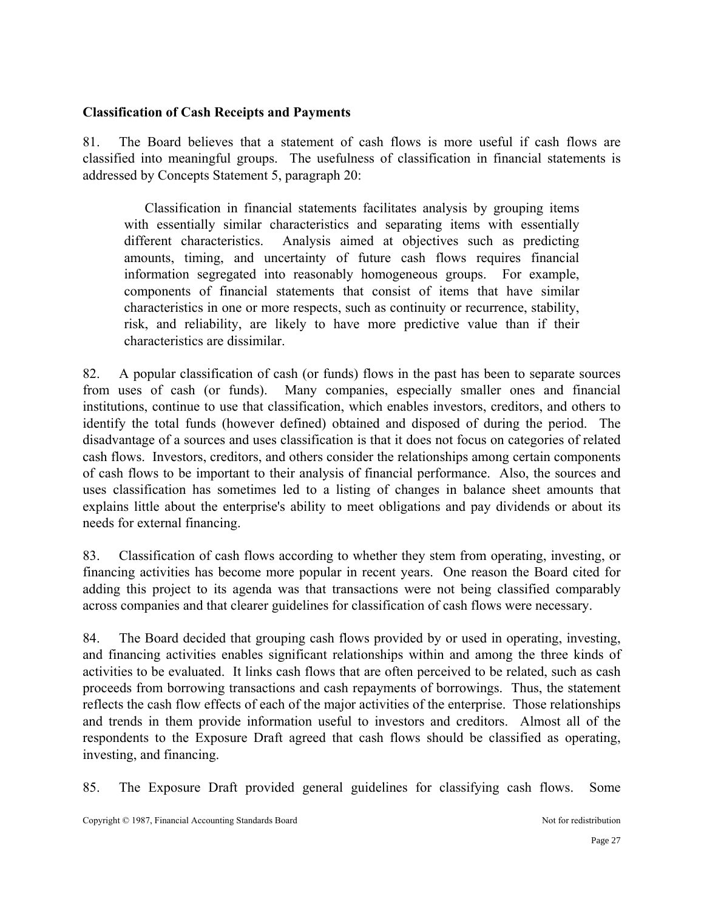**Classification of Cash Receipts and Payments**

81. The Board believes that a statement of cash flows is more useful if cash flows are classified into meaningful groups. The usefulness of classification in financial statements is addressed by Concepts Statement 5, paragraph 20:

> Classification in financial statements facilitates analysis by grouping items with essentially similar characteristics and separating items with essentially different characteristics. Analysis aimed at objectives such as predicting amounts, timing, and uncertainty of future cash flows requires financial information segregated into reasonably homogeneous groups. For example, components of financial statements that consist of items that have similar characteristics in one or more respects, such as continuity or recurrence, stability, risk, and reliability, are likely to have more predictive value than if their characteristics are dissimilar.

82. A popular classification of cash (or funds) flows in the past has been to separate sources from uses of cash (or funds). Many companies, especially smaller ones and financial institutions, continue to use that classification, which enables investors, creditors, and others to identify the total funds (however defined) obtained and disposed of during the period. The disadvantage of a sources and uses classification is that it does not focus on categories of related cash flows. Investors, creditors, and others consider the relationships among certain components of cash flows to be important to their analysis of financial performance. Also, the sources and uses classification has sometimes led to a listing of changes in balance sheet amounts that explains little about the enterprise's ability to meet obligations and pay dividends or about its needs for external financing.

83. Classification of cash flows according to whether they stem from operating, investing, or financing activities has become more popular in recent years. One reason the Board cited for adding this project to its agenda was that transactions were not being classified comparably across companies and that clearer guidelines for classification of cash flows were necessary.

84. The Board decided that grouping cash flows provided by or used in operating, investing, and financing activities enables significant relationships within and among the three kinds of activities to be evaluated. It links cash flows that are often perceived to be related, such as cash proceeds from borrowing transactions and cash repayments of borrowings. Thus, the statement reflects the cash flow effects of each of the major activities of the enterprise. Those relationships and trends in them provide information useful to investors and creditors. Almost all of the respondents to the Exposure Draft agreed that cash flows should be classified as operating, investing, and financing.

85. The Exposure Draft provided general guidelines for classifying cash flows. Some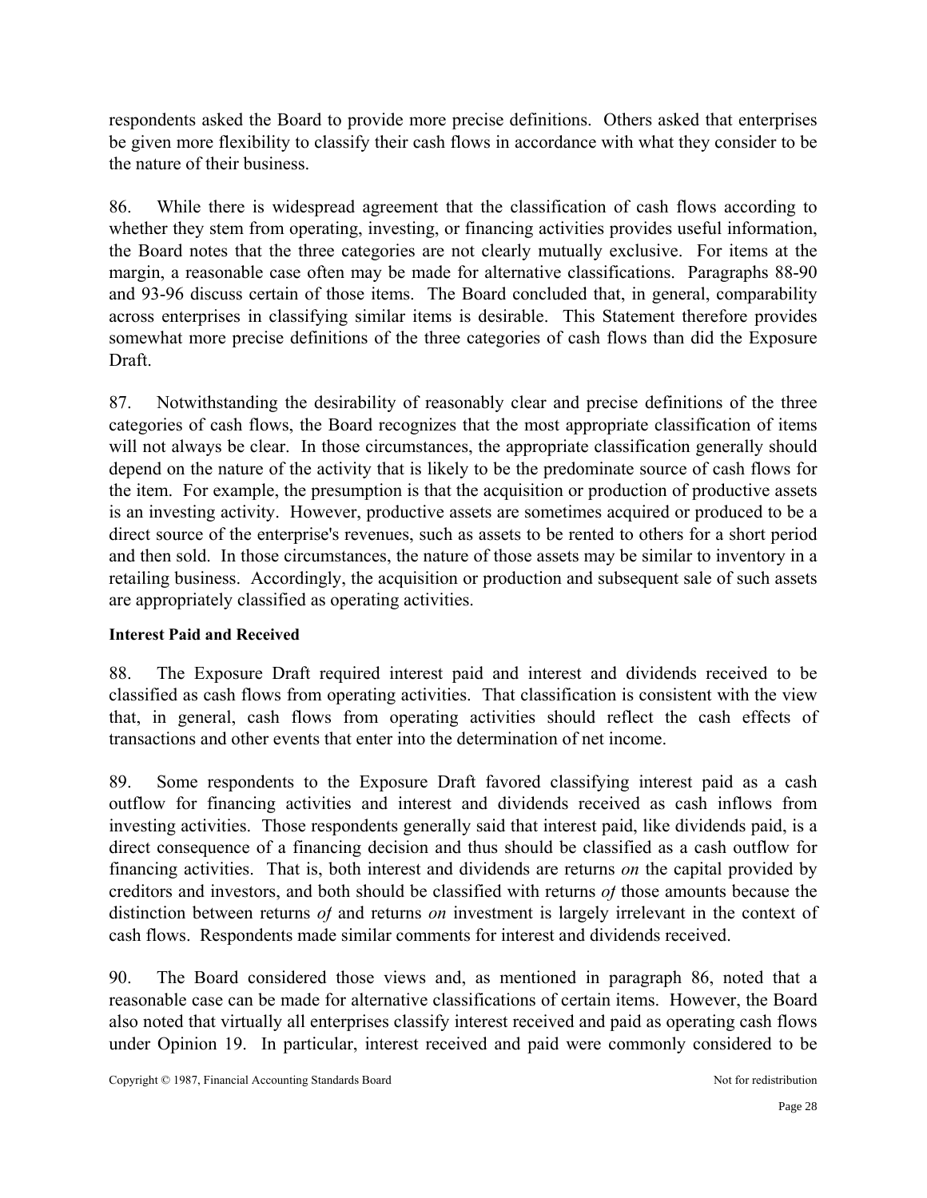respondents asked the Board to provide more precise definitions. Others asked that enterprises be given more flexibility to classify their cash flows in accordance with what they consider to be the nature of their business.

86. While there is widespread agreement that the classification of cash flows according to whether they stem from operating, investing, or financing activities provides useful information, the Board notes that the three categories are not clearly mutually exclusive. For items at the margin, a reasonable case often may be made for alternative classifications. Paragraphs 88-90 and 93-96 discuss certain of those items. The Board concluded that, in general, comparability across enterprises in classifying similar items is desirable. This Statement therefore provides somewhat more precise definitions of the three categories of cash flows than did the Exposure Draft.

87. Notwithstanding the desirability of reasonably clear and precise definitions of the three categories of cash flows, the Board recognizes that the most appropriate classification of items will not always be clear. In those circumstances, the appropriate classification generally should depend on the nature of the activity that is likely to be the predominate source of cash flows for the item. For example, the presumption is that the acquisition or production of productive assets is an investing activity. However, productive assets are sometimes acquired or produced to be a direct source of the enterprise's revenues, such as assets to be rented to others for a short period and then sold. In those circumstances, the nature of those assets may be similar to inventory in a retailing business. Accordingly, the acquisition or production and subsequent sale of such assets are appropriately classified as operating activities.

**Interest Paid and Received**

88. The Exposure Draft required interest paid and interest and dividends received to be classified as cash flows from operating activities. That classification is consistent with the view that, in general, cash flows from operating activities should reflect the cash effects of transactions and other events that enter into the determination of net income.

89. Some respondents to the Exposure Draft favored classifying interest paid as a cash outflow for financing activities and interest and dividends received as cash inflows from investing activities. Those respondents generally said that interest paid, like dividends paid, is a direct consequence of a financing decision and thus should be classified as a cash outflow for financing activities. That is, both interest and dividends are returns *on* the capital provided by creditors and investors, and both should be classified with returns *of* those amounts because the distinction between returns *of* and returns *on* investment is largely irrelevant in the context of cash flows. Respondents made similar comments for interest and dividends received.

90. The Board considered those views and, as mentioned in paragraph 86, noted that a reasonable case can be made for alternative classifications of certain items. However, the Board also noted that virtually all enterprises classify interest received and paid as operating cash flows under Opinion 19. In particular, interest received and paid were commonly considered to be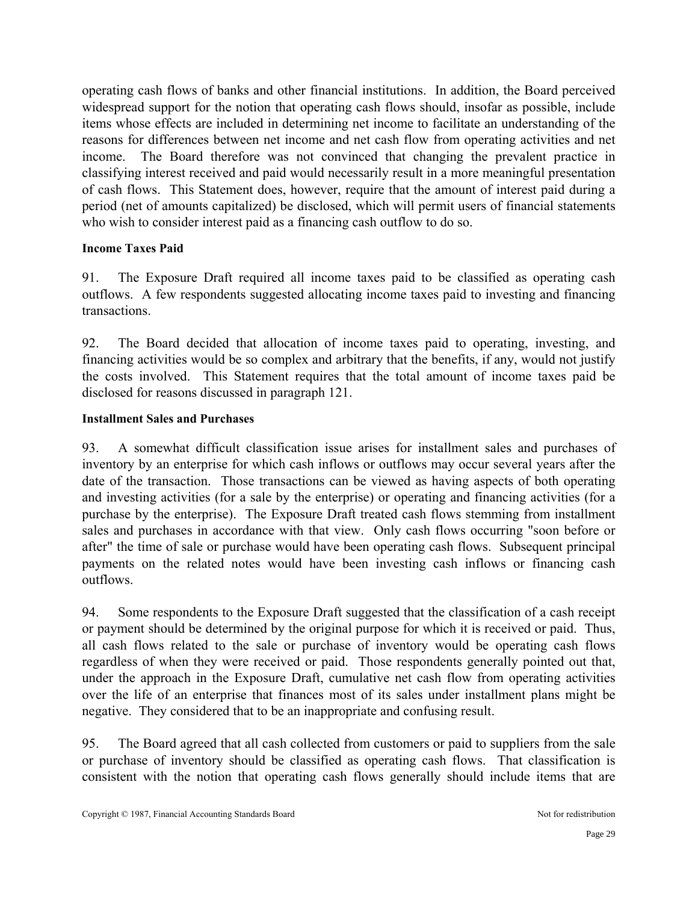operating cash flows of banks and other financial institutions. In addition, the Board perceived widespread support for the notion that operating cash flows should, insofar as possible, include items whose effects are included in determining net income to facilitate an understanding of the reasons for differences between net income and net cash flow from operating activities and net income. The Board therefore was not convinced that changing the prevalent practice in classifying interest received and paid would necessarily result in a more meaningful presentation of cash flows. This Statement does, however, require that the amount of interest paid during a period (net of amounts capitalized) be disclosed, which will permit users of financial statements who wish to consider interest paid as a financing cash outflow to do so.

**Income Taxes Paid**

91. The Exposure Draft required all income taxes paid to be classified as operating cash outflows. A few respondents suggested allocating income taxes paid to investing and financing transactions.

92. The Board decided that allocation of income taxes paid to operating, investing, and financing activities would be so complex and arbitrary that the benefits, if any, would not justify the costs involved. This Statement requires that the total amount of income taxes paid be disclosed for reasons discussed in paragraph 121.

**Installment Sales and Purchases**

93. A somewhat difficult classification issue arises for installment sales and purchases of inventory by an enterprise for which cash inflows or outflows may occur several years after the date of the transaction. Those transactions can be viewed as having aspects of both operating and investing activities (for a sale by the enterprise) or operating and financing activities (for a purchase by the enterprise). The Exposure Draft treated cash flows stemming from installment sales and purchases in accordance with that view. Only cash flows occurring "soon before or after" the time of sale or purchase would have been operating cash flows. Subsequent principal payments on the related notes would have been investing cash inflows or financing cash outflows.

94. Some respondents to the Exposure Draft suggested that the classification of a cash receipt or payment should be determined by the original purpose for which it is received or paid. Thus, all cash flows related to the sale or purchase of inventory would be operating cash flows regardless of when they were received or paid. Those respondents generally pointed out that, under the approach in the Exposure Draft, cumulative net cash flow from operating activities over the life of an enterprise that finances most of its sales under installment plans might be negative. They considered that to be an inappropriate and confusing result.

95. The Board agreed that all cash collected from customers or paid to suppliers from the sale or purchase of inventory should be classified as operating cash flows. That classification is consistent with the notion that operating cash flows generally should include items that are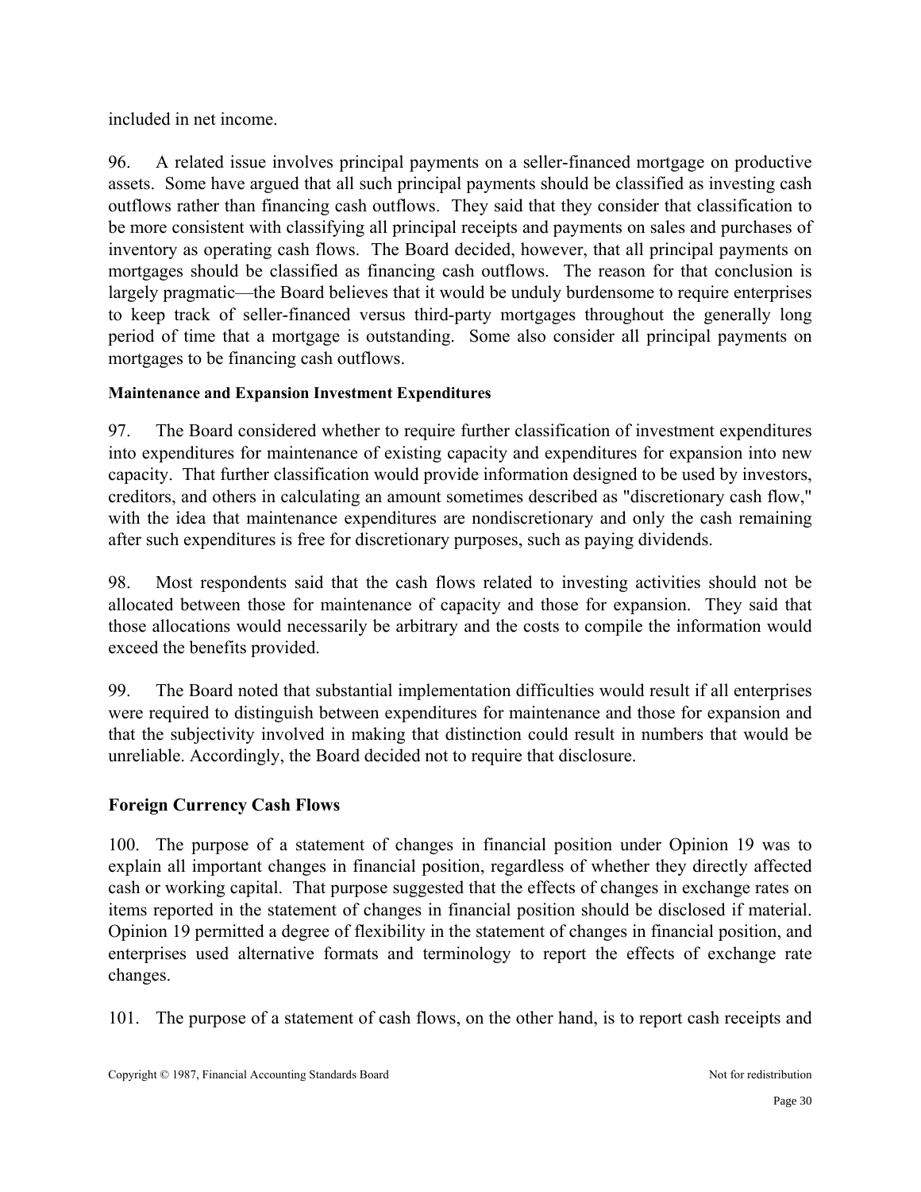included in net income.

96. A related issue involves principal payments on a seller-financed mortgage on productive assets. Some have argued that all such principal payments should be classified as investing cash outflows rather than financing cash outflows. They said that they consider that classification to be more consistent with classifying all principal receipts and payments on sales and purchases of inventory as operating cash flows. The Board decided, however, that all principal payments on mortgages should be classified as financing cash outflows. The reason for that conclusion is largely pragmatic—the Board believes that it would be unduly burdensome to require enterprises to keep track of seller-financed versus third-party mortgages throughout the generally long period of time that a mortgage is outstanding. Some also consider all principal payments on mortgages to be financing cash outflows.

#### Maintenance and Expansion Investment Expenditures

97. The Board considered whether to require further classification of investment expenditures into expenditures for maintenance of existing capacity and expenditures for expansion into new capacity. That further classification would provide information designed to be used by investors, creditors, and others in calculating an amount sometimes described as "discretionary cash flow," with the idea that maintenance expenditures are nondiscretionary and only the cash remaining after such expenditures is free for discretionary purposes, such as paying dividends.

98. Most respondents said that the cash flows related to investing activities should not be allocated between those for maintenance of capacity and those for expansion. They said that those allocations would necessarily be arbitrary and the costs to compile the information would exceed the benefits provided.

99. The Board noted that substantial implementation difficulties would result if all enterprises were required to distinguish between expenditures for maintenance and those for expansion and that the subjectivity involved in making that distinction could result in numbers that would be unreliable. Accordingly, the Board decided not to require that disclosure.

### Foreign Currency Cash Flows

100. The purpose of a statement of changes in financial position under Opinion 19 was to explain all important changes in financial position, regardless of whether they directly affected cash or working capital. That purpose suggested that the effects of changes in exchange rates on items reported in the statement of changes in financial position should be disclosed if material. Opinion 19 permitted a degree of flexibility in the statement of changes in financial position, and enterprises used alternative formats and terminology to report the effects of exchange rate changes.

101. The purpose of a statement of cash flows, on the other hand, is to report cash receipts and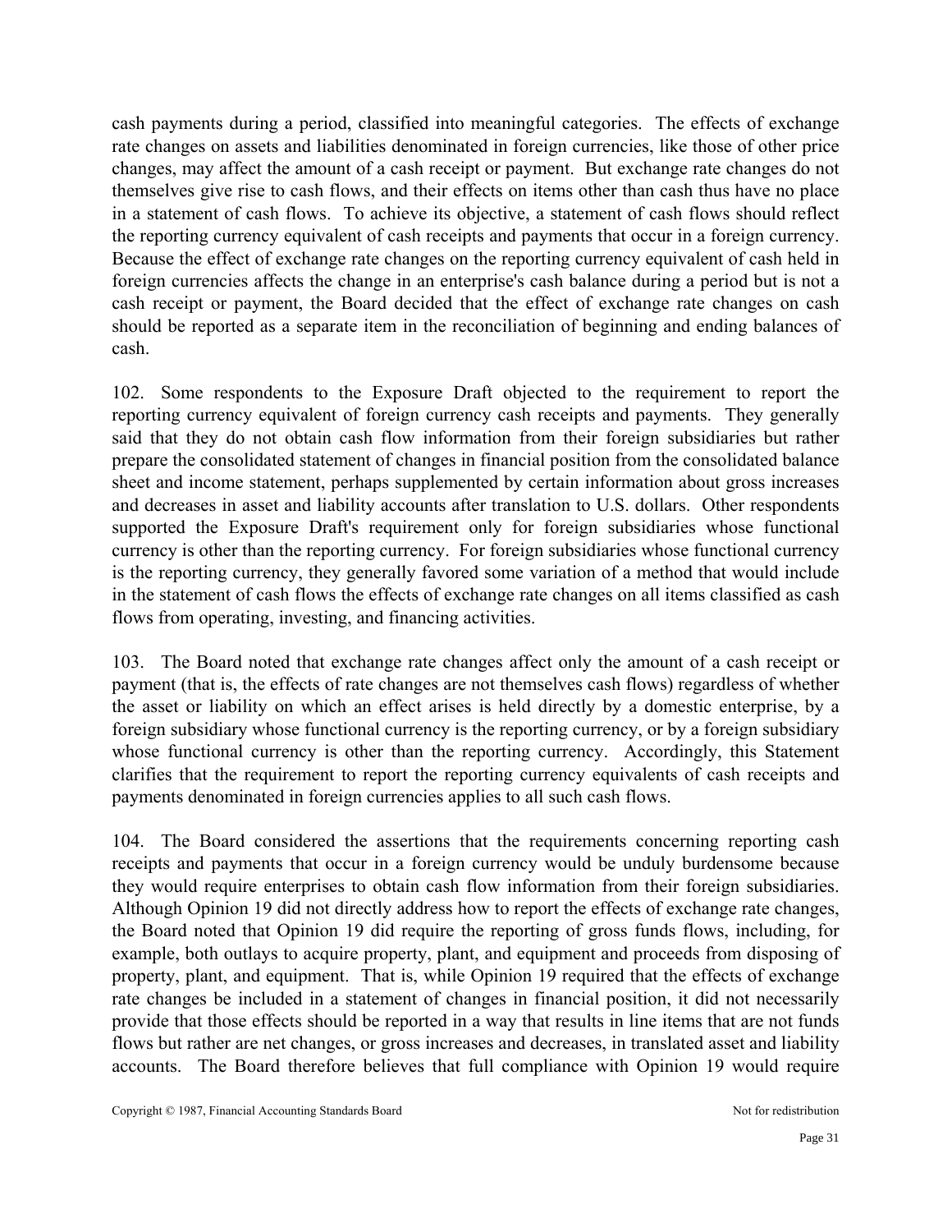cash payments during a period, classified into meaningful categories. The effects of exchange rate changes on assets and liabilities denominated in foreign currencies, like those of other price changes, may affect the amount of a cash receipt or payment. But exchange rate changes do not themselves give rise to cash flows, and their effects on items other than cash thus have no place in a statement of cash flows. To achieve its objective, a statement of cash flows should reflect the reporting currency equivalent of cash receipts and payments that occur in a foreign currency. Because the effect of exchange rate changes on the reporting currency equivalent of cash held in foreign currencies affects the change in an enterprise's cash balance during a period but is not a cash receipt or payment, the Board decided that the effect of exchange rate changes on cash should be reported as a separate item in the reconciliation of beginning and ending balances of cash.

102. Some respondents to the Exposure Draft objected to the requirement to report the reporting currency equivalent of foreign currency cash receipts and payments. They generally said that they do not obtain cash flow information from their foreign subsidiaries but rather prepare the consolidated statement of changes in financial position from the consolidated balance sheet and income statement, perhaps supplemented by certain information about gross increases and decreases in asset and liability accounts after translation to U.S. dollars. Other respondents supported the Exposure Draft's requirement only for foreign subsidiaries whose functional currency is other than the reporting currency. For foreign subsidiaries whose functional currency is the reporting currency, they generally favored some variation of a method that would include in the statement of cash flows the effects of exchange rate changes on all items classified as cash flows from operating, investing, and financing activities.

103. The Board noted that exchange rate changes affect only the amount of a cash receipt or payment (that is, the effects of rate changes are not themselves cash flows) regardless of whether the asset or liability on which an effect arises is held directly by a domestic enterprise, by a foreign subsidiary whose functional currency is the reporting currency, or by a foreign subsidiary whose functional currency is other than the reporting currency. Accordingly, this Statement clarifies that the requirement to report the reporting currency equivalents of cash receipts and payments denominated in foreign currencies applies to all such cash flows.

104. The Board considered the assertions that the requirements concerning reporting cash receipts and payments that occur in a foreign currency would be unduly burdensome because they would require enterprises to obtain cash flow information from their foreign subsidiaries. Although Opinion 19 did not directly address how to report the effects of exchange rate changes, the Board noted that Opinion 19 did require the reporting of gross funds flows, including, for example, both outlays to acquire property, plant, and equipment and proceeds from disposing of property, plant, and equipment. That is, while Opinion 19 required that the effects of exchange rate changes be included in a statement of changes in financial position, it did not necessarily provide that those effects should be reported in a way that results in line items that are not funds flows but rather are net changes, or gross increases and decreases, in translated asset and liability accounts. The Board therefore believes that full compliance with Opinion 19 would require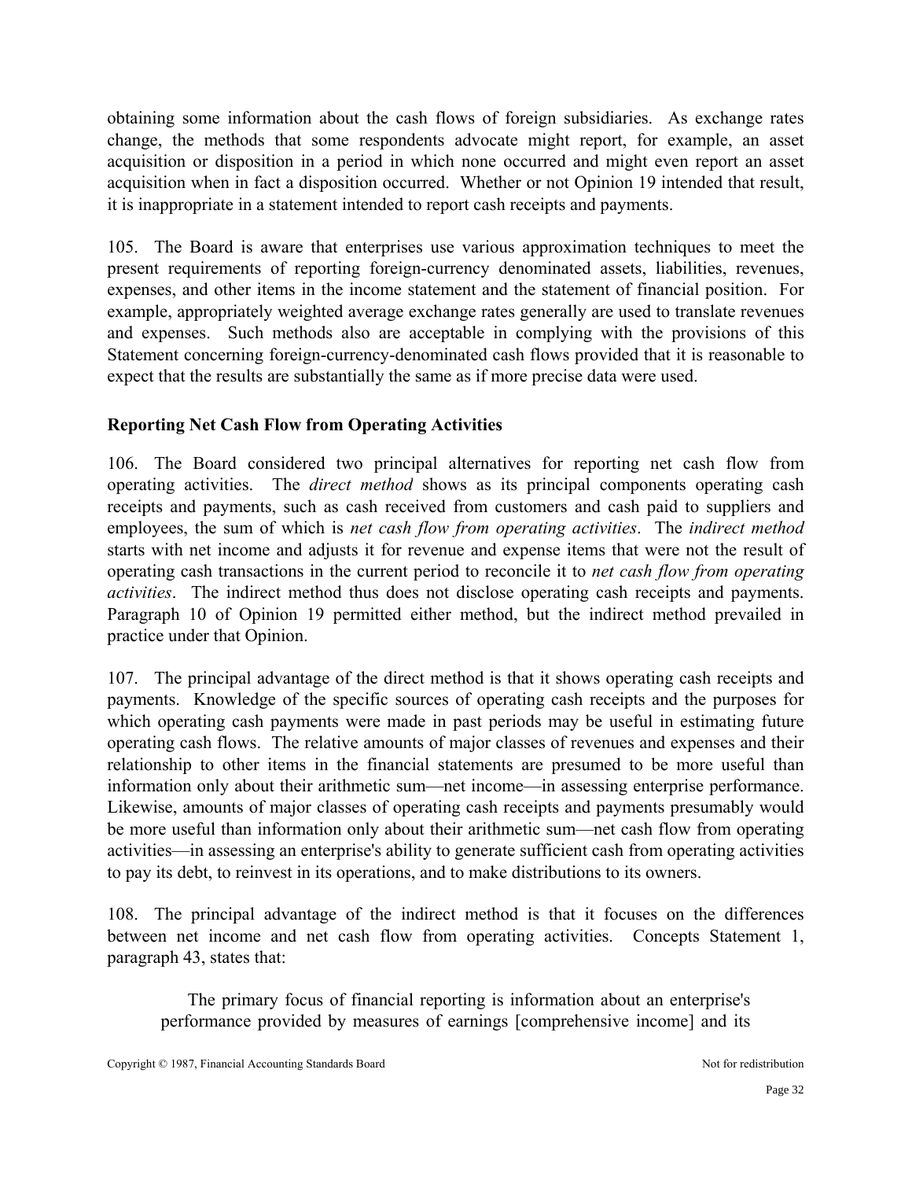obtaining some information about the cash flows of foreign subsidiaries. As exchange rates change, the methods that some respondents advocate might report, for example, an asset acquisition or disposition in a period in which none occurred and might even report an asset acquisition when in fact a disposition occurred. Whether or not Opinion 19 intended that result, it is inappropriate in a statement intended to report cash receipts and payments.

105. The Board is aware that enterprises use various approximation techniques to meet the present requirements of reporting foreign-currency denominated assets, liabilities, revenues, expenses, and other items in the income statement and the statement of financial position. For example, appropriately weighted average exchange rates generally are used to translate revenues and expenses. Such methods also are acceptable in complying with the provisions of this Statement concerning foreign-currency-denominated cash flows provided that it is reasonable to expect that the results are substantially the same as if more precise data were used.

**Reporting Net Cash Flow from Operating Activities**

106. The Board considered two principal alternatives for reporting net cash flow from operating activities. The *direct method* shows as its principal components operating cash receipts and payments, such as cash received from customers and cash paid to suppliers and employees, the sum of which is *net cash flow from operating activities*. The *indirect method* starts with net income and adjusts it for revenue and expense items that were not the result of operating cash transactions in the current period to reconcile it to *net cash flow from operating activities*. The indirect method thus does not disclose operating cash receipts and payments. Paragraph 10 of Opinion 19 permitted either method, but the indirect method prevailed in practice under that Opinion.

107. The principal advantage of the direct method is that it shows operating cash receipts and payments. Knowledge of the specific sources of operating cash receipts and the purposes for which operating cash payments were made in past periods may be useful in estimating future operating cash flows. The relative amounts of major classes of revenues and expenses and their relationship to other items in the financial statements are presumed to be more useful than information only about their arithmetic sum—net income—in assessing enterprise performance. Likewise, amounts of major classes of operating cash receipts and payments presumably would be more useful than information only about their arithmetic sum—net cash flow from operating activities—in assessing an enterprise's ability to generate sufficient cash from operating activities to pay its debt, to reinvest in its operations, and to make distributions to its owners.

108. The principal advantage of the indirect method is that it focuses on the differences between net income and net cash flow from operating activities. Concepts Statement 1, paragraph 43, states that:

> The primary focus of financial reporting is information about an enterprise's performance provided by measures of earnings [comprehensive income] and its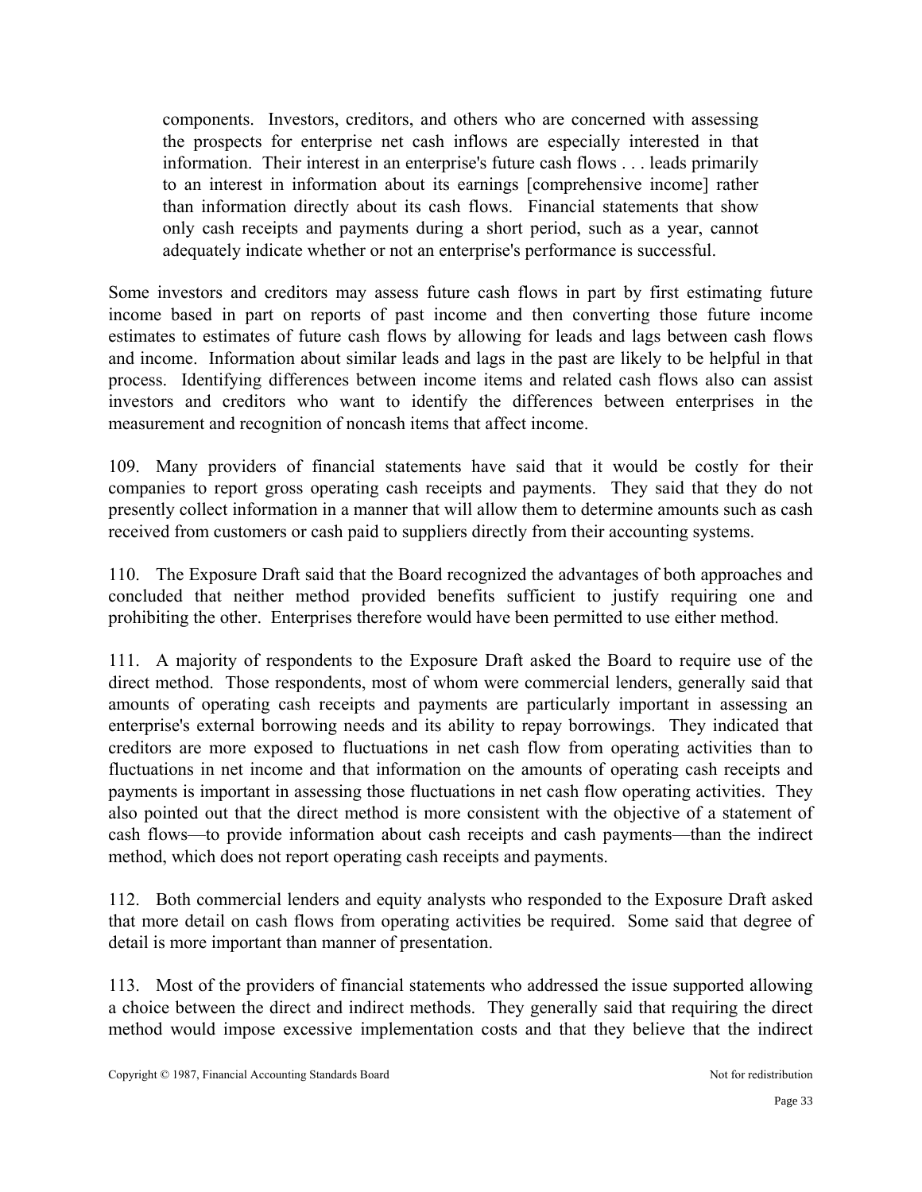> components. Investors, creditors, and others who are concerned with assessing the prospects for enterprise net cash inflows are especially interested in that information. Their interest in an enterprise's future cash flows . . . leads primarily to an interest in information about its earnings [comprehensive income] rather than information directly about its cash flows. Financial statements that show only cash receipts and payments during a short period, such as a year, cannot adequately indicate whether or not an enterprise's performance is successful.

Some investors and creditors may assess future cash flows in part by first estimating future income based in part on reports of past income and then converting those future income estimates to estimates of future cash flows by allowing for leads and lags between cash flows and income. Information about similar leads and lags in the past are likely to be helpful in that process. Identifying differences between income items and related cash flows also can assist investors and creditors who want to identify the differences between enterprises in the measurement and recognition of noncash items that affect income.

109. Many providers of financial statements have said that it would be costly for their companies to report gross operating cash receipts and payments. They said that they do not presently collect information in a manner that will allow them to determine amounts such as cash received from customers or cash paid to suppliers directly from their accounting systems.

110. The Exposure Draft said that the Board recognized the advantages of both approaches and concluded that neither method provided benefits sufficient to justify requiring one and prohibiting the other. Enterprises therefore would have been permitted to use either method.

111. A majority of respondents to the Exposure Draft asked the Board to require use of the direct method. Those respondents, most of whom were commercial lenders, generally said that amounts of operating cash receipts and payments are particularly important in assessing an enterprise's external borrowing needs and its ability to repay borrowings. They indicated that creditors are more exposed to fluctuations in net cash flow from operating activities than to fluctuations in net income and that information on the amounts of operating cash receipts and payments is important in assessing those fluctuations in net cash flow operating activities. They also pointed out that the direct method is more consistent with the objective of a statement of cash flows—to provide information about cash receipts and cash payments—than the indirect method, which does not report operating cash receipts and payments.

112. Both commercial lenders and equity analysts who responded to the Exposure Draft asked that more detail on cash flows from operating activities be required. Some said that degree of detail is more important than manner of presentation.

113. Most of the providers of financial statements who addressed the issue supported allowing a choice between the direct and indirect methods. They generally said that requiring the direct method would impose excessive implementation costs and that they believe that the indirect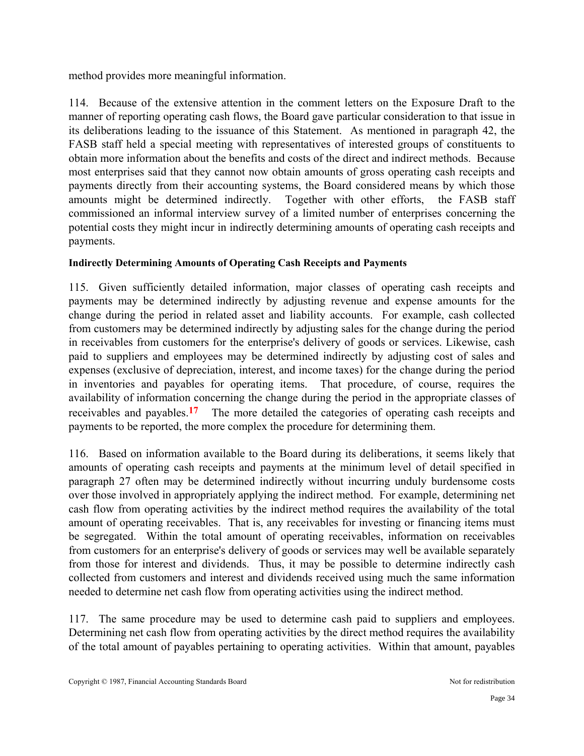method provides more meaningful information.

114. Because of the extensive attention in the comment letters on the Exposure Draft to the manner of reporting operating cash flows, the Board gave particular consideration to that issue in its deliberations leading to the issuance of this Statement. As mentioned in paragraph 42, the FASB staff held a special meeting with representatives of interested groups of constituents to obtain more information about the benefits and costs of the direct and indirect methods. Because most enterprises said that they cannot now obtain amounts of gross operating cash receipts and payments directly from their accounting systems, the Board considered means by which those amounts might be determined indirectly. Together with other efforts, the FASB staff commissioned an informal interview survey of a limited number of enterprises concerning the potential costs they might incur in indirectly determining amounts of operating cash receipts and payments.

**Indirectly Determining Amounts of Operating Cash Receipts and Payments**

115. Given sufficiently detailed information, major classes of operating cash receipts and payments may be determined indirectly by adjusting revenue and expense amounts for the change during the period in related asset and liability accounts. For example, cash collected from customers may be determined indirectly by adjusting sales for the change during the period in receivables from customers for the enterprise's delivery of goods or services. Likewise, cash paid to suppliers and employees may be determined indirectly by adjusting cost of sales and expenses (exclusive of depreciation, interest, and income taxes) for the change during the period in inventories and payables for operating items. That procedure, of course, requires the availability of information concerning the change during the period in the appropriate classes of receivables and payables.[17] The more detailed the categories of operating cash receipts and payments to be reported, the more complex the procedure for determining them.

116. Based on information available to the Board during its deliberations, it seems likely that amounts of operating cash receipts and payments at the minimum level of detail specified in paragraph 27 often may be determined indirectly without incurring unduly burdensome costs over those involved in appropriately applying the indirect method. For example, determining net cash flow from operating activities by the indirect method requires the availability of the total amount of operating receivables. That is, any receivables for investing or financing items must be segregated. Within the total amount of operating receivables, information on receivables from customers for an enterprise's delivery of goods or services may well be available separately from those for interest and dividends. Thus, it may be possible to determine indirectly cash collected from customers and interest and dividends received using much the same information needed to determine net cash flow from operating activities using the indirect method.

117. The same procedure may be used to determine cash paid to suppliers and employees. Determining net cash flow from operating activities by the direct method requires the availability of the total amount of payables pertaining to operating activities. Within that amount, payables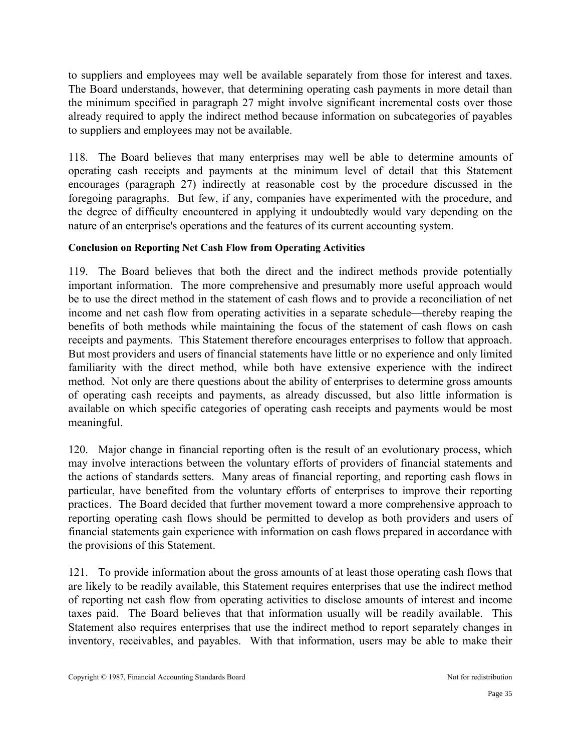to suppliers and employees may well be available separately from those for interest and taxes. The Board understands, however, that determining operating cash payments in more detail than the minimum specified in paragraph 27 might involve significant incremental costs over those already required to apply the indirect method because information on subcategories of payables to suppliers and employees may not be available.

118. The Board believes that many enterprises may well be able to determine amounts of operating cash receipts and payments at the minimum level of detail that this Statement encourages (paragraph 27) indirectly at reasonable cost by the procedure discussed in the foregoing paragraphs. But few, if any, companies have experimented with the procedure, and the degree of difficulty encountered in applying it undoubtedly would vary depending on the nature of an enterprise's operations and the features of its current accounting system.

**Conclusion on Reporting Net Cash Flow from Operating Activities**

119. The Board believes that both the direct and the indirect methods provide potentially important information. The more comprehensive and presumably more useful approach would be to use the direct method in the statement of cash flows and to provide a reconciliation of net income and net cash flow from operating activities in a separate schedule—thereby reaping the benefits of both methods while maintaining the focus of the statement of cash flows on cash receipts and payments. This Statement therefore encourages enterprises to follow that approach. But most providers and users of financial statements have little or no experience and only limited familiarity with the direct method, while both have extensive experience with the indirect method. Not only are there questions about the ability of enterprises to determine gross amounts of operating cash receipts and payments, as already discussed, but also little information is available on which specific categories of operating cash receipts and payments would be most meaningful.

120. Major change in financial reporting often is the result of an evolutionary process, which may involve interactions between the voluntary efforts of providers of financial statements and the actions of standards setters. Many areas of financial reporting, and reporting cash flows in particular, have benefited from the voluntary efforts of enterprises to improve their reporting practices. The Board decided that further movement toward a more comprehensive approach to reporting operating cash flows should be permitted to develop as both providers and users of financial statements gain experience with information on cash flows prepared in accordance with the provisions of this Statement.

121. To provide information about the gross amounts of at least those operating cash flows that are likely to be readily available, this Statement requires enterprises that use the indirect method of reporting net cash flow from operating activities to disclose amounts of interest and income taxes paid. The Board believes that that information usually will be readily available. This Statement also requires enterprises that use the indirect method to report separately changes in inventory, receivables, and payables. With that information, users may be able to make their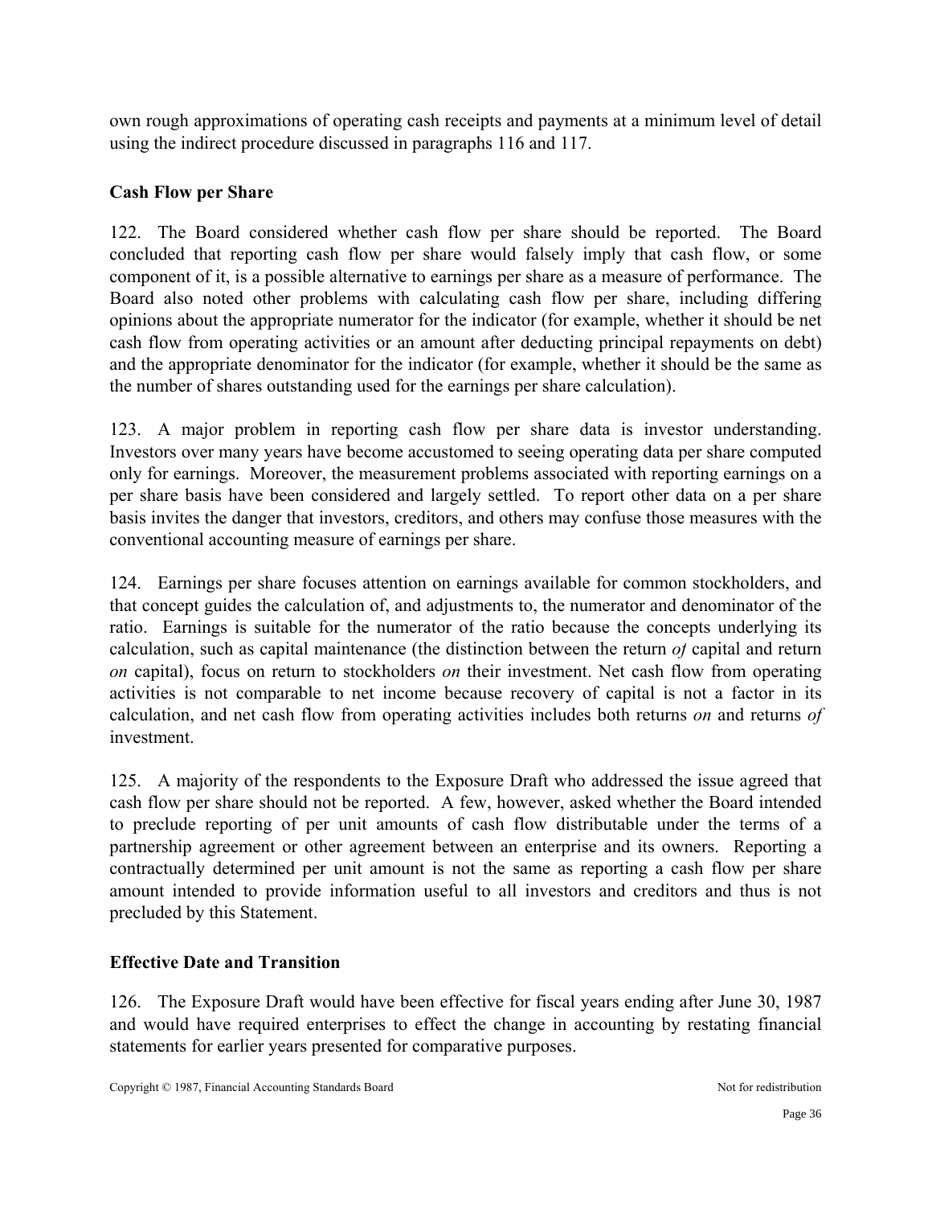own rough approximations of operating cash receipts and payments at a minimum level of detail using the indirect procedure discussed in paragraphs 116 and 117.

### Cash Flow per Share

122. The Board considered whether cash flow per share should be reported. The Board concluded that reporting cash flow per share would falsely imply that cash flow, or some component of it, is a possible alternative to earnings per share as a measure of performance. The Board also noted other problems with calculating cash flow per share, including differing opinions about the appropriate numerator for the indicator (for example, whether it should be net cash flow from operating activities or an amount after deducting principal repayments on debt) and the appropriate denominator for the indicator (for example, whether it should be the same as the number of shares outstanding used for the earnings per share calculation).

123. A major problem in reporting cash flow per share data is investor understanding. Investors over many years have become accustomed to seeing operating data per share computed only for earnings. Moreover, the measurement problems associated with reporting earnings on a per share basis have been considered and largely settled. To report other data on a per share basis invites the danger that investors, creditors, and others may confuse those measures with the conventional accounting measure of earnings per share.

124. Earnings per share focuses attention on earnings available for common stockholders, and that concept guides the calculation of, and adjustments to, the numerator and denominator of the ratio. Earnings is suitable for the numerator of the ratio because the concepts underlying its calculation, such as capital maintenance (the distinction between the return *of* capital and return *on* capital), focus on return to stockholders *on* their investment. Net cash flow from operating activities is not comparable to net income because recovery of capital is not a factor in its calculation, and net cash flow from operating activities includes both returns *on* and returns *of* investment.

125. A majority of the respondents to the Exposure Draft who addressed the issue agreed that cash flow per share should not be reported. A few, however, asked whether the Board intended to preclude reporting of per unit amounts of cash flow distributable under the terms of a partnership agreement or other agreement between an enterprise and its owners. Reporting a contractually determined per unit amount is not the same as reporting a cash flow per share amount intended to provide information useful to all investors and creditors and thus is not precluded by this Statement.

### Effective Date and Transition

126. The Exposure Draft would have been effective for fiscal years ending after June 30, 1987 and would have required enterprises to effect the change in accounting by restating financial statements for earlier years presented for comparative purposes.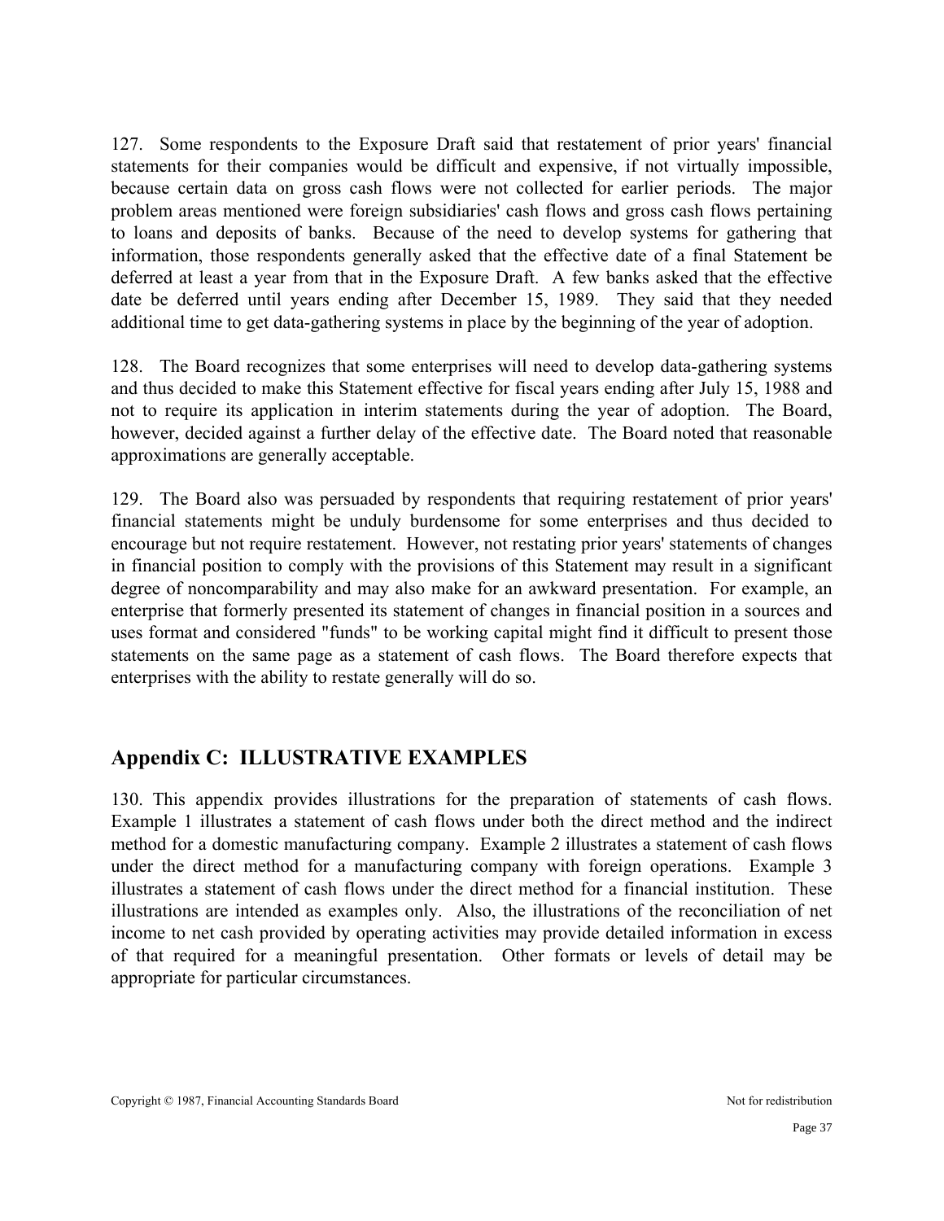127. Some respondents to the Exposure Draft said that restatement of prior years' financial statements for their companies would be difficult and expensive, if not virtually impossible, because certain data on gross cash flows were not collected for earlier periods. The major problem areas mentioned were foreign subsidiaries' cash flows and gross cash flows pertaining to loans and deposits of banks. Because of the need to develop systems for gathering that information, those respondents generally asked that the effective date of a final Statement be deferred at least a year from that in the Exposure Draft. A few banks asked that the effective date be deferred until years ending after December 15, 1989. They said that they needed additional time to get data-gathering systems in place by the beginning of the year of adoption.

128. The Board recognizes that some enterprises will need to develop data-gathering systems and thus decided to make this Statement effective for fiscal years ending after July 15, 1988 and not to require its application in interim statements during the year of adoption. The Board, however, decided against a further delay of the effective date. The Board noted that reasonable approximations are generally acceptable.

129. The Board also was persuaded by respondents that requiring restatement of prior years' financial statements might be unduly burdensome for some enterprises and thus decided to encourage but not require restatement. However, not restating prior years' statements of changes in financial position to comply with the provisions of this Statement may result in a significant degree of noncomparability and may also make for an awkward presentation. For example, an enterprise that formerly presented its statement of changes in financial position in a sources and uses format and considered "funds" to be working capital might find it difficult to present those statements on the same page as a statement of cash flows. The Board therefore expects that enterprises with the ability to restate generally will do so.

## Appendix C: ILLUSTRATIVE EXAMPLES

130. This appendix provides illustrations for the preparation of statements of cash flows. Example 1 illustrates a statement of cash flows under both the direct method and the indirect method for a domestic manufacturing company. Example 2 illustrates a statement of cash flows under the direct method for a manufacturing company with foreign operations. Example 3 illustrates a statement of cash flows under the direct method for a financial institution. These illustrations are intended as examples only. Also, the illustrations of the reconciliation of net income to net cash provided by operating activities may provide detailed information in excess of that required for a meaningful presentation. Other formats or levels of detail may be appropriate for particular circumstances.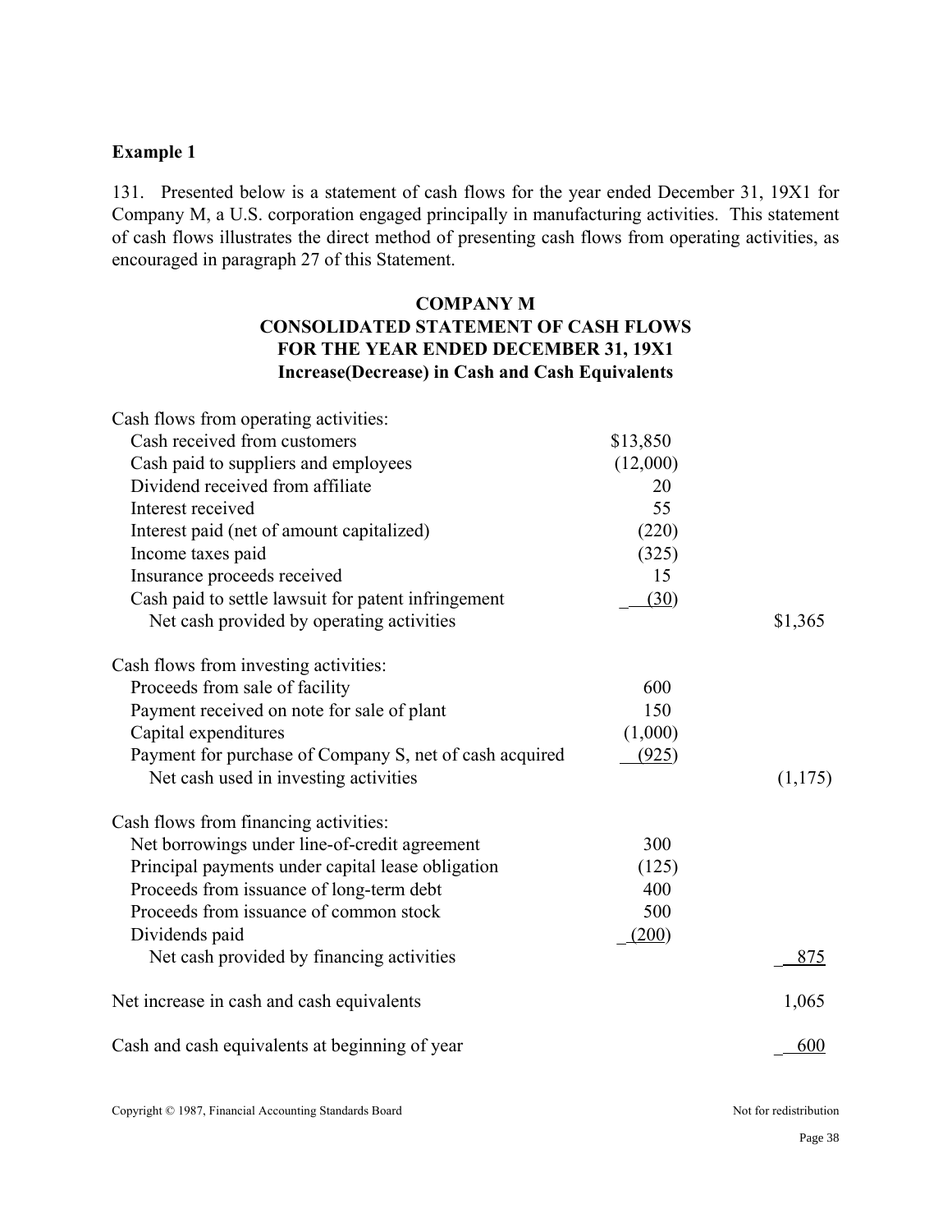### Example 1

131. Presented below is a statement of cash flows for the year ended December 31, 19X1 for Company M, a U.S. corporation engaged principally in manufacturing activities. This statement of cash flows illustrates the direct method of presenting cash flows from operating activities, as encouraged in paragraph 27 of this Statement.

**COMPANY M**
**CONSOLIDATED STATEMENT OF CASH FLOWS**
**FOR THE YEAR ENDED DECEMBER 31, 19X1**
**Increase(Decrease) in Cash and Cash Equivalents**

| | | |
|---|---|---|
| Cash flows from operating activities: | | |
| Cash received from customers | $13,850 | |
| Cash paid to suppliers and employees | (12,000) | |
| Dividend received from affiliate | 20 | |
| Interest received | 55 | |
| Interest paid (net of amount capitalized) | (220) | |
| Income taxes paid | (325) | |
| Insurance proceeds received | 15 | |
| Cash paid to settle lawsuit for patent infringement | (30) | |
| Net cash provided by operating activities | | $1,365 |
| Cash flows from investing activities: | | |
| Proceeds from sale of facility | 600 | |
| Payment received on note for sale of plant | 150 | |
| Capital expenditures | (1,000) | |
| Payment for purchase of Company S, net of cash acquired | (925) | |
| Net cash used in investing activities | | (1,175) |
| Cash flows from financing activities: | | |
| Net borrowings under line-of-credit agreement | 300 | |
| Principal payments under capital lease obligation | (125) | |
| Proceeds from issuance of long-term debt | 400 | |
| Proceeds from issuance of common stock | 500 | |
| Dividends paid | (200) | |
| Net cash provided by financing activities | | 875 |
| Net increase in cash and cash equivalents | | 1,065 |
| Cash and cash equivalents at beginning of year | | 600 |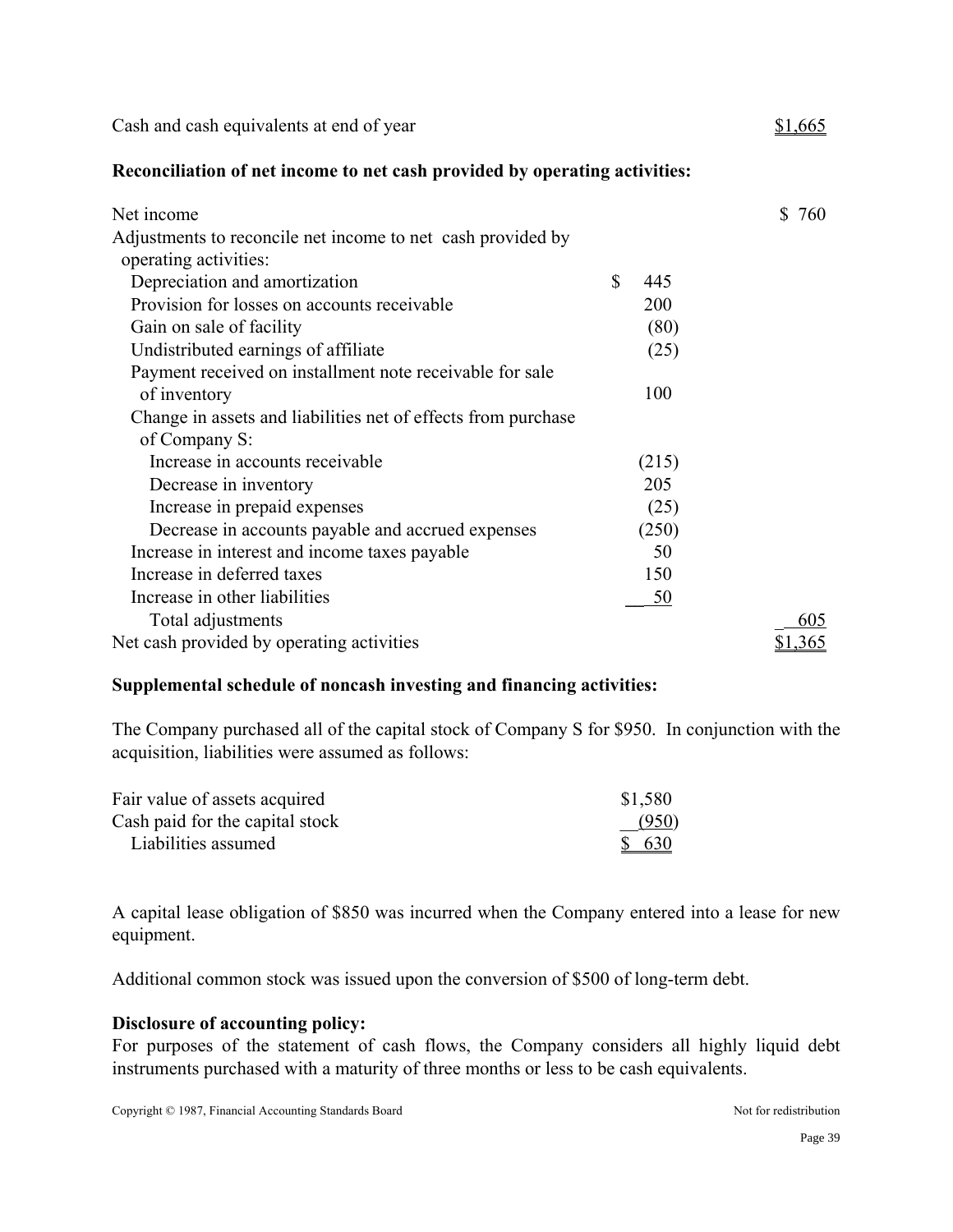| | | |
|---|---|---|
| Cash and cash equivalents at end of year | | $1,665 |

**Reconciliation of net income to net cash provided by operating activities:**

| | | |
|---|---|---|
| Net income | | $ 760 |
| Adjustments to reconcile net income to net cash provided by operating activities: | | |
| Depreciation and amortization | $ 445 | |
| Provision for losses on accounts receivable | 200 | |
| Gain on sale of facility | (80) | |
| Undistributed earnings of affiliate | (25) | |
| Payment received on installment note receivable for sale of inventory | 100 | |
| Change in assets and liabilities net of effects from purchase of Company S: | | |
| Increase in accounts receivable | (215) | |
| Decrease in inventory | 205 | |
| Increase in prepaid expenses | (25) | |
| Decrease in accounts payable and accrued expenses | (250) | |
| Increase in interest and income taxes payable | 50 | |
| Increase in deferred taxes | 150 | |
| Increase in other liabilities | 50 | |
| Total adjustments | | 605 |
| Net cash provided by operating activities | | $1,365 |

**Supplemental schedule of noncash investing and financing activities:**

The Company purchased all of the capital stock of Company S for $950. In conjunction with the acquisition, liabilities were assumed as follows:

| | |
|---|---|
| Fair value of assets acquired | $1,580 |
| Cash paid for the capital stock | (950) |
| Liabilities assumed | $ 630 |

A capital lease obligation of $850 was incurred when the Company entered into a lease for new equipment.

Additional common stock was issued upon the conversion of $500 of long-term debt.

**Disclosure of accounting policy:**

For purposes of the statement of cash flows, the Company considers all highly liquid debt instruments purchased with a maturity of three months or less to be cash equivalents.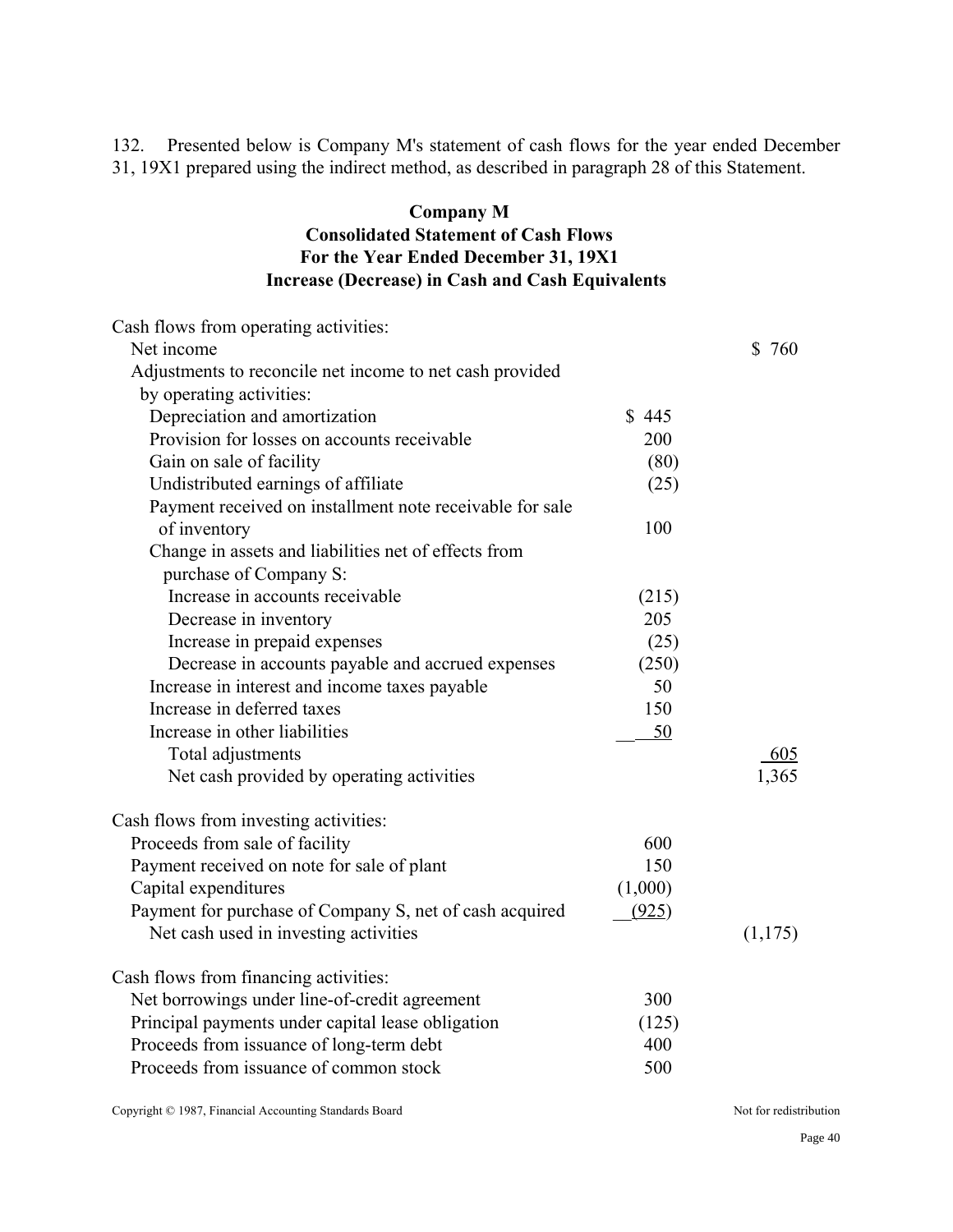132. Presented below is Company M's statement of cash flows for the year ended December 31, 19X1 prepared using the indirect method, as described in paragraph 28 of this Statement.

**Company M**
**Consolidated Statement of Cash Flows**
**For the Year Ended December 31, 19X1**
**Increase (Decrease) in Cash and Cash Equivalents**

| | | |
|---|---|---|
| Cash flows from operating activities: | | |
| Net income | | $ 760 |
| Adjustments to reconcile net income to net cash provided by operating activities: | | |
| Depreciation and amortization | $ 445 | |
| Provision for losses on accounts receivable | 200 | |
| Gain on sale of facility | (80) | |
| Undistributed earnings of affiliate | (25) | |
| Payment received on installment note receivable for sale of inventory | 100 | |
| Change in assets and liabilities net of effects from purchase of Company S: | | |
| Increase in accounts receivable | (215) | |
| Decrease in inventory | 205 | |
| Increase in prepaid expenses | (25) | |
| Decrease in accounts payable and accrued expenses | (250) | |
| Increase in interest and income taxes payable | 50 | |
| Increase in deferred taxes | 150 | |
| Increase in other liabilities | 50 | |
| Total adjustments | | 605 |
| Net cash provided by operating activities | | 1,365 |
| Cash flows from investing activities: | | |
| Proceeds from sale of facility | 600 | |
| Payment received on note for sale of plant | 150 | |
| Capital expenditures | (1,000) | |
| Payment for purchase of Company S, net of cash acquired | (925) | |
| Net cash used in investing activities | | (1,175) |
| Cash flows from financing activities: | | |
| Net borrowings under line-of-credit agreement | 300 | |
| Principal payments under capital lease obligation | (125) | |
| Proceeds from issuance of long-term debt | 400 | |
| Proceeds from issuance of common stock | 500 | |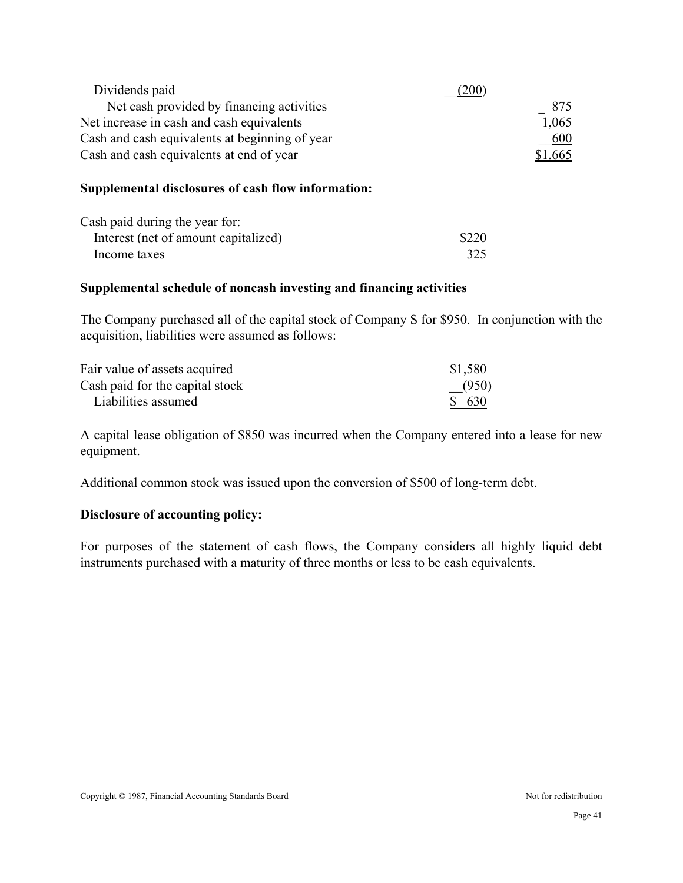| | | |
|---|---|---|
| Dividends paid | (200) | |
| Net cash provided by financing activities | | 875 |
| Net increase in cash and cash equivalents | | 1,065 |
| Cash and cash equivalents at beginning of year | | 600 |
| Cash and cash equivalents at end of year | | $1,665 |

**Supplemental disclosures of cash flow information:**

| | |
|---|---|
| Cash paid during the year for: | |
| Interest (net of amount capitalized) | $220 |
| Income taxes | 325 |

**Supplemental schedule of noncash investing and financing activities**

The Company purchased all of the capital stock of Company S for $950. In conjunction with the acquisition, liabilities were assumed as follows:

| | |
|---|---|
| Fair value of assets acquired | $1,580 |
| Cash paid for the capital stock | (950) |
| Liabilities assumed | $ 630 |

A capital lease obligation of $850 was incurred when the Company entered into a lease for new equipment.

Additional common stock was issued upon the conversion of $500 of long-term debt.

**Disclosure of accounting policy:**

For purposes of the statement of cash flows, the Company considers all highly liquid debt instruments purchased with a maturity of three months or less to be cash equivalents.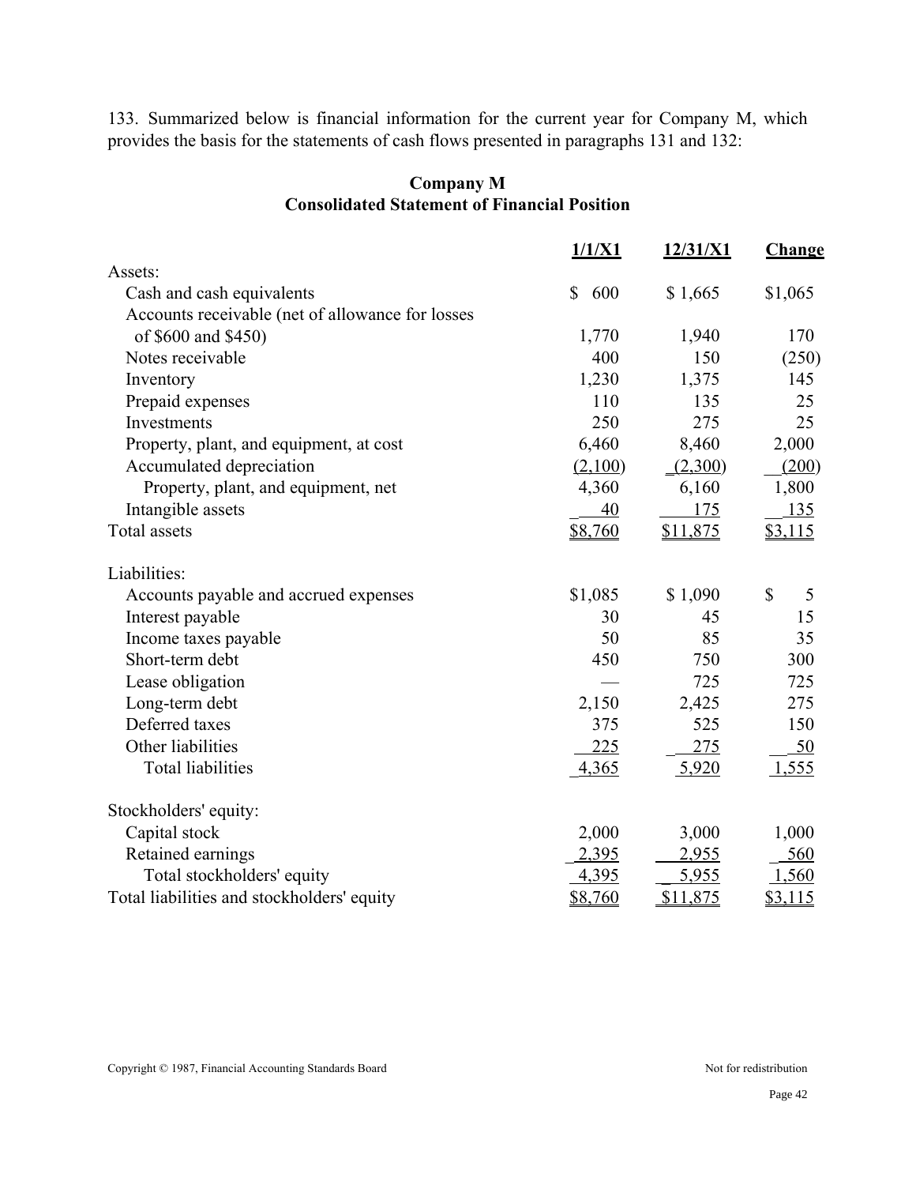133. Summarized below is financial information for the current year for Company M, which provides the basis for the statements of cash flows presented in paragraphs 131 and 132:

**Company M**
**Consolidated Statement of Financial Position**

| | 1/1/X1 | 12/31/X1 | Change |
|---|---|---|---|
| Assets: | | | |
| Cash and cash equivalents | $ 600 | $ 1,665 | $1,065 |
| Accounts receivable (net of allowance for losses of $600 and $450) | 1,770 | 1,940 | 170 |
| Notes receivable | 400 | 150 | (250) |
| Inventory | 1,230 | 1,375 | 145 |
| Prepaid expenses | 110 | 135 | 25 |
| Investments | 250 | 275 | 25 |
| Property, plant, and equipment, at cost | 6,460 | 8,460 | 2,000 |
| Accumulated depreciation | (2,100) | (2,300) | (200) |
| Property, plant, and equipment, net | 4,360 | 6,160 | 1,800 |
| Intangible assets | 40 | 175 | 135 |
| Total assets | $8,760 | $11,875 | $3,115 |
| | | | |
| Liabilities: | | | |
| Accounts payable and accrued expenses | $1,085 | $ 1,090 | $ 5 |
| Interest payable | 30 | 45 | 15 |
| Income taxes payable | 50 | 85 | 35 |
| Short-term debt | 450 | 750 | 300 |
| Lease obligation | — | 725 | 725 |
| Long-term debt | 2,150 | 2,425 | 275 |
| Deferred taxes | 375 | 525 | 150 |
| Other liabilities | 225 | 275 | 50 |
| Total liabilities | 4,365 | 5,920 | 1,555 |
| | | | |
| Stockholders' equity: | | | |
| Capital stock | 2,000 | 3,000 | 1,000 |
| Retained earnings | 2,395 | 2,955 | 560 |
| Total stockholders' equity | 4,395 | 5,955 | 1,560 |
| Total liabilities and stockholders' equity | $8,760 | $11,875 | $3,115 |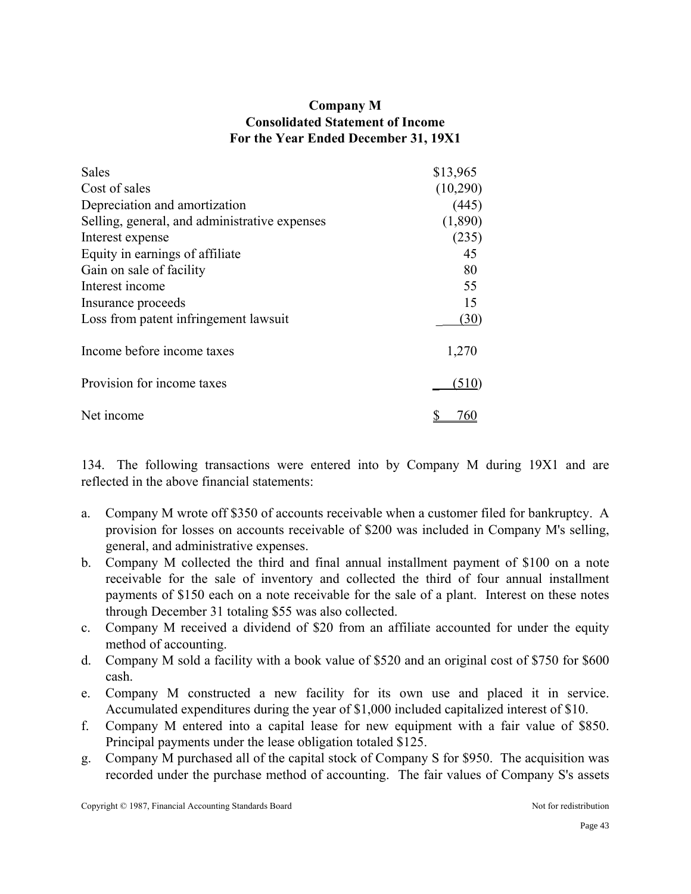**Company M**
**Consolidated Statement of Income**
**For the Year Ended December 31, 19X1**

| | |
|---|---|
| Sales | $13,965 |
| Cost of sales | (10,290) |
| Depreciation and amortization | (445) |
| Selling, general, and administrative expenses | (1,890) |
| Interest expense | (235) |
| Equity in earnings of affiliate | 45 |
| Gain on sale of facility | 80 |
| Interest income | 55 |
| Insurance proceeds | 15 |
| Loss from patent infringement lawsuit | (30) |
| Income before income taxes | 1,270 |
| Provision for income taxes | (510) |
| Net income | $ 760 |

134. The following transactions were entered into by Company M during 19X1 and are reflected in the above financial statements:

a. Company M wrote off $350 of accounts receivable when a customer filed for bankruptcy. A provision for losses on accounts receivable of $200 was included in Company M's selling, general, and administrative expenses.
b. Company M collected the third and final annual installment payment of $100 on a note receivable for the sale of inventory and collected the third of four annual installment payments of $150 each on a note receivable for the sale of a plant. Interest on these notes through December 31 totaling $55 was also collected.
c. Company M received a dividend of $20 from an affiliate accounted for under the equity method of accounting.
d. Company M sold a facility with a book value of $520 and an original cost of $750 for $600 cash.
e. Company M constructed a new facility for its own use and placed it in service. Accumulated expenditures during the year of $1,000 included capitalized interest of $10.
f. Company M entered into a capital lease for new equipment with a fair value of $850. Principal payments under the lease obligation totaled $125.
g. Company M purchased all of the capital stock of Company S for $950. The acquisition was recorded under the purchase method of accounting. The fair values of Company S's assets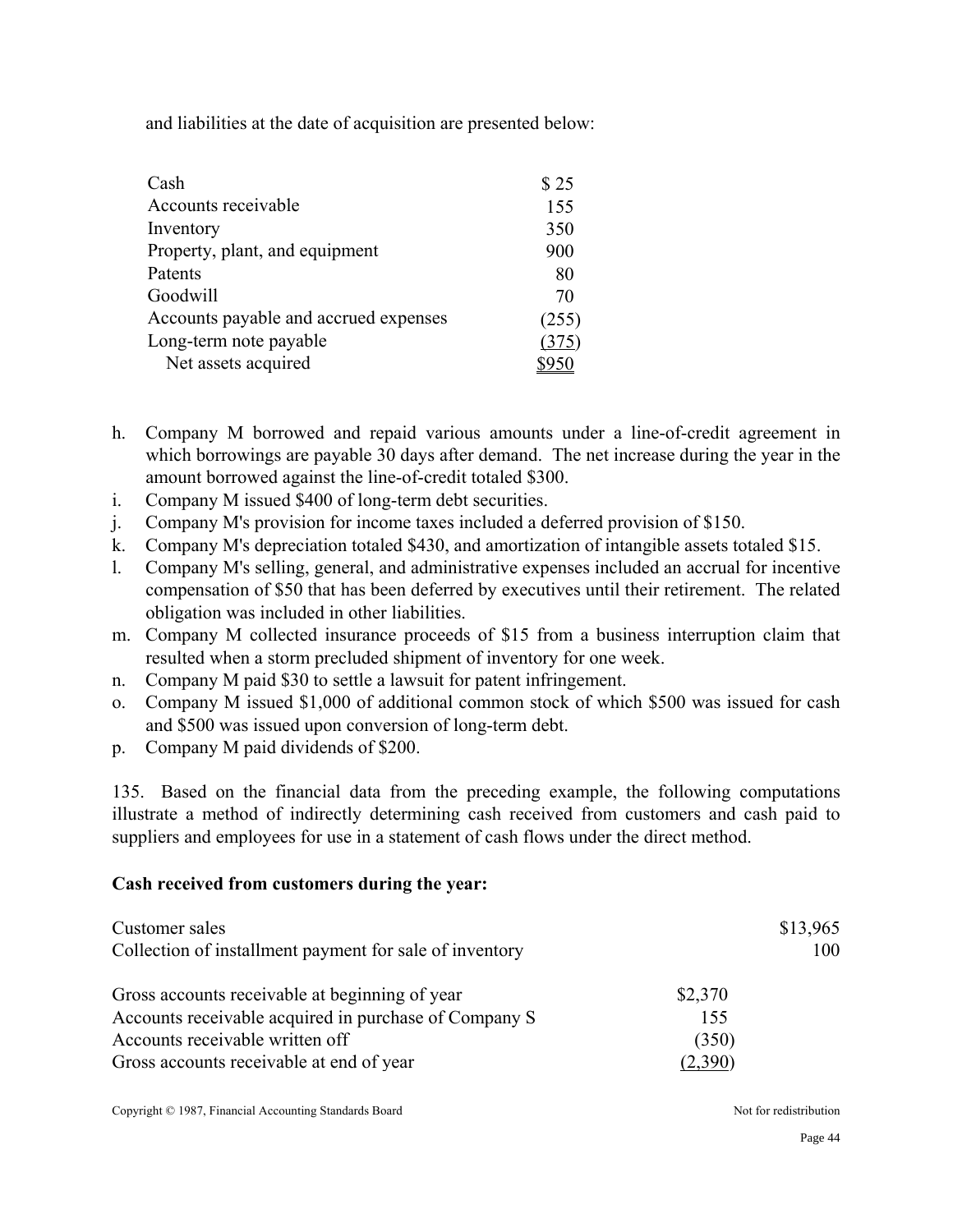and liabilities at the date of acquisition are presented below:

| | |
|---|---|
| Cash | $ 25 |
| Accounts receivable | 155 |
| Inventory | 350 |
| Property, plant, and equipment | 900 |
| Patents | 80 |
| Goodwill | 70 |
| Accounts payable and accrued expenses | (255) |
| Long-term note payable | (375) |
| Net assets acquired | $950 |

h. Company M borrowed and repaid various amounts under a line-of-credit agreement in which borrowings are payable 30 days after demand. The net increase during the year in the amount borrowed against the line-of-credit totaled $300.
i. Company M issued $400 of long-term debt securities.
j. Company M's provision for income taxes included a deferred provision of $150.
k. Company M's depreciation totaled $430, and amortization of intangible assets totaled $15.
l. Company M's selling, general, and administrative expenses included an accrual for incentive compensation of $50 that has been deferred by executives until their retirement. The related obligation was included in other liabilities.
m. Company M collected insurance proceeds of $15 from a business interruption claim that resulted when a storm precluded shipment of inventory for one week.
n. Company M paid $30 to settle a lawsuit for patent infringement.
o. Company M issued $1,000 of additional common stock of which $500 was issued for cash and $500 was issued upon conversion of long-term debt.
p. Company M paid dividends of $200.

135. Based on the financial data from the preceding example, the following computations illustrate a method of indirectly determining cash received from customers and cash paid to suppliers and employees for use in a statement of cash flows under the direct method.

**Cash received from customers during the year:**

| | | |
|---|---|---|
| Customer sales | | $13,965 |
| Collection of installment payment for sale of inventory | | 100 |
| | | |
| Gross accounts receivable at beginning of year | $2,370 | |
| Accounts receivable acquired in purchase of Company S | 155 | |
| Accounts receivable written off | (350) | |
| Gross accounts receivable at end of year | (2,390) | |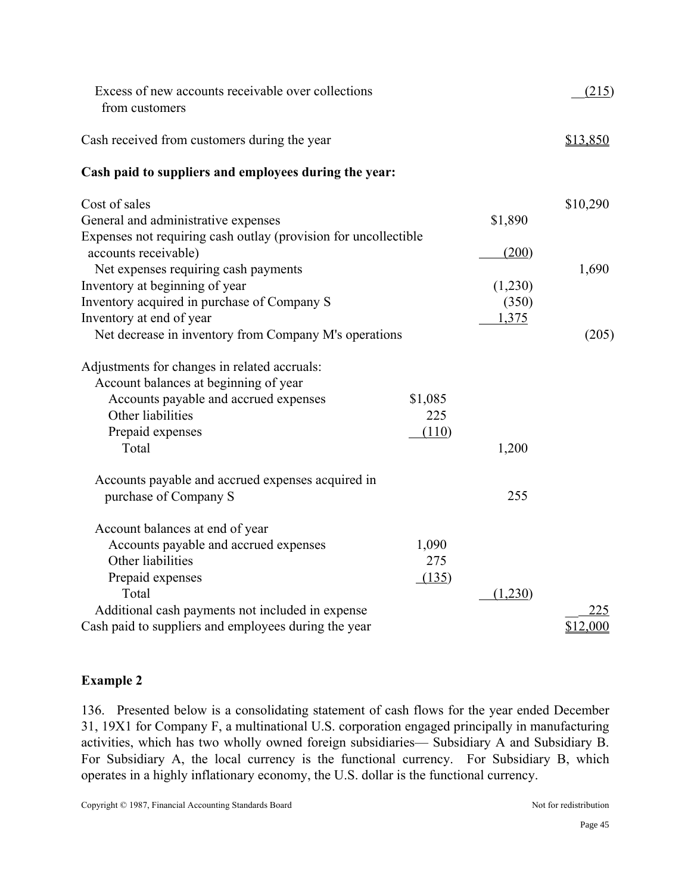| | | | |
|---|---|---|---|
| Excess of new accounts receivable over collections from customers | | | (215) |
| Cash received from customers during the year | | | $13,850 |

**Cash paid to suppliers and employees during the year:**

| | | | |
|---|---|---|---|
| Cost of sales | | | $10,290 |
| General and administrative expenses | | $1,890 | |
| Expenses not requiring cash outlay (provision for uncollectible accounts receivable) | | (200) | |
| Net expenses requiring cash payments | | | 1,690 |
| Inventory at beginning of year | | (1,230) | |
| Inventory acquired in purchase of Company S | | (350) | |
| Inventory at end of year | | 1,375 | |
| Net decrease in inventory from Company M's operations | | | (205) |
| Adjustments for changes in related accruals: | | | |
| Account balances at beginning of year | | | |
| Accounts payable and accrued expenses | $1,085 | | |
| Other liabilities | 225 | | |
| Prepaid expenses | (110) | | |
| Total | | 1,200 | |
| Accounts payable and accrued expenses acquired in purchase of Company S | | 255 | |
| Account balances at end of year | | | |
| Accounts payable and accrued expenses | 1,090 | | |
| Other liabilities | 275 | | |
| Prepaid expenses | (135) | | |
| Total | | (1,230) | |
| Additional cash payments not included in expense | | | 225 |
| Cash paid to suppliers and employees during the year | | | $12,000 |

### Example 2

136. Presented below is a consolidating statement of cash flows for the year ended December 31, 19X1 for Company F, a multinational U.S. corporation engaged principally in manufacturing activities, which has two wholly owned foreign subsidiaries— Subsidiary A and Subsidiary B. For Subsidiary A, the local currency is the functional currency. For Subsidiary B, which operates in a highly inflationary economy, the U.S. dollar is the functional currency.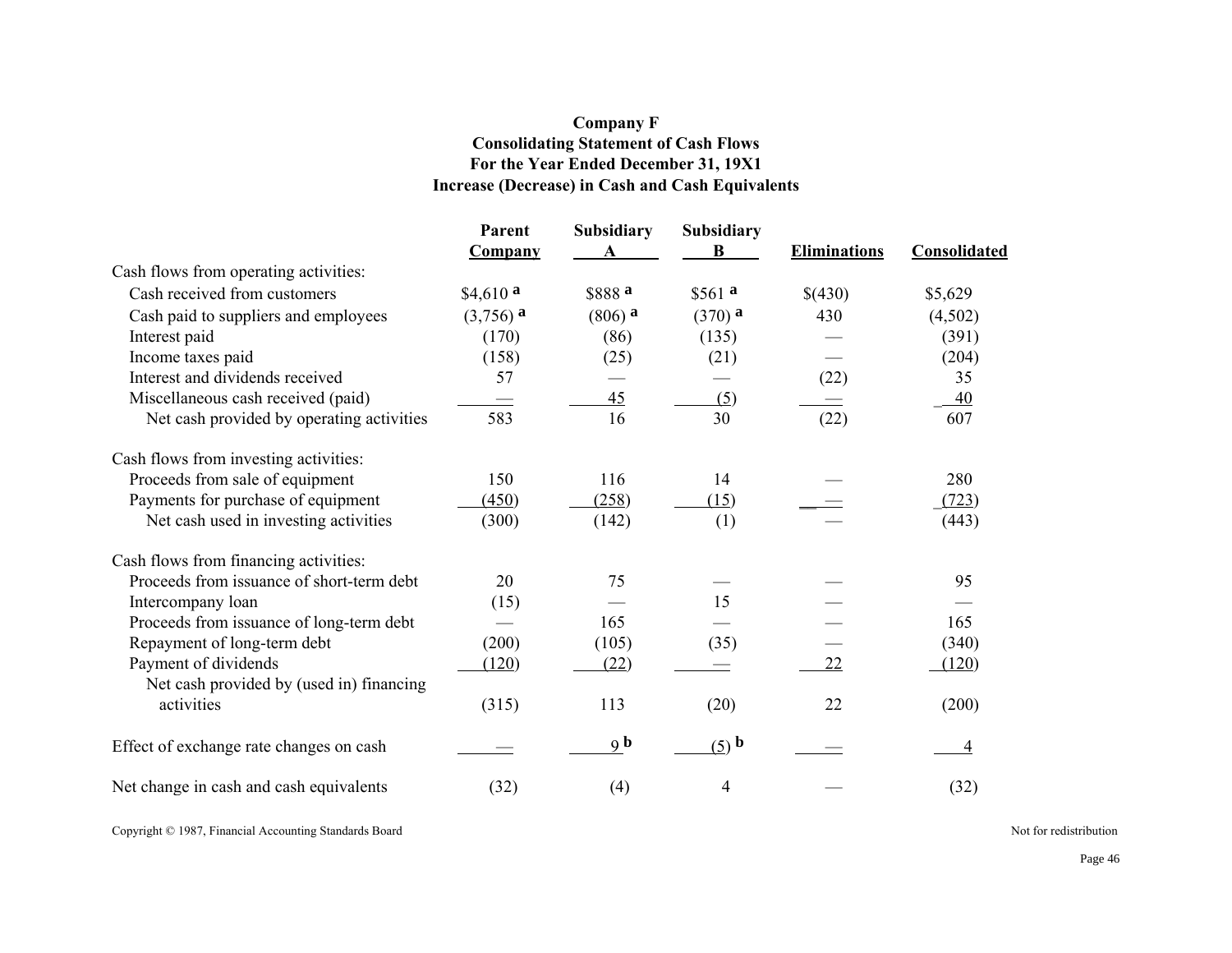**Company F**
**Consolidating Statement of Cash Flows**
**For the Year Ended December 31, 19X1**
**Increase (Decrease) in Cash and Cash Equivalents**

| | Parent Company | Subsidiary A | Subsidiary B | Eliminations | Consolidated |
|---|---|---|---|---|---|
| Cash flows from operating activities: | | | | | |
| Cash received from customers | $4,610 [a] | $888 [a] | $561 [a] | $(430) | $5,629 |
| Cash paid to suppliers and employees | (3,756) [a] | (806) [a] | (370) [a] | 430 | (4,502) |
| Interest paid | (170) | (86) | (135) | — | (391) |
| Income taxes paid | (158) | (25) | (21) | — | (204) |
| Interest and dividends received | 57 | — | — | (22) | 35 |
| Miscellaneous cash received (paid) | — | 45 | (5) | — | 40 |
| Net cash provided by operating activities | 583 | 16 | 30 | (22) | 607 |
| Cash flows from investing activities: | | | | | |
| Proceeds from sale of equipment | 150 | 116 | 14 | — | 280 |
| Payments for purchase of equipment | (450) | (258) | (15) | — | (723) |
| Net cash used in investing activities | (300) | (142) | (1) | — | (443) |
| Cash flows from financing activities: | | | | | |
| Proceeds from issuance of short-term debt | 20 | 75 | — | — | 95 |
| Intercompany loan | (15) | — | 15 | — | — |
| Proceeds from issuance of long-term debt | — | 165 | — | — | 165 |
| Repayment of long-term debt | (200) | (105) | (35) | — | (340) |
| Payment of dividends | (120) | (22) | — | 22 | (120) |
| Net cash provided by (used in) financing activities | (315) | 113 | (20) | 22 | (200) |
| Effect of exchange rate changes on cash | — | 9 [b] | (5) [b] | — | 4 |
| Net change in cash and cash equivalents | (32) | (4) | 4 | — | (32) |

Copyright © 1987, Financial Accounting Standards Board

Not for redistribution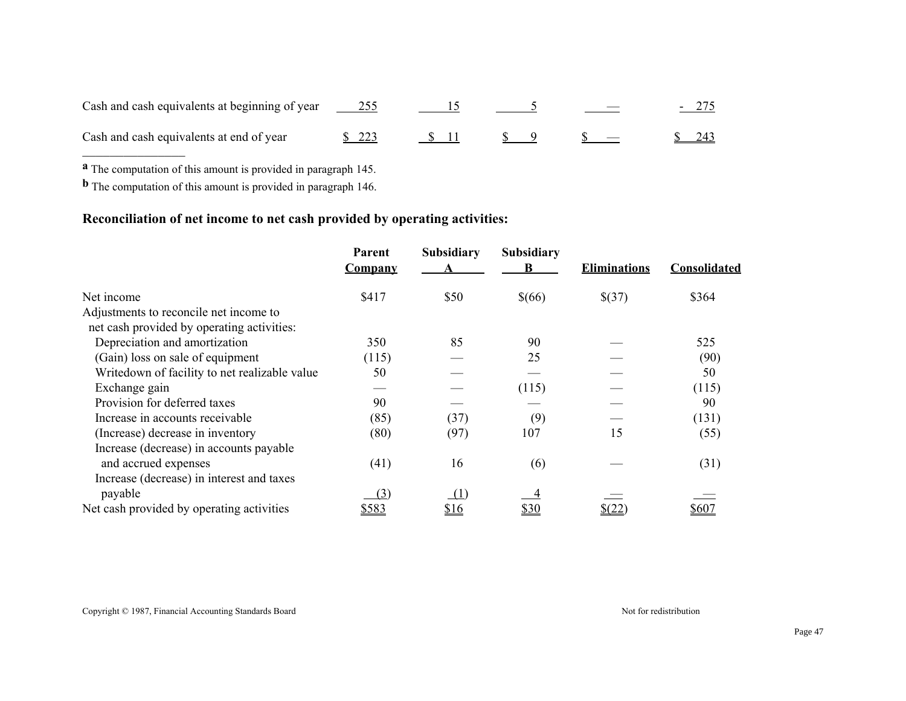| | | | | | |
|---|---|---|---|---|---|
| Cash and cash equivalents at beginning of year | 255 | 15 | 5 | — | - 275 |
| Cash and cash equivalents at end of year | $ 223 | $ 11 | $ 9 | $ — | $ 243 |

---

**a** The computation of this amount is provided in paragraph 145.

**b** The computation of this amount is provided in paragraph 146.

### Reconciliation of net income to net cash provided by operating activities:

| | Parent Company | Subsidiary A | Subsidiary B | Eliminations | Consolidated |
|---|---|---|---|---|---|
| Net income | $417 | $50 | $(66) | $(37) | $364 |
| Adjustments to reconcile net income to net cash provided by operating activities: | | | | | |
| Depreciation and amortization | 350 | 85 | 90 | — | 525 |
| (Gain) loss on sale of equipment | (115) | — | 25 | — | (90) |
| Writedown of facility to net realizable value | 50 | — | — | — | 50 |
| Exchange gain | — | — | (115) | — | (115) |
| Provision for deferred taxes | 90 | — | — | — | 90 |
| Increase in accounts receivable | (85) | (37) | (9) | — | (131) |
| (Increase) decrease in inventory | (80) | (97) | 107 | 15 | (55) |
| Increase (decrease) in accounts payable and accrued expenses | (41) | 16 | (6) | — | (31) |
| Increase (decrease) in interest and taxes payable | (3) | (1) | 4 | — | — |
| Net cash provided by operating activities | $583 | $16 | $30 | $(22) | $607 |

Copyright © 1987, Financial Accounting Standards Board Not for redistribution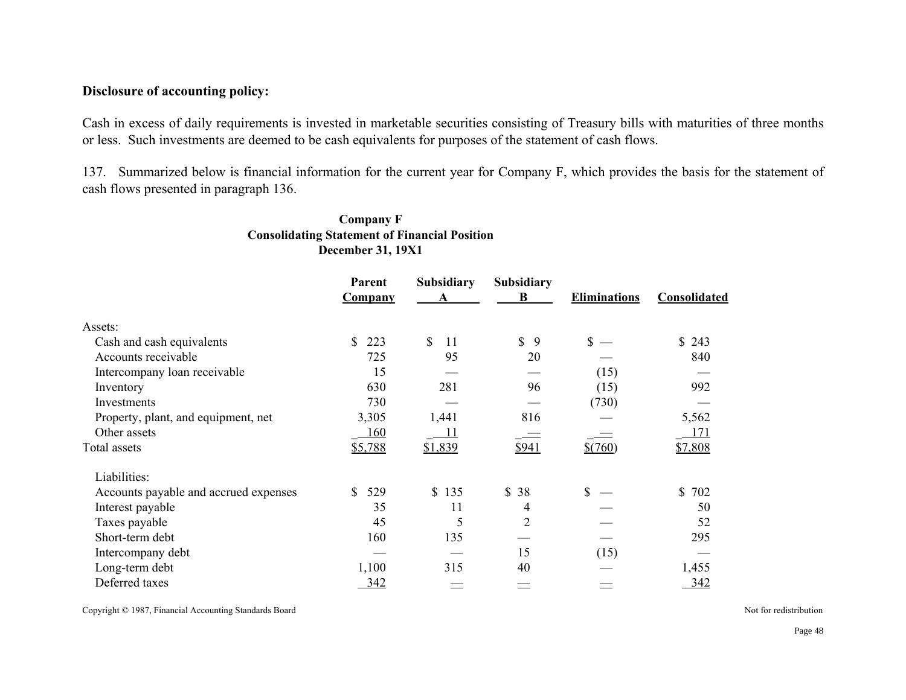**Disclosure of accounting policy:**

Cash in excess of daily requirements is invested in marketable securities consisting of Treasury bills with maturities of three months or less. Such investments are deemed to be cash equivalents for purposes of the statement of cash flows.

137. Summarized below is financial information for the current year for Company F, which provides the basis for the statement of cash flows presented in paragraph 136.

**Company F**
**Consolidating Statement of Financial Position**
**December 31, 19X1**

| | Parent Company | Subsidiary A | Subsidiary B | Eliminations | Consolidated |
|---|---|---|---|---|---|
| Assets: | | | | | |
| Cash and cash equivalents | $ 223 | $ 11 | $ 9 | $ — | $ 243 |
| Accounts receivable | 725 | 95 | 20 | — | 840 |
| Intercompany loan receivable | 15 | — | — | (15) | — |
| Inventory | 630 | 281 | 96 | (15) | 992 |
| Investments | 730 | — | — | (730) | — |
| Property, plant, and equipment, net | 3,305 | 1,441 | 816 | — | 5,562 |
| Other assets | 160 | 11 | — | — | 171 |
| Total assets | $5,788 | $1,839 | $941 | $(760) | $7,808 |
| Liabilities: | | | | | |
| Accounts payable and accrued expenses | $ 529 | $ 135 | $ 38 | $ — | $ 702 |
| Interest payable | 35 | 11 | 4 | — | 50 |
| Taxes payable | 45 | 5 | 2 | — | 52 |
| Short-term debt | 160 | 135 | — | — | 295 |
| Intercompany debt | — | — | 15 | (15) | — |
| Long-term debt | 1,100 | 315 | 40 | — | 1,455 |
| Deferred taxes | 342 | — | — | — | 342 |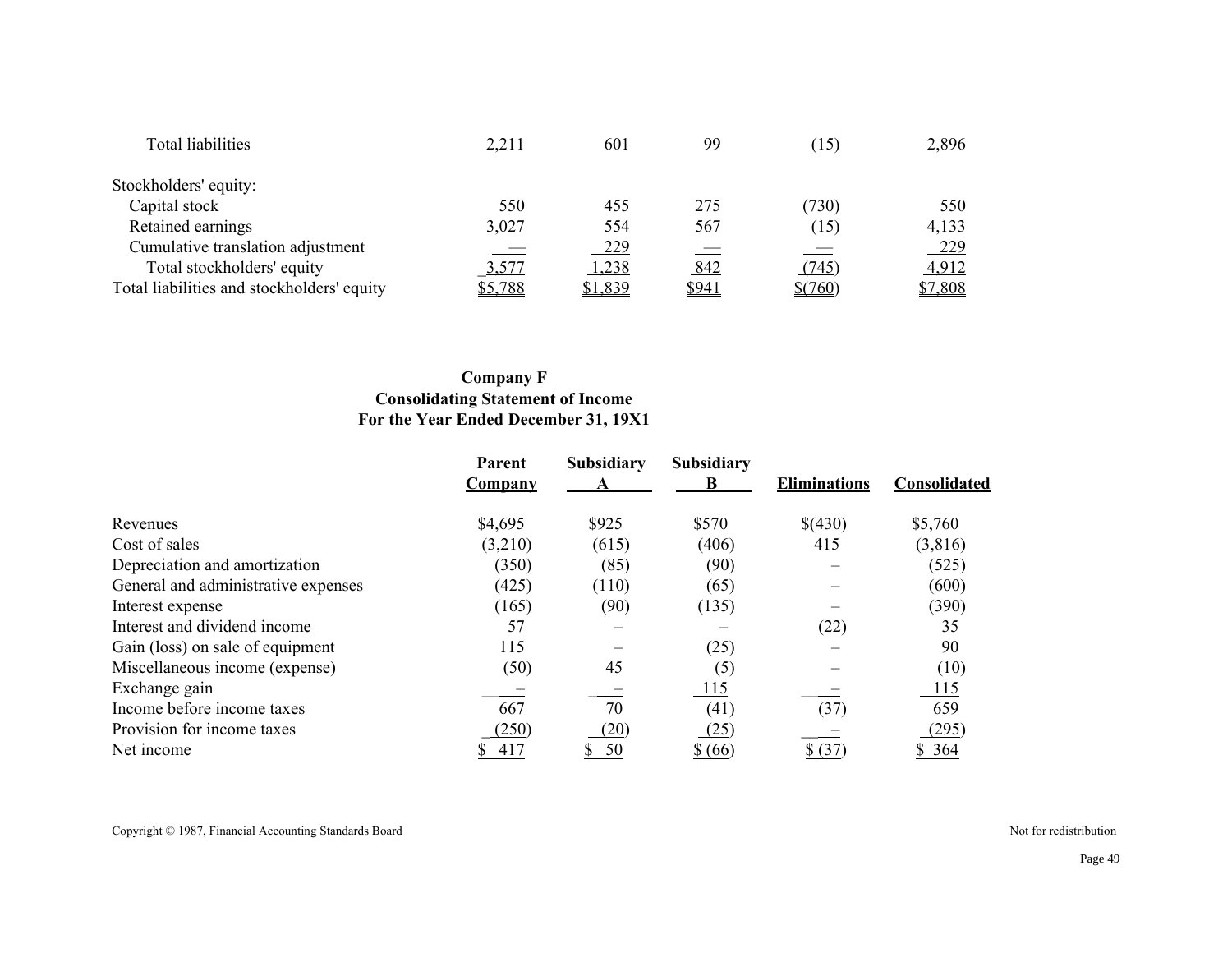| | | | | | |
|---|---|---|---|---|---|
| Total liabilities | 2,211 | 601 | 99 | (15) | 2,896 |
| Stockholders' equity: | | | | | |
| Capital stock | 550 | 455 | 275 | (730) | 550 |
| Retained earnings | 3,027 | 554 | 567 | (15) | 4,133 |
| Cumulative translation adjustment | — | 229 | — | — | 229 |
| Total stockholders' equity | 3,577 | 1,238 | 842 | (745) | 4,912 |
| Total liabilities and stockholders' equity | $5,788 | $1,839 | $941 | $(760) | $7,808 |

**Company F**
**Consolidating Statement of Income**
**For the Year Ended December 31, 19X1**

| | Parent Company | Subsidiary A | Subsidiary B | Eliminations | Consolidated |
|---|---|---|---|---|---|
| Revenues | $4,695 | $925 | $570 | $(430) | $5,760 |
| Cost of sales | (3,210) | (615) | (406) | 415 | (3,816) |
| Depreciation and amortization | (350) | (85) | (90) | – | (525) |
| General and administrative expenses | (425) | (110) | (65) | – | (600) |
| Interest expense | (165) | (90) | (135) | – | (390) |
| Interest and dividend income | 57 | – | – | (22) | 35 |
| Gain (loss) on sale of equipment | 115 | – | (25) | – | 90 |
| Miscellaneous income (expense) | (50) | 45 | (5) | – | (10) |
| Exchange gain | – | – | 115 | – | 115 |
| Income before income taxes | 667 | 70 | (41) | (37) | 659 |
| Provision for income taxes | (250) | (20) | (25) | – | (295) |
| Net income | $ 417 | $ 50 | $ (66) | $ (37) | $ 364 |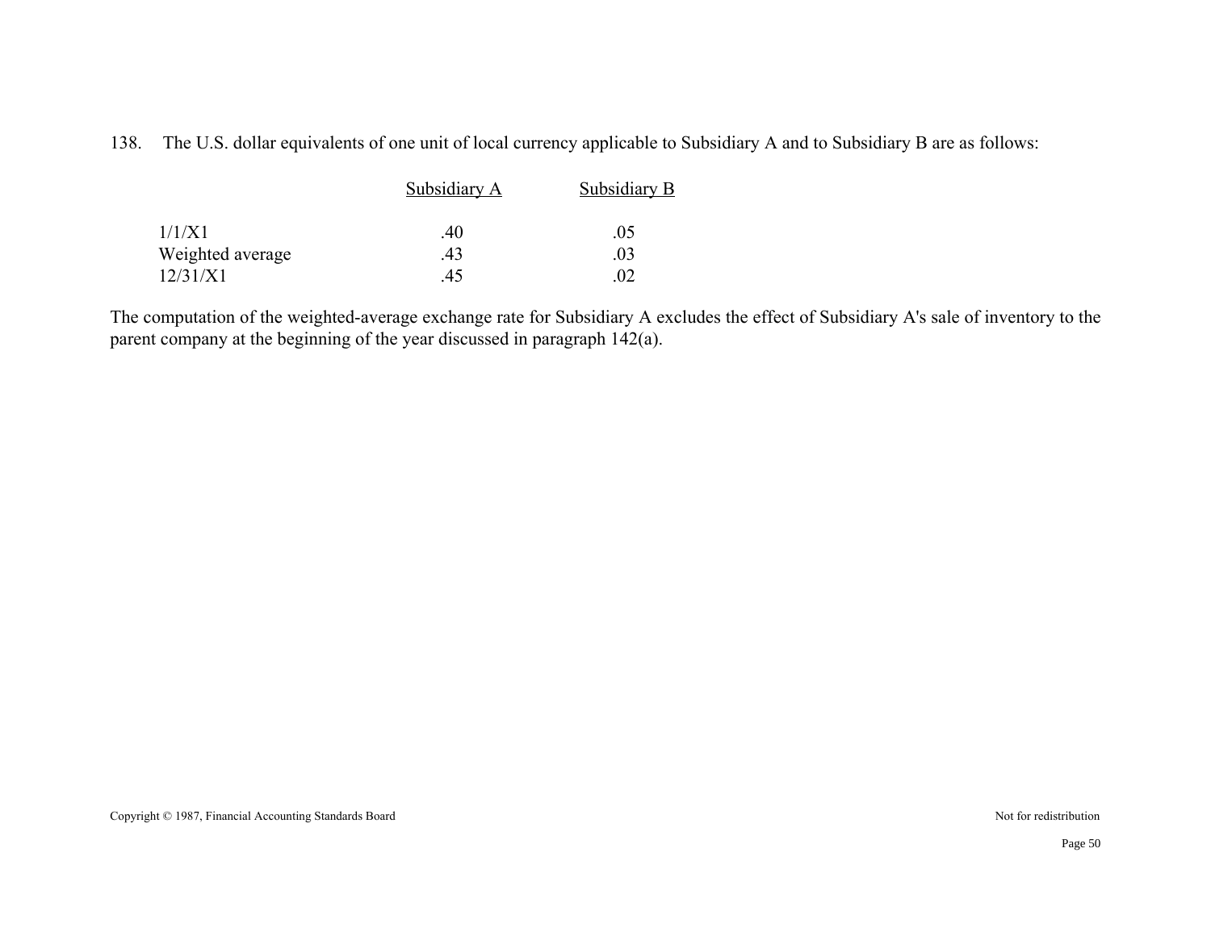138. The U.S. dollar equivalents of one unit of local currency applicable to Subsidiary A and to Subsidiary B are as follows:

| | Subsidiary A | Subsidiary B |
|---|---|---|
| 1/1/X1 | .40 | .05 |
| Weighted average | .43 | .03 |
| 12/31/X1 | .45 | .02 |

The computation of the weighted-average exchange rate for Subsidiary A excludes the effect of Subsidiary A's sale of inventory to the parent company at the beginning of the year discussed in paragraph 142(a).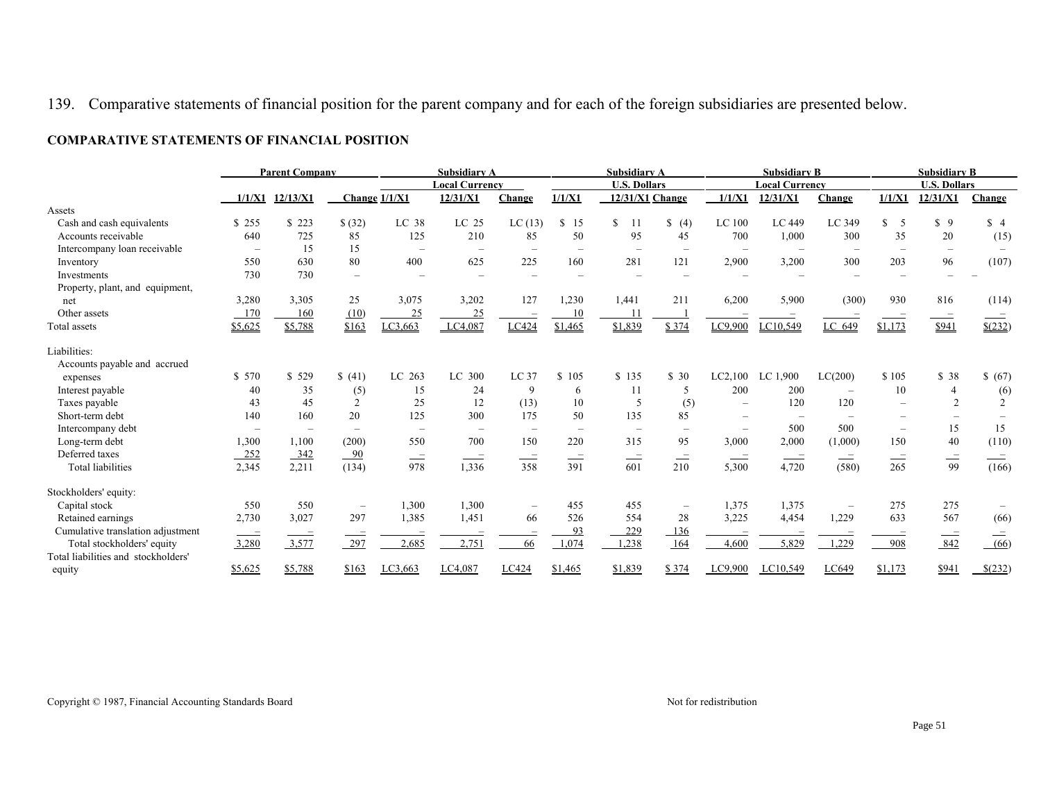139. Comparative statements of financial position for the parent company and for each of the foreign subsidiaries are presented below.

**COMPARATIVE STATEMENTS OF FINANCIAL POSITION**

| | Parent Company | | | Subsidiary A Local Currency | | | Subsidiary A U.S. Dollars | | | Subsidiary B Local Currency | | | Subsidiary B U.S. Dollars | | |
|---|---|---|---|---|---|---|---|---|---|---|---|---|---|---|---|
| | 1/1/X1 | 12/13/X1 | Change | 1/1/X1 | 12/31/X1 | Change | 1/1/X1 | 12/31/X1 | Change | 1/1/X1 | 12/31/X1 | Change | 1/1/X1 | 12/31/X1 | Change |
| Assets | | | | | | | | | | | | | | | |
| Cash and cash equivalents | $ 255 | $ 223 | $ (32) | LC 38 | LC 25 | LC (13) | $ 15 | $ 11 | $ (4) | LC 100 | LC 449 | LC 349 | $ 5 | $ 9 | $ 4 |
| Accounts receivable | 640 | 725 | 85 | 125 | 210 | 85 | 50 | 95 | 45 | 700 | 1,000 | 300 | 35 | 20 | (15) |
| Intercompany loan receivable | – | 15 | 15 | – | – | – | – | – | – | – | – | – | – | – | – |
| Inventory | 550 | 630 | 80 | 400 | 625 | 225 | 160 | 281 | 121 | 2,900 | 3,200 | 300 | 203 | 96 | (107) |
| Investments | 730 | 730 | – | – | – | – | – | – | – | – | – | – | – | – | – |
| Property, plant, and equipment, net | 3,280 | 3,305 | 25 | 3,075 | 3,202 | 127 | 1,230 | 1,441 | 211 | 6,200 | 5,900 | (300) | 930 | 816 | (114) |
| Other assets | 170 | 160 | (10) | 25 | 25 | – | 10 | 11 | 1 | – | – | – | – | – | – |
| Total assets | $5,625 | $5,788 | $163 | LC3,663 | LC4,087 | LC424 | $1,465 | $1,839 | $ 374 | LC9,900 | LC10,549 | LC 649 | $1,173 | $941 | $(232) |
| Liabilities: | | | | | | | | | | | | | | | |
| Accounts payable and accrued expenses | $ 570 | $ 529 | $ (41) | LC 263 | LC 300 | LC 37 | $ 105 | $ 135 | $ 30 | LC2,100 | LC 1,900 | LC(200) | $ 105 | $ 38 | $ (67) |
| Interest payable | 40 | 35 | (5) | 15 | 24 | 9 | 6 | 11 | 5 | 200 | 200 | – | 10 | 4 | (6) |
| Taxes payable | 43 | 45 | 2 | 25 | 12 | (13) | 10 | 5 | (5) | – | 120 | 120 | – | 2 | 2 |
| Short-term debt | 140 | 160 | 20 | 125 | 300 | 175 | 50 | 135 | 85 | – | – | – | – | – | – |
| Intercompany debt | – | – | – | – | – | – | – | – | – | – | 500 | 500 | – | 15 | 15 |
| Long-term debt | 1,300 | 1,100 | (200) | 550 | 700 | 150 | 220 | 315 | 95 | 3,000 | 2,000 | (1,000) | 150 | 40 | (110) |
| Deferred taxes | 252 | 342 | 90 | – | – | – | – | – | – | – | – | – | – | – | – |
| Total liabilities | 2,345 | 2,211 | (134) | 978 | 1,336 | 358 | 391 | 601 | 210 | 5,300 | 4,720 | (580) | 265 | 99 | (166) |
| Stockholders' equity: | | | | | | | | | | | | | | | |
| Capital stock | 550 | 550 | – | 1,300 | 1,300 | – | 455 | 455 | – | 1,375 | 1,375 | – | 275 | 275 | – |
| Retained earnings | 2,730 | 3,027 | 297 | 1,385 | 1,451 | 66 | 526 | 554 | 28 | 3,225 | 4,454 | 1,229 | 633 | 567 | (66) |
| Cumulative translation adjustment | – | – | – | – | – | – | 93 | 229 | 136 | – | – | – | – | – | – |
| Total stockholders' equity | 3,280 | 3,577 | 297 | 2,685 | 2,751 | 66 | 1,074 | 1,238 | 164 | 4,600 | 5,829 | 1,229 | 908 | 842 | (66) |
| Total liabilities and stockholders' equity | $5,625 | $5,788 | $163 | LC3,663 | LC4,087 | LC424 | $1,465 | $1,839 | $ 374 | LC9,900 | LC10,549 | LC649 | $1,173 | $941 | $(232) |

Copyright © 1987, Financial Accounting Standards Board — Not for redistribution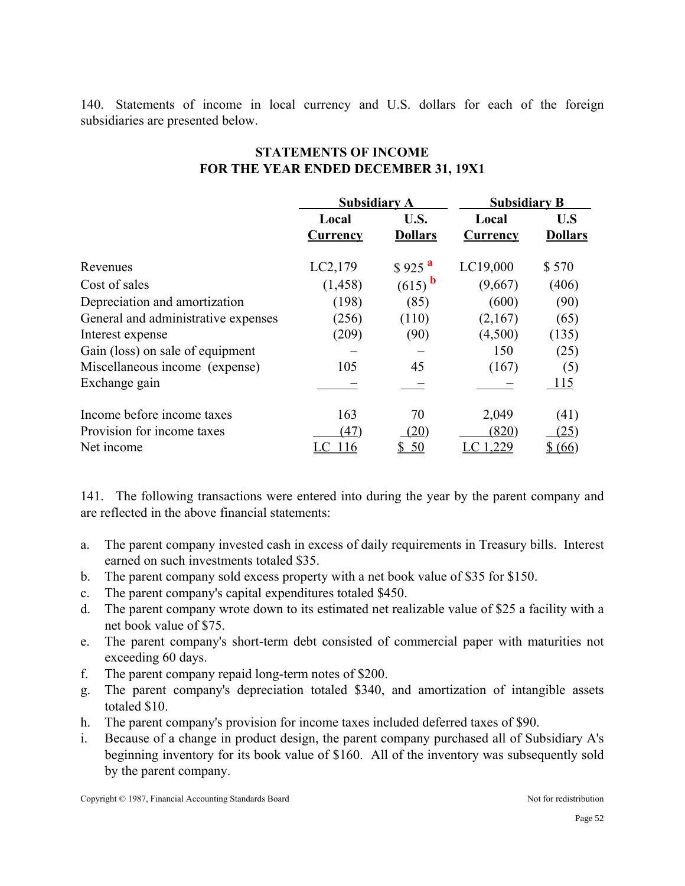140. Statements of income in local currency and U.S. dollars for each of the foreign subsidiaries are presented below.

**STATEMENTS OF INCOME**
**FOR THE YEAR ENDED DECEMBER 31, 19X1**

| | Subsidiary A | | Subsidiary B | |
|---|---|---|---|---|
| | Local Currency | U.S. Dollars | Local Currency | U.S Dollars |
| Revenues | LC2,179 | $ 925 [a] | LC19,000 | $ 570 |
| Cost of sales | (1,458) | (615) [b] | (9,667) | (406) |
| Depreciation and amortization | (198) | (85) | (600) | (90) |
| General and administrative expenses | (256) | (110) | (2,167) | (65) |
| Interest expense | (209) | (90) | (4,500) | (135) |
| Gain (loss) on sale of equipment | – | – | 150 | (25) |
| Miscellaneous income (expense) | 105 | 45 | (167) | (5) |
| Exchange gain | – | – | – | 115 |
| Income before income taxes | 163 | 70 | 2,049 | (41) |
| Provision for income taxes | (47) | (20) | (820) | (25) |
| Net income | LC 116 | $ 50 | LC 1,229 | $ (66) |

141. The following transactions were entered into during the year by the parent company and are reflected in the above financial statements:

a. The parent company invested cash in excess of daily requirements in Treasury bills. Interest earned on such investments totaled $35.
b. The parent company sold excess property with a net book value of $35 for $150.
c. The parent company's capital expenditures totaled $450.
d. The parent company wrote down to its estimated net realizable value of $25 a facility with a net book value of $75.
e. The parent company's short-term debt consisted of commercial paper with maturities not exceeding 60 days.
f. The parent company repaid long-term notes of $200.
g. The parent company's depreciation totaled $340, and amortization of intangible assets totaled $10.
h. The parent company's provision for income taxes included deferred taxes of $90.
i. Because of a change in product design, the parent company purchased all of Subsidiary A's beginning inventory for its book value of $160. All of the inventory was subsequently sold by the parent company.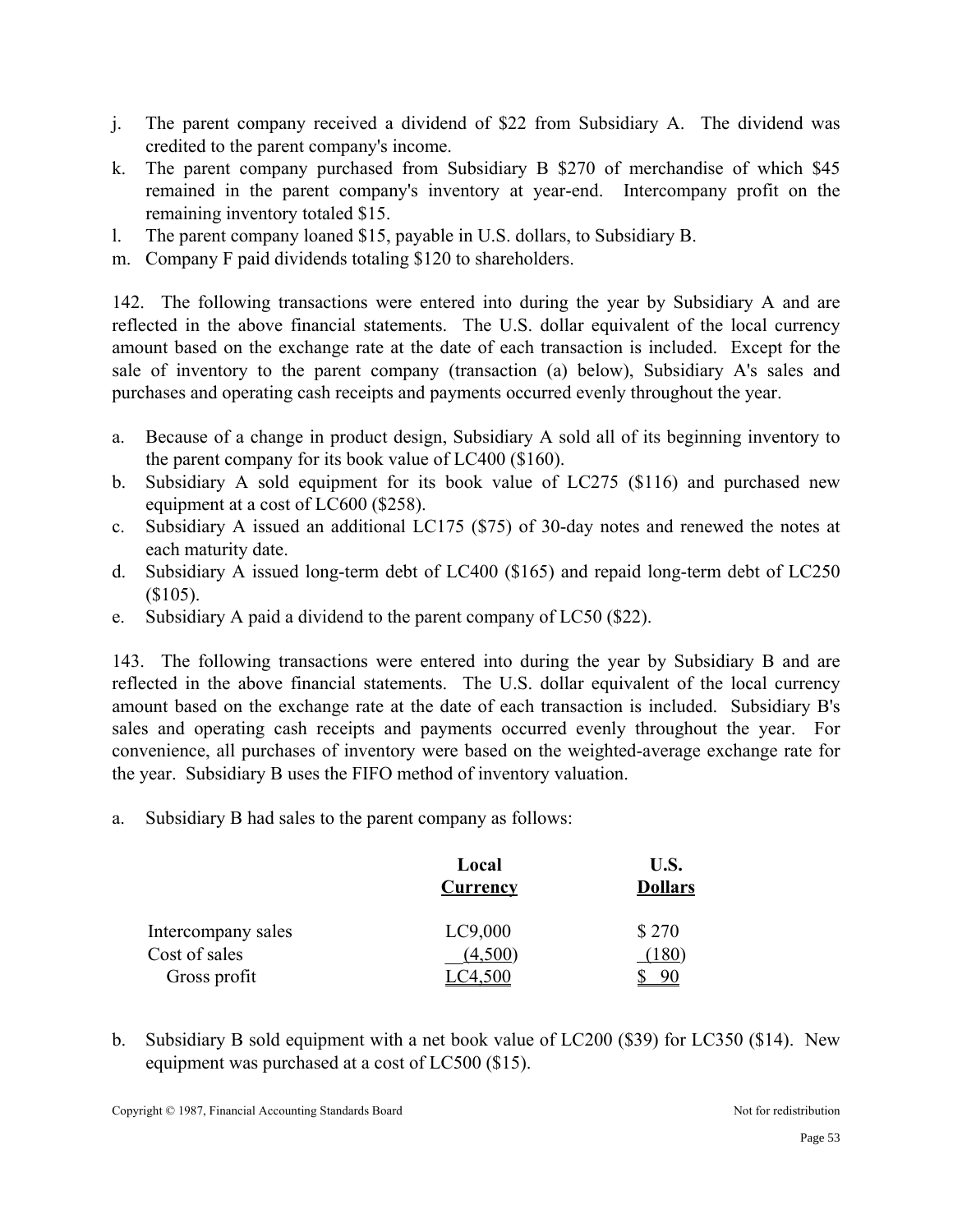j. The parent company received a dividend of $22 from Subsidiary A. The dividend was credited to the parent company's income.
k. The parent company purchased from Subsidiary B $270 of merchandise of which $45 remained in the parent company's inventory at year-end. Intercompany profit on the remaining inventory totaled $15.
l. The parent company loaned $15, payable in U.S. dollars, to Subsidiary B.
m. Company F paid dividends totaling $120 to shareholders.

142. The following transactions were entered into during the year by Subsidiary A and are reflected in the above financial statements. The U.S. dollar equivalent of the local currency amount based on the exchange rate at the date of each transaction is included. Except for the sale of inventory to the parent company (transaction (a) below), Subsidiary A's sales and purchases and operating cash receipts and payments occurred evenly throughout the year.

a. Because of a change in product design, Subsidiary A sold all of its beginning inventory to the parent company for its book value of LC400 ($160).
b. Subsidiary A sold equipment for its book value of LC275 ($116) and purchased new equipment at a cost of LC600 ($258).
c. Subsidiary A issued an additional LC175 ($75) of 30-day notes and renewed the notes at each maturity date.
d. Subsidiary A issued long-term debt of LC400 ($165) and repaid long-term debt of LC250 ($105).
e. Subsidiary A paid a dividend to the parent company of LC50 ($22).

143. The following transactions were entered into during the year by Subsidiary B and are reflected in the above financial statements. The U.S. dollar equivalent of the local currency amount based on the exchange rate at the date of each transaction is included. Subsidiary B's sales and operating cash receipts and payments occurred evenly throughout the year. For convenience, all purchases of inventory were based on the weighted-average exchange rate for the year. Subsidiary B uses the FIFO method of inventory valuation.

a. Subsidiary B had sales to the parent company as follows:

| | Local Currency | U.S. Dollars |
|---|---|---|
| Intercompany sales | LC9,000 | $ 270 |
| Cost of sales | (4,500) | (180) |
| Gross profit | LC4,500 | $ 90 |

b. Subsidiary B sold equipment with a net book value of LC200 ($39) for LC350 ($14). New equipment was purchased at a cost of LC500 ($15).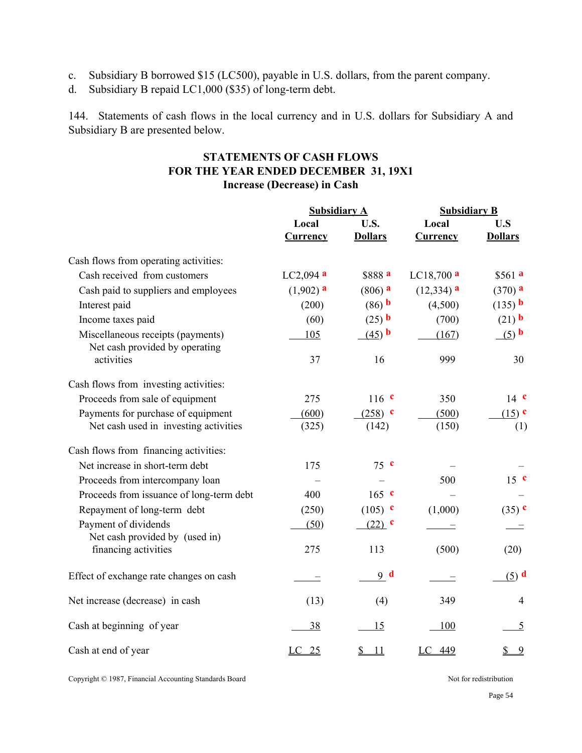c. Subsidiary B borrowed $15 (LC500), payable in U.S. dollars, from the parent company.
d. Subsidiary B repaid LC1,000 ($35) of long-term debt.

144. Statements of cash flows in the local currency and in U.S. dollars for Subsidiary A and Subsidiary B are presented below.

**STATEMENTS OF CASH FLOWS**
**FOR THE YEAR ENDED DECEMBER 31, 19X1**
**Increase (Decrease) in Cash**

| | Subsidiary A | | Subsidiary B | |
|---|---|---|---|---|
| | Local Currency | U.S. Dollars | Local Currency | U.S Dollars |
| Cash flows from operating activities: | | | | |
| Cash received from customers | LC2,094 [a] | $888 [a] | LC18,700 [a] | $561 [a] |
| Cash paid to suppliers and employees | (1,902) [a] | (806) [a] | (12,334) [a] | (370) [a] |
| Interest paid | (200) | (86) [b] | (4,500) | (135) [b] |
| Income taxes paid | (60) | (25) [b] | (700) | (21) [b] |
| Miscellaneous receipts (payments) | 105 | (45) [b] | (167) | (5) [b] |
| Net cash provided by operating activities | 37 | 16 | 999 | 30 |
| Cash flows from investing activities: | | | | |
| Proceeds from sale of equipment | 275 | 116 [c] | 350 | 14 [c] |
| Payments for purchase of equipment | (600) | (258) [c] | (500) | (15) [c] |
| Net cash used in investing activities | (325) | (142) | (150) | (1) |
| Cash flows from financing activities: | | | | |
| Net increase in short-term debt | 175 | 75 [c] | – | – |
| Proceeds from intercompany loan | – | – | 500 | 15 [c] |
| Proceeds from issuance of long-term debt | 400 | 165 [c] | – | – |
| Repayment of long-term debt | (250) | (105) [c] | (1,000) | (35) [c] |
| Payment of dividends | (50) | (22) [c] | – | – |
| Net cash provided by (used in) financing activities | 275 | 113 | (500) | (20) |
| Effect of exchange rate changes on cash | – | 9 [d] | – | (5) [d] |
| Net increase (decrease) in cash | (13) | (4) | 349 | 4 |
| Cash at beginning of year | 38 | 15 | 100 | 5 |
| Cash at end of year | LC 25 | $ 11 | LC 449 | $ 9 |

Copyright © 1987, Financial Accounting Standards Board Not for redistribution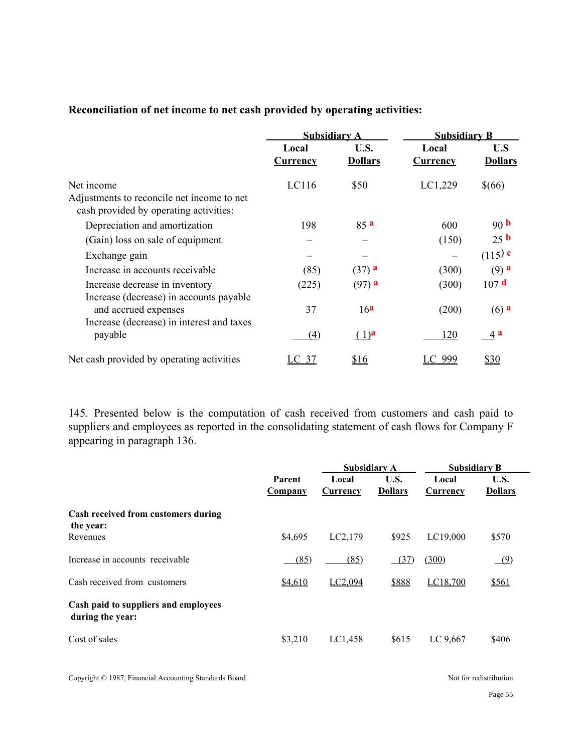**Reconciliation of net income to net cash provided by operating activities:**

| | Subsidiary A | | Subsidiary B | |
|---|---|---|---|---|
| | Local Currency | U.S. Dollars | Local Currency | U.S Dollars |
| Net income | LC116 | $50 | LC1,229 | $(66) |
| Adjustments to reconcile net income to net cash provided by operating activities: | | | | |
| Depreciation and amortization | 198 | 85 [a] | 600 | 90 [b] |
| (Gain) loss on sale of equipment | – | – | (150) | 25 [b] |
| Exchange gain | – | – | – | (115) [c] |
| Increase in accounts receivable | (85) | (37) [a] | (300) | (9) [a] |
| Increase decrease in inventory | (225) | (97) [a] | (300) | 107 [d] |
| Increase (decrease) in accounts payable and accrued expenses | 37 | 16[a] | (200) | (6) [a] |
| Increase (decrease) in interest and taxes payable | (4) | ( 1)[a] | 120 | 4 [a] |
| Net cash provided by operating activities | LC 37 | $16 | LC 999 | $30 |

145. Presented below is the computation of cash received from customers and cash paid to suppliers and employees as reported in the consolidating statement of cash flows for Company F appearing in paragraph 136.

| | | Subsidiary A | | Subsidiary B | |
|---|---|---|---|---|---|
| | Parent Company | Local Currency | U.S. Dollars | Local Currency | U.S. Dollars |
| **Cash received from customers during the year:** | | | | | |
| Revenues | $4,695 | LC2,179 | $925 | LC19,000 | $570 |
| Increase in accounts receivable | (85) | (85) | (37) | (300) | (9) |
| Cash received from customers | $4,610 | LC2,094 | $888 | LC18,700 | $561 |
| **Cash paid to suppliers and employees during the year:** | | | | | |
| Cost of sales | $3,210 | LC1,458 | $615 | LC 9,667 | $406 |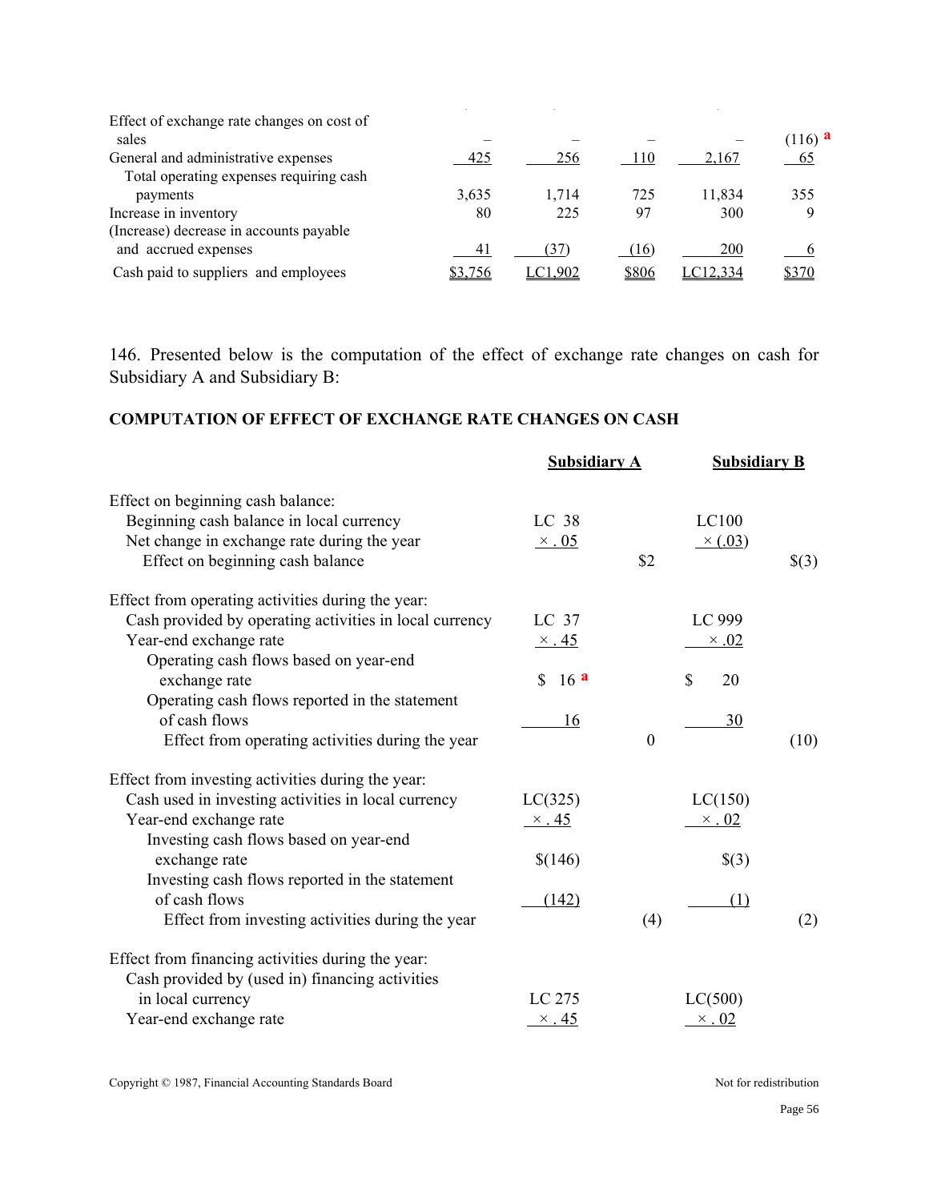| | | | | | |
|---|---|---|---|---|---|
| Effect of exchange rate changes on cost of sales | – | – | – | – | (116) [a] |
| General and administrative expenses | 425 | 256 | 110 | 2,167 | 65 |
| Total operating expenses requiring cash payments | 3,635 | 1,714 | 725 | 11,834 | 355 |
| Increase in inventory | 80 | 225 | 97 | 300 | 9 |
| (Increase) decrease in accounts payable and accrued expenses | 41 | (37) | (16) | 200 | 6 |
| Cash paid to suppliers and employees | $3,756 | LC1,902 | $806 | LC12,334 | $370 |

146. Presented below is the computation of the effect of exchange rate changes on cash for Subsidiary A and Subsidiary B:

**COMPUTATION OF EFFECT OF EXCHANGE RATE CHANGES ON CASH**

| | Subsidiary A | | Subsidiary B | |
|---|---|---|---|---|
| Effect on beginning cash balance: | | | | |
| Beginning cash balance in local currency | LC 38 | | LC100 | |
| Net change in exchange rate during the year | × .05 | | × (.03) | |
| Effect on beginning cash balance | | $2 | | $(3) |
| Effect from operating activities during the year: | | | | |
| Cash provided by operating activities in local currency | LC 37 | | LC 999 | |
| Year-end exchange rate | × .45 | | × .02 | |
| Operating cash flows based on year-end exchange rate | $ 16 [a] | | $ 20 | |
| Operating cash flows reported in the statement of cash flows | 16 | | 30 | |
| Effect from operating activities during the year | | 0 | | (10) |
| Effect from investing activities during the year: | | | | |
| Cash used in investing activities in local currency | LC(325) | | LC(150) | |
| Year-end exchange rate | × .45 | | × .02 | |
| Investing cash flows based on year-end exchange rate | $(146) | | $(3) | |
| Investing cash flows reported in the statement of cash flows | (142) | | (1) | |
| Effect from investing activities during the year | | (4) | | (2) |
| Effect from financing activities during the year: | | | | |
| Cash provided by (used in) financing activities in local currency | LC 275 | | LC(500) | |
| Year-end exchange rate | × .45 | | × .02 | |

Copyright © 1987, Financial Accounting Standards Board — Not for redistribution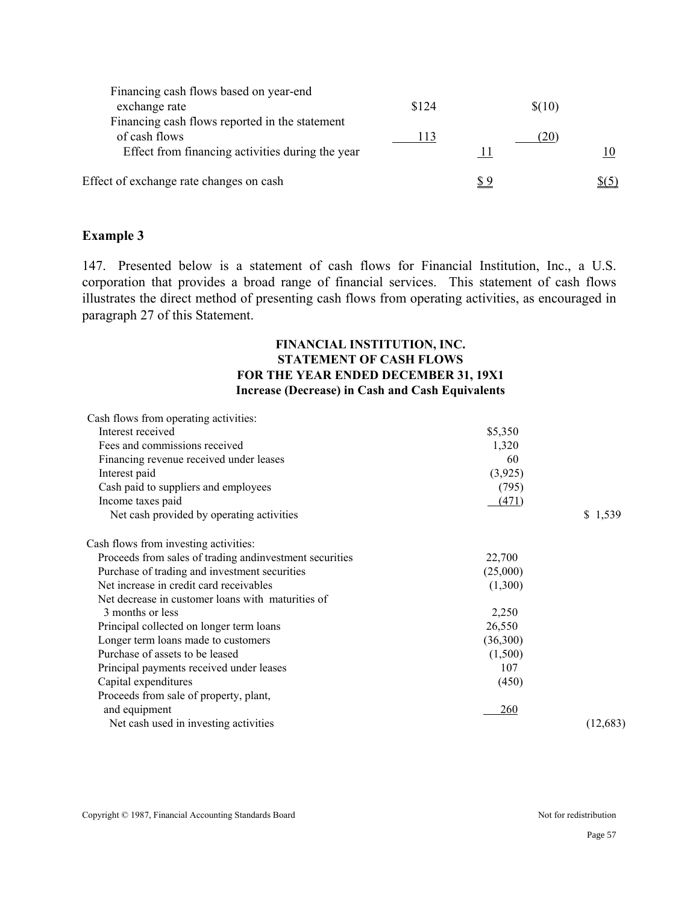| | | | | |
|---|---|---|---|---|
| Financing cash flows based on year-end exchange rate | $124 | | $(10) | |
| Financing cash flows reported in the statement of cash flows | 113 | | (20) | |
| Effect from financing activities during the year | | 11 | | 10 |
| Effect of exchange rate changes on cash | | $ 9 | | $(5) |

### Example 3

147. Presented below is a statement of cash flows for Financial Institution, Inc., a U.S. corporation that provides a broad range of financial services. This statement of cash flows illustrates the direct method of presenting cash flows from operating activities, as encouraged in paragraph 27 of this Statement.

**FINANCIAL INSTITUTION, INC.**
**STATEMENT OF CASH FLOWS**
**FOR THE YEAR ENDED DECEMBER 31, 19X1**
**Increase (Decrease) in Cash and Cash Equivalents**

| | | |
|---|---|---|
| Cash flows from operating activities: | | |
| Interest received | $5,350 | |
| Fees and commissions received | 1,320 | |
| Financing revenue received under leases | 60 | |
| Interest paid | (3,925) | |
| Cash paid to suppliers and employees | (795) | |
| Income taxes paid | (471) | |
| Net cash provided by operating activities | | $ 1,539 |
| Cash flows from investing activities: | | |
| Proceeds from sales of trading andinvestment securities | 22,700 | |
| Purchase of trading and investment securities | (25,000) | |
| Net increase in credit card receivables | (1,300) | |
| Net decrease in customer loans with maturities of 3 months or less | 2,250 | |
| Principal collected on longer term loans | 26,550 | |
| Longer term loans made to customers | (36,300) | |
| Purchase of assets to be leased | (1,500) | |
| Principal payments received under leases | 107 | |
| Capital expenditures | (450) | |
| Proceeds from sale of property, plant, and equipment | 260 | |
| Net cash used in investing activities | | (12,683) |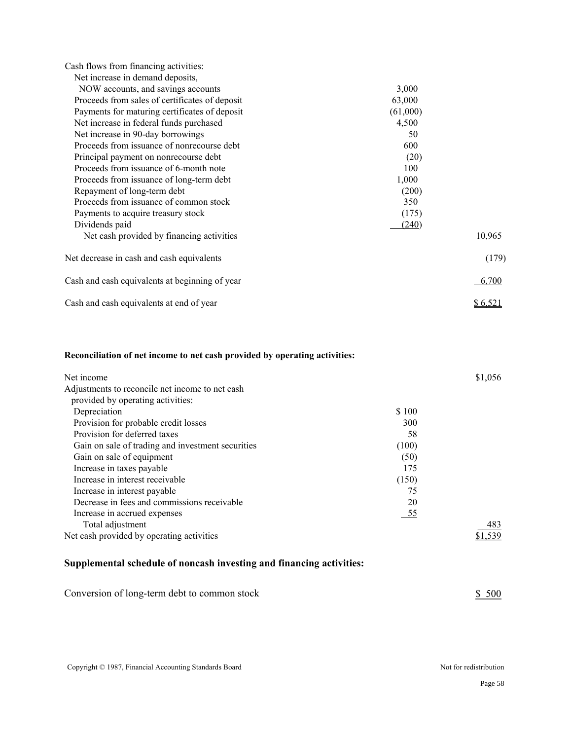| | | |
|---|---|---|
| Cash flows from financing activities: | | |
| Net increase in demand deposits, NOW accounts, and savings accounts | 3,000 | |
| Proceeds from sales of certificates of deposit | 63,000 | |
| Payments for maturing certificates of deposit | (61,000) | |
| Net increase in federal funds purchased | 4,500 | |
| Net increase in 90-day borrowings | 50 | |
| Proceeds from issuance of nonrecourse debt | 600 | |
| Principal payment on nonrecourse debt | (20) | |
| Proceeds from issuance of 6-month note | 100 | |
| Proceeds from issuance of long-term debt | 1,000 | |
| Repayment of long-term debt | (200) | |
| Proceeds from issuance of common stock | 350 | |
| Payments to acquire treasury stock | (175) | |
| Dividends paid | (240) | |
| Net cash provided by financing activities | | 10,965 |
| Net decrease in cash and cash equivalents | | (179) |
| Cash and cash equivalents at beginning of year | | 6,700 |
| Cash and cash equivalents at end of year | | $ 6,521 |

**Reconciliation of net income to net cash provided by operating activities:**

| | | |
|---|---|---|
| Net income | | $1,056 |
| Adjustments to reconcile net income to net cash provided by operating activities: | | |
| Depreciation | $ 100 | |
| Provision for probable credit losses | 300 | |
| Provision for deferred taxes | 58 | |
| Gain on sale of trading and investment securities | (100) | |
| Gain on sale of equipment | (50) | |
| Increase in taxes payable | 175 | |
| Increase in interest receivable | (150) | |
| Increase in interest payable | 75 | |
| Decrease in fees and commissions receivable | 20 | |
| Increase in accrued expenses | 55 | |
| Total adjustment | | 483 |
| Net cash provided by operating activities | | $1,539 |

**Supplemental schedule of noncash investing and financing activities:**

| | |
|---|---|
| Conversion of long-term debt to common stock | $ 500 |

Copyright © 1987, Financial Accounting Standards Board Not for redistribution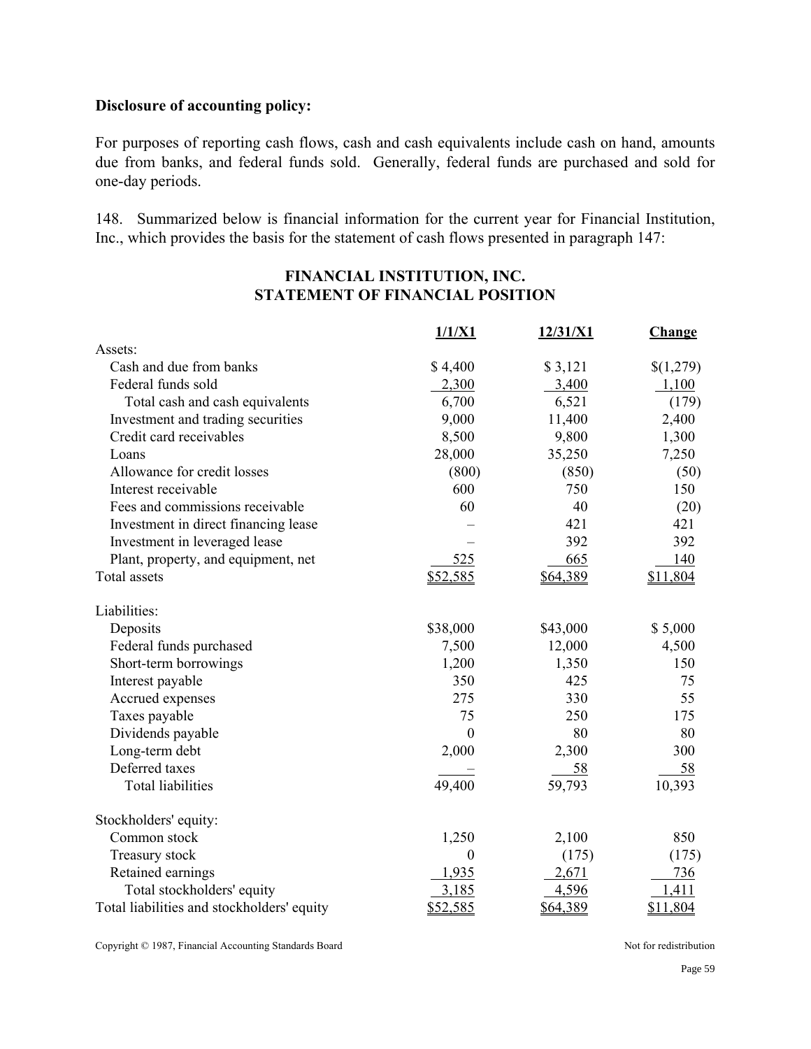**Disclosure of accounting policy:**

For purposes of reporting cash flows, cash and cash equivalents include cash on hand, amounts due from banks, and federal funds sold. Generally, federal funds are purchased and sold for one-day periods.

148. Summarized below is financial information for the current year for Financial Institution, Inc., which provides the basis for the statement of cash flows presented in paragraph 147:

## FINANCIAL INSTITUTION, INC.
## STATEMENT OF FINANCIAL POSITION

| | 1/1/X1 | 12/31/X1 | Change |
|---|---|---|---|
| Assets: | | | |
| Cash and due from banks | $ 4,400 | $ 3,121 | $(1,279) |
| Federal funds sold | 2,300 | 3,400 | 1,100 |
| Total cash and cash equivalents | 6,700 | 6,521 | (179) |
| Investment and trading securities | 9,000 | 11,400 | 2,400 |
| Credit card receivables | 8,500 | 9,800 | 1,300 |
| Loans | 28,000 | 35,250 | 7,250 |
| Allowance for credit losses | (800) | (850) | (50) |
| Interest receivable | 600 | 750 | 150 |
| Fees and commissions receivable | 60 | 40 | (20) |
| Investment in direct financing lease | – | 421 | 421 |
| Investment in leveraged lease | – | 392 | 392 |
| Plant, property, and equipment, net | 525 | 665 | 140 |
| Total assets | $52,585 | $64,389 | $11,804 |
| | | | |
| Liabilities: | | | |
| Deposits | $38,000 | $43,000 | $ 5,000 |
| Federal funds purchased | 7,500 | 12,000 | 4,500 |
| Short-term borrowings | 1,200 | 1,350 | 150 |
| Interest payable | 350 | 425 | 75 |
| Accrued expenses | 275 | 330 | 55 |
| Taxes payable | 75 | 250 | 175 |
| Dividends payable | 0 | 80 | 80 |
| Long-term debt | 2,000 | 2,300 | 300 |
| Deferred taxes | – | 58 | 58 |
| Total liabilities | 49,400 | 59,793 | 10,393 |
| | | | |
| Stockholders' equity: | | | |
| Common stock | 1,250 | 2,100 | 850 |
| Treasury stock | 0 | (175) | (175) |
| Retained earnings | 1,935 | 2,671 | 736 |
| Total stockholders' equity | 3,185 | 4,596 | 1,411 |
| Total liabilities and stockholders' equity | $52,585 | $64,389 | $11,804 |

Copyright © 1987, Financial Accounting Standards Board — Not for redistribution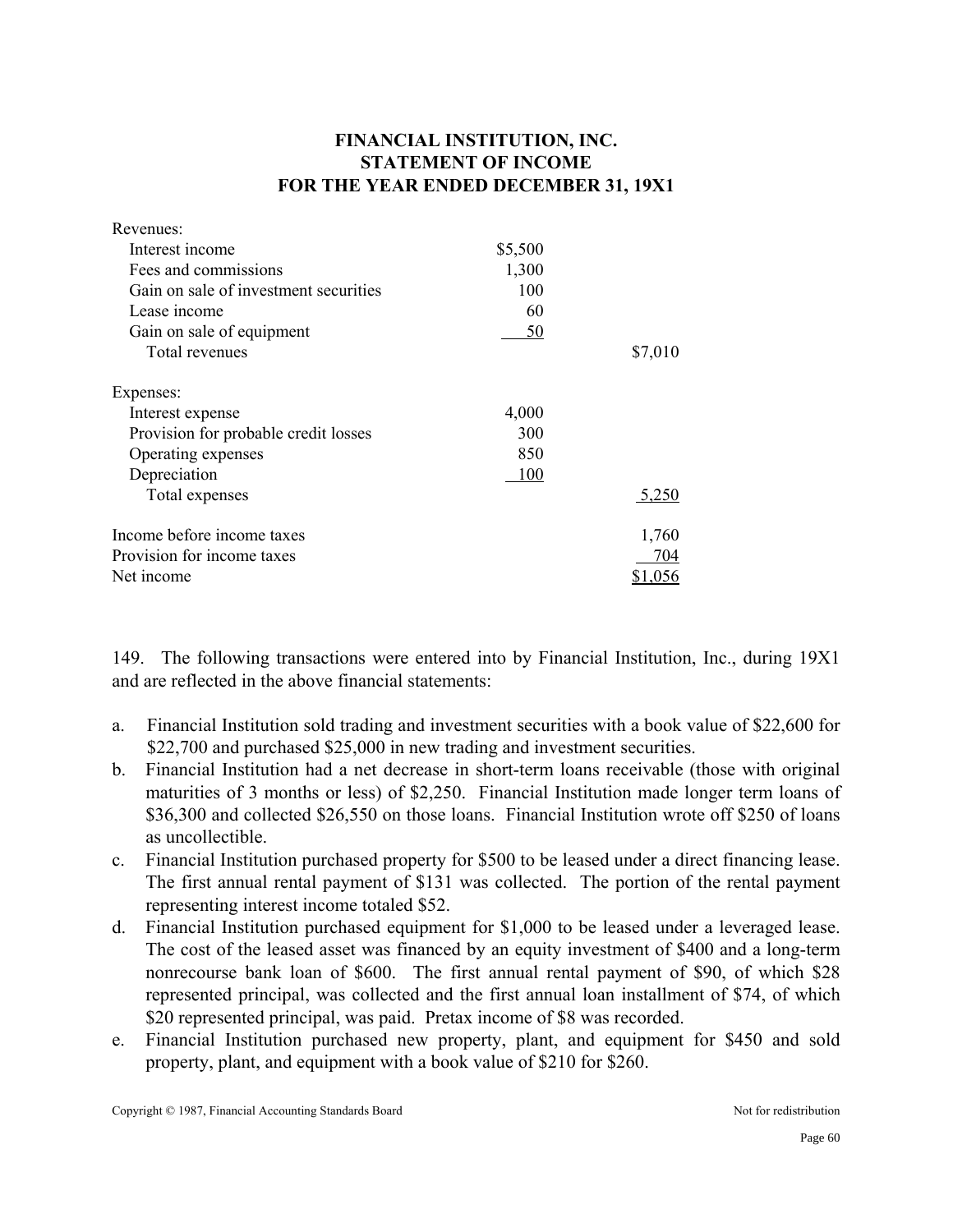**FINANCIAL INSTITUTION, INC.**
**STATEMENT OF INCOME**
**FOR THE YEAR ENDED DECEMBER 31, 19X1**

| | | |
|---|---|---|
| Revenues: | | |
| Interest income | $5,500 | |
| Fees and commissions | 1,300 | |
| Gain on sale of investment securities | 100 | |
| Lease income | 60 | |
| Gain on sale of equipment | 50 | |
| Total revenues | | $7,010 |
| Expenses: | | |
| Interest expense | 4,000 | |
| Provision for probable credit losses | 300 | |
| Operating expenses | 850 | |
| Depreciation | 100 | |
| Total expenses | | 5,250 |
| Income before income taxes | | 1,760 |
| Provision for income taxes | | 704 |
| Net income | | $1,056 |

149. The following transactions were entered into by Financial Institution, Inc., during 19X1 and are reflected in the above financial statements:

a. Financial Institution sold trading and investment securities with a book value of $22,600 for $22,700 and purchased $25,000 in new trading and investment securities.

b. Financial Institution had a net decrease in short-term loans receivable (those with original maturities of 3 months or less) of $2,250. Financial Institution made longer term loans of $36,300 and collected $26,550 on those loans. Financial Institution wrote off $250 of loans as uncollectible.

c. Financial Institution purchased property for $500 to be leased under a direct financing lease. The first annual rental payment of $131 was collected. The portion of the rental payment representing interest income totaled $52.

d. Financial Institution purchased equipment for $1,000 to be leased under a leveraged lease. The cost of the leased asset was financed by an equity investment of $400 and a long-term nonrecourse bank loan of $600. The first annual rental payment of $90, of which $28 represented principal, was collected and the first annual loan installment of $74, of which $20 represented principal, was paid. Pretax income of $8 was recorded.

e. Financial Institution purchased new property, plant, and equipment for $450 and sold property, plant, and equipment with a book value of $210 for $260.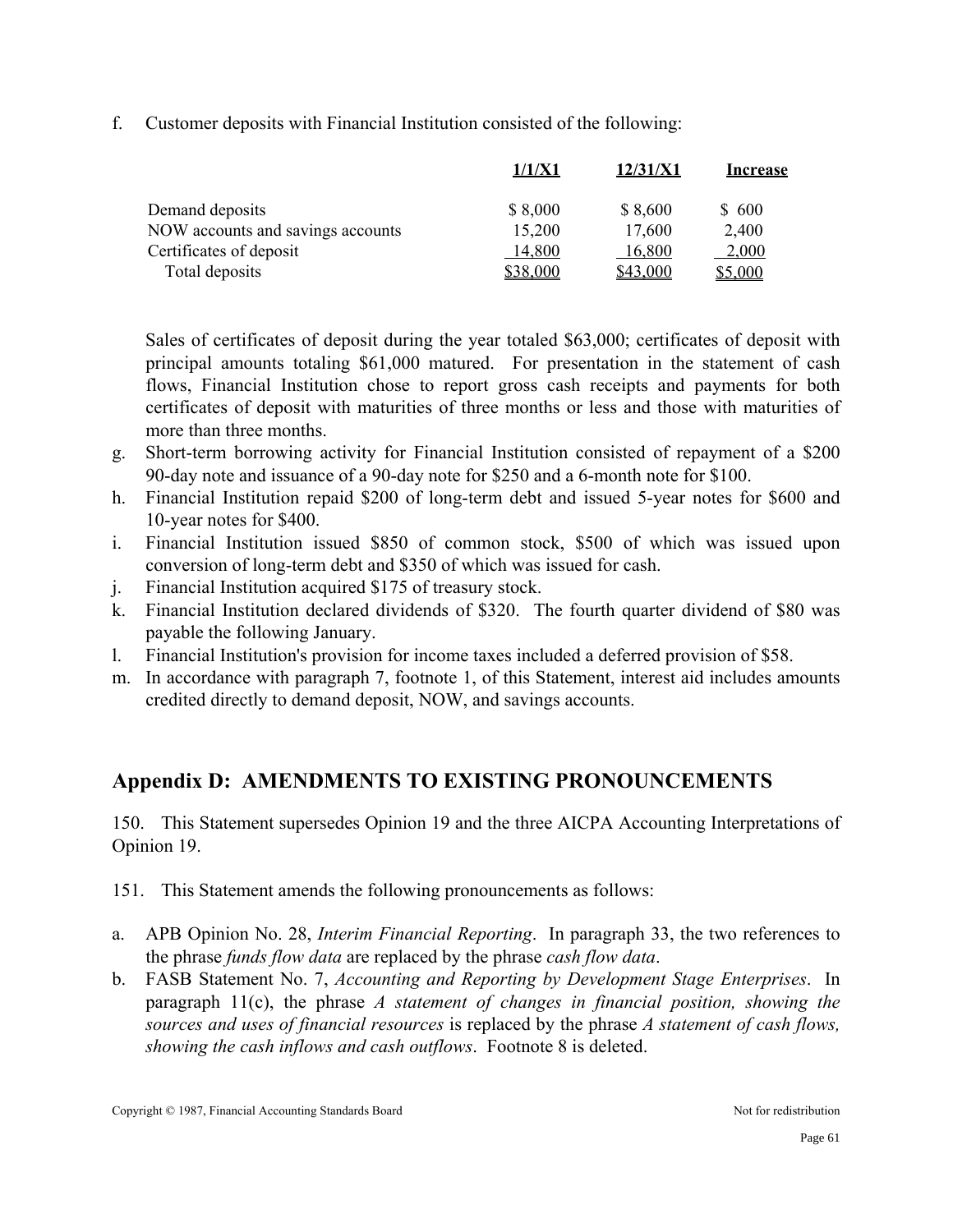f. Customer deposits with Financial Institution consisted of the following:

| | 1/1/X1 | 12/31/X1 | Increase |
|---|---|---|---|
| Demand deposits | $ 8,000 | $ 8,600 | $ 600 |
| NOW accounts and savings accounts | 15,200 | 17,600 | 2,400 |
| Certificates of deposit | 14,800 | 16,800 | 2,000 |
| Total deposits | $38,000 | $43,000 | $5,000 |

Sales of certificates of deposit during the year totaled $63,000; certificates of deposit with principal amounts totaling $61,000 matured. For presentation in the statement of cash flows, Financial Institution chose to report gross cash receipts and payments for both certificates of deposit with maturities of three months or less and those with maturities of more than three months.

g. Short-term borrowing activity for Financial Institution consisted of repayment of a $200 90-day note and issuance of a 90-day note for $250 and a 6-month note for $100.
h. Financial Institution repaid $200 of long-term debt and issued 5-year notes for $600 and 10-year notes for $400.
i. Financial Institution issued $850 of common stock, $500 of which was issued upon conversion of long-term debt and $350 of which was issued for cash.
j. Financial Institution acquired $175 of treasury stock.
k. Financial Institution declared dividends of $320. The fourth quarter dividend of $80 was payable the following January.
l. Financial Institution's provision for income taxes included a deferred provision of $58.
m. In accordance with paragraph 7, footnote 1, of this Statement, interest aid includes amounts credited directly to demand deposit, NOW, and savings accounts.

## Appendix D: AMENDMENTS TO EXISTING PRONOUNCEMENTS

150. This Statement supersedes Opinion 19 and the three AICPA Accounting Interpretations of Opinion 19.

151. This Statement amends the following pronouncements as follows:

a. APB Opinion No. 28, *Interim Financial Reporting*. In paragraph 33, the two references to the phrase *funds flow data* are replaced by the phrase *cash flow data*.
b. FASB Statement No. 7, *Accounting and Reporting by Development Stage Enterprises*. In paragraph 11(c), the phrase *A statement of changes in financial position, showing the sources and uses of financial resources* is replaced by the phrase *A statement of cash flows, showing the cash inflows and cash outflows*. Footnote 8 is deleted.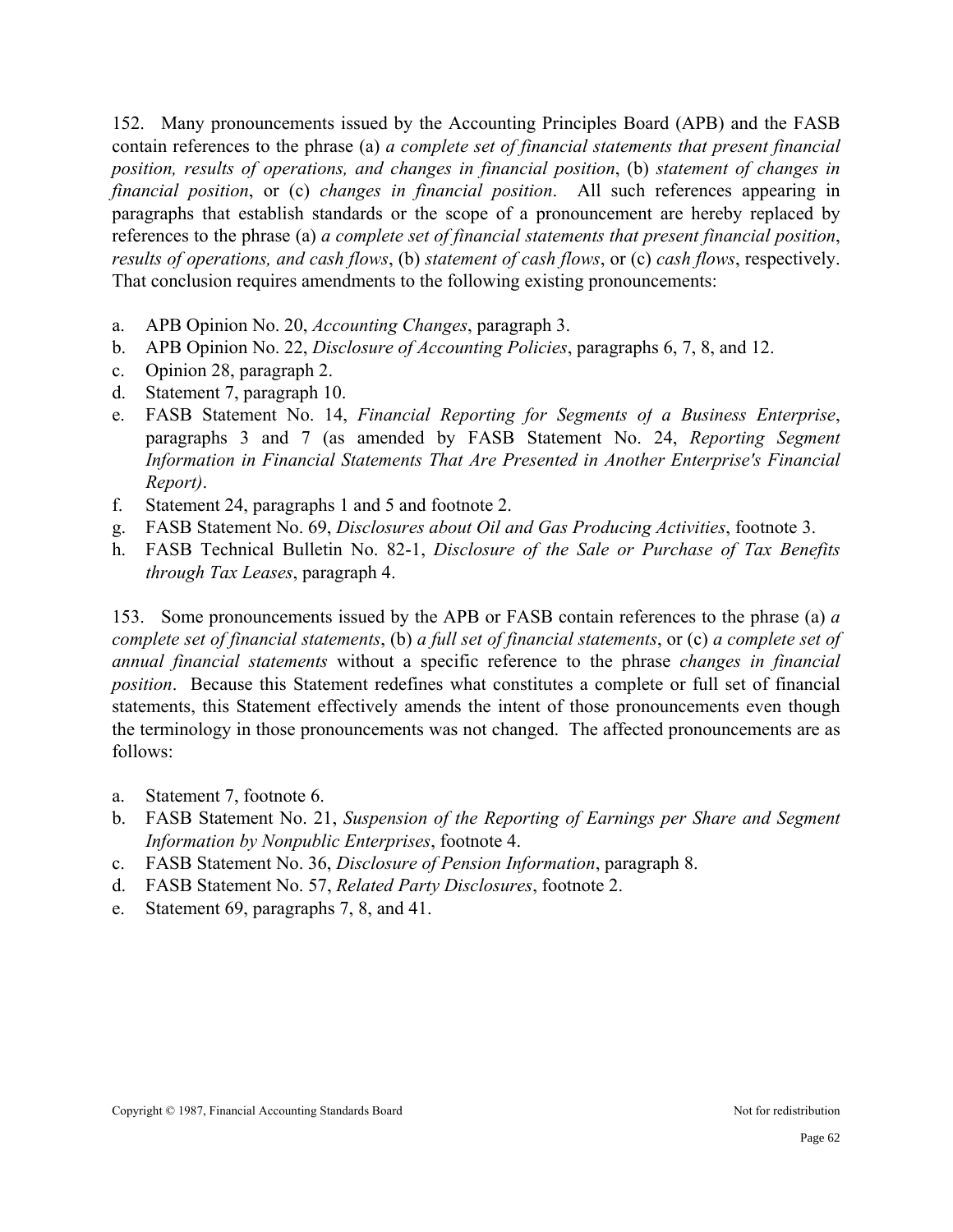152. Many pronouncements issued by the Accounting Principles Board (APB) and the FASB contain references to the phrase (a) *a complete set of financial statements that present financial position, results of operations, and changes in financial position*, (b) *statement of changes in financial position*, or (c) *changes in financial position*. All such references appearing in paragraphs that establish standards or the scope of a pronouncement are hereby replaced by references to the phrase (a) *a complete set of financial statements that present financial position*, *results of operations, and cash flows*, (b) *statement of cash flows*, or (c) *cash flows*, respectively. That conclusion requires amendments to the following existing pronouncements:

a. APB Opinion No. 20, *Accounting Changes*, paragraph 3.
b. APB Opinion No. 22, *Disclosure of Accounting Policies*, paragraphs 6, 7, 8, and 12.
c. Opinion 28, paragraph 2.
d. Statement 7, paragraph 10.
e. FASB Statement No. 14, *Financial Reporting for Segments of a Business Enterprise*, paragraphs 3 and 7 (as amended by FASB Statement No. 24, *Reporting Segment Information in Financial Statements That Are Presented in Another Enterprise's Financial Report)*.
f. Statement 24, paragraphs 1 and 5 and footnote 2.
g. FASB Statement No. 69, *Disclosures about Oil and Gas Producing Activities*, footnote 3.
h. FASB Technical Bulletin No. 82-1, *Disclosure of the Sale or Purchase of Tax Benefits through Tax Leases*, paragraph 4.

153. Some pronouncements issued by the APB or FASB contain references to the phrase (a) *a complete set of financial statements*, (b) *a full set of financial statements*, or (c) *a complete set of annual financial statements* without a specific reference to the phrase *changes in financial position*. Because this Statement redefines what constitutes a complete or full set of financial statements, this Statement effectively amends the intent of those pronouncements even though the terminology in those pronouncements was not changed. The affected pronouncements are as follows:

a. Statement 7, footnote 6.
b. FASB Statement No. 21, *Suspension of the Reporting of Earnings per Share and Segment Information by Nonpublic Enterprises*, footnote 4.
c. FASB Statement No. 36, *Disclosure of Pension Information*, paragraph 8.
d. FASB Statement No. 57, *Related Party Disclosures*, footnote 2.
e. Statement 69, paragraphs 7, 8, and 41.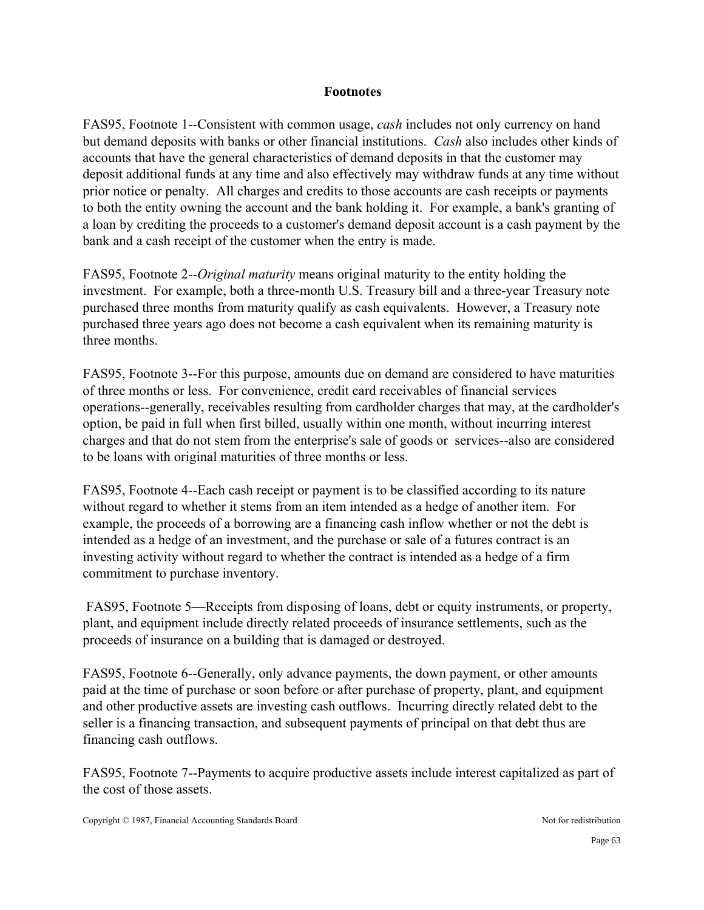## Footnotes

FAS95, Footnote 1--Consistent with common usage, *cash* includes not only currency on hand but demand deposits with banks or other financial institutions. *Cash* also includes other kinds of accounts that have the general characteristics of demand deposits in that the customer may deposit additional funds at any time and also effectively may withdraw funds at any time without prior notice or penalty. All charges and credits to those accounts are cash receipts or payments to both the entity owning the account and the bank holding it. For example, a bank's granting of a loan by crediting the proceeds to a customer's demand deposit account is a cash payment by the bank and a cash receipt of the customer when the entry is made.

FAS95, Footnote 2--*Original maturity* means original maturity to the entity holding the investment. For example, both a three-month U.S. Treasury bill and a three-year Treasury note purchased three months from maturity qualify as cash equivalents. However, a Treasury note purchased three years ago does not become a cash equivalent when its remaining maturity is three months.

FAS95, Footnote 3--For this purpose, amounts due on demand are considered to have maturities of three months or less. For convenience, credit card receivables of financial services operations--generally, receivables resulting from cardholder charges that may, at the cardholder's option, be paid in full when first billed, usually within one month, without incurring interest charges and that do not stem from the enterprise's sale of goods or services--also are considered to be loans with original maturities of three months or less.

FAS95, Footnote 4--Each cash receipt or payment is to be classified according to its nature without regard to whether it stems from an item intended as a hedge of another item. For example, the proceeds of a borrowing are a financing cash inflow whether or not the debt is intended as a hedge of an investment, and the purchase or sale of a futures contract is an investing activity without regard to whether the contract is intended as a hedge of a firm commitment to purchase inventory.

FAS95, Footnote 5—Receipts from disposing of loans, debt or equity instruments, or property, plant, and equipment include directly related proceeds of insurance settlements, such as the proceeds of insurance on a building that is damaged or destroyed.

FAS95, Footnote 6--Generally, only advance payments, the down payment, or other amounts paid at the time of purchase or soon before or after purchase of property, plant, and equipment and other productive assets are investing cash outflows. Incurring directly related debt to the seller is a financing transaction, and subsequent payments of principal on that debt thus are financing cash outflows.

FAS95, Footnote 7--Payments to acquire productive assets include interest capitalized as part of the cost of those assets.

Copyright © 1987, Financial Accounting Standards Board Not for redistribution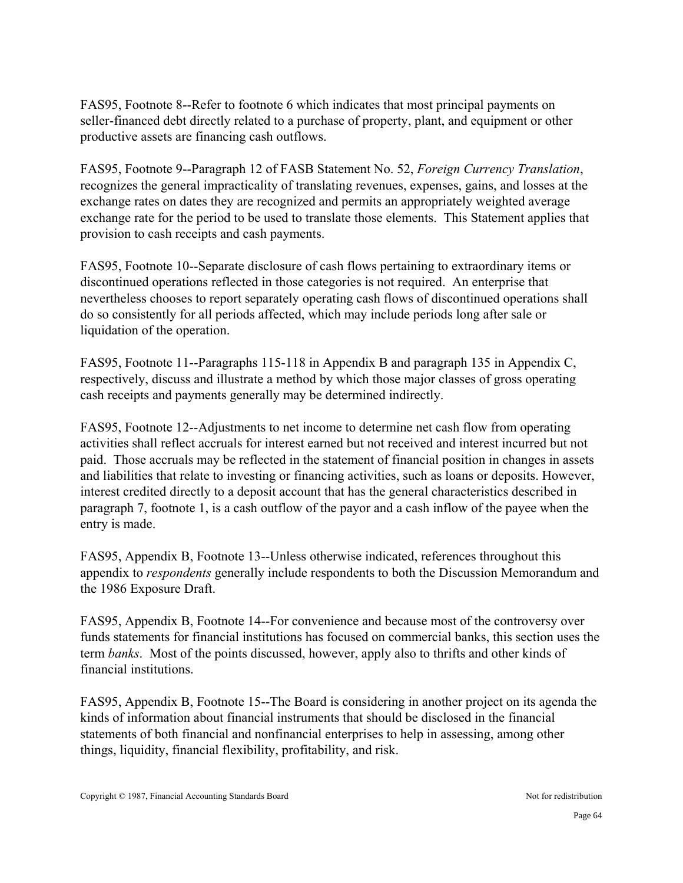FAS95, Footnote 8--Refer to footnote 6 which indicates that most principal payments on seller-financed debt directly related to a purchase of property, plant, and equipment or other productive assets are financing cash outflows.

FAS95, Footnote 9--Paragraph 12 of FASB Statement No. 52, *Foreign Currency Translation*, recognizes the general impracticality of translating revenues, expenses, gains, and losses at the exchange rates on dates they are recognized and permits an appropriately weighted average exchange rate for the period to be used to translate those elements. This Statement applies that provision to cash receipts and cash payments.

FAS95, Footnote 10--Separate disclosure of cash flows pertaining to extraordinary items or discontinued operations reflected in those categories is not required. An enterprise that nevertheless chooses to report separately operating cash flows of discontinued operations shall do so consistently for all periods affected, which may include periods long after sale or liquidation of the operation.

FAS95, Footnote 11--Paragraphs 115-118 in Appendix B and paragraph 135 in Appendix C, respectively, discuss and illustrate a method by which those major classes of gross operating cash receipts and payments generally may be determined indirectly.

FAS95, Footnote 12--Adjustments to net income to determine net cash flow from operating activities shall reflect accruals for interest earned but not received and interest incurred but not paid. Those accruals may be reflected in the statement of financial position in changes in assets and liabilities that relate to investing or financing activities, such as loans or deposits. However, interest credited directly to a deposit account that has the general characteristics described in paragraph 7, footnote 1, is a cash outflow of the payor and a cash inflow of the payee when the entry is made.

FAS95, Appendix B, Footnote 13--Unless otherwise indicated, references throughout this appendix to *respondents* generally include respondents to both the Discussion Memorandum and the 1986 Exposure Draft.

FAS95, Appendix B, Footnote 14--For convenience and because most of the controversy over funds statements for financial institutions has focused on commercial banks, this section uses the term *banks*. Most of the points discussed, however, apply also to thrifts and other kinds of financial institutions.

FAS95, Appendix B, Footnote 15--The Board is considering in another project on its agenda the kinds of information about financial instruments that should be disclosed in the financial statements of both financial and nonfinancial enterprises to help in assessing, among other things, liquidity, financial flexibility, profitability, and risk.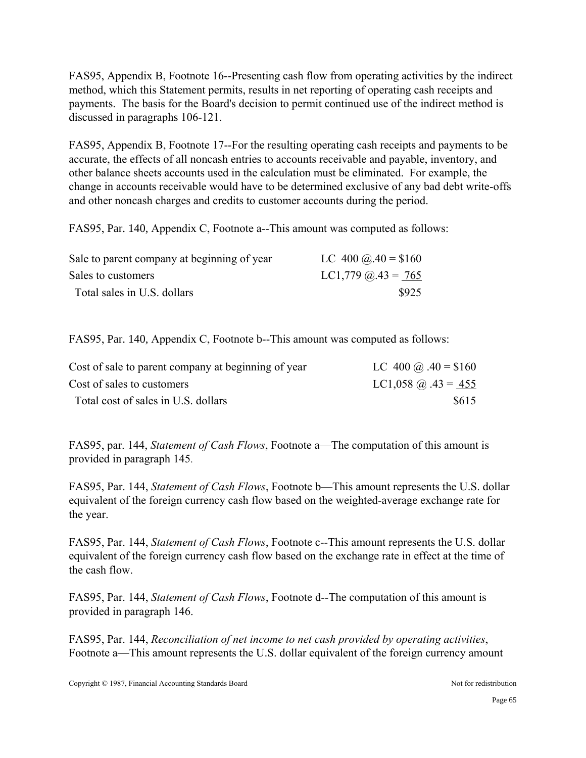FAS95, Appendix B, Footnote 16--Presenting cash flow from operating activities by the indirect method, which this Statement permits, results in net reporting of operating cash receipts and payments. The basis for the Board's decision to permit continued use of the indirect method is discussed in paragraphs 106-121.

FAS95, Appendix B, Footnote 17--For the resulting operating cash receipts and payments to be accurate, the effects of all noncash entries to accounts receivable and payable, inventory, and other balance sheets accounts used in the calculation must be eliminated. For example, the change in accounts receivable would have to be determined exclusive of any bad debt write-offs and other noncash charges and credits to customer accounts during the period.

FAS95, Par. 140, Appendix C, Footnote a--This amount was computed as follows:

| | |
|---|---|
| Sale to parent company at beginning of year | LC 400 @.40 = $160 |
| Sales to customers | LC1,779 @.43 = 765 |
| Total sales in U.S. dollars | $925 |

FAS95, Par. 140, Appendix C, Footnote b--This amount was computed as follows:

| | |
|---|---|
| Cost of sale to parent company at beginning of year | LC 400 @ .40 = $160 |
| Cost of sales to customers | LC1,058 @ .43 = 455 |
| Total cost of sales in U.S. dollars | $615 |

FAS95, par. 144, *Statement of Cash Flows*, Footnote a—The computation of this amount is provided in paragraph 145.

FAS95, Par. 144, *Statement of Cash Flows*, Footnote b—This amount represents the U.S. dollar equivalent of the foreign currency cash flow based on the weighted-average exchange rate for the year.

FAS95, Par. 144, *Statement of Cash Flows*, Footnote c--This amount represents the U.S. dollar equivalent of the foreign currency cash flow based on the exchange rate in effect at the time of the cash flow.

FAS95, Par. 144, *Statement of Cash Flows*, Footnote d--The computation of this amount is provided in paragraph 146.

FAS95, Par. 144, *Reconciliation of net income to net cash provided by operating activities*, Footnote a—This amount represents the U.S. dollar equivalent of the foreign currency amount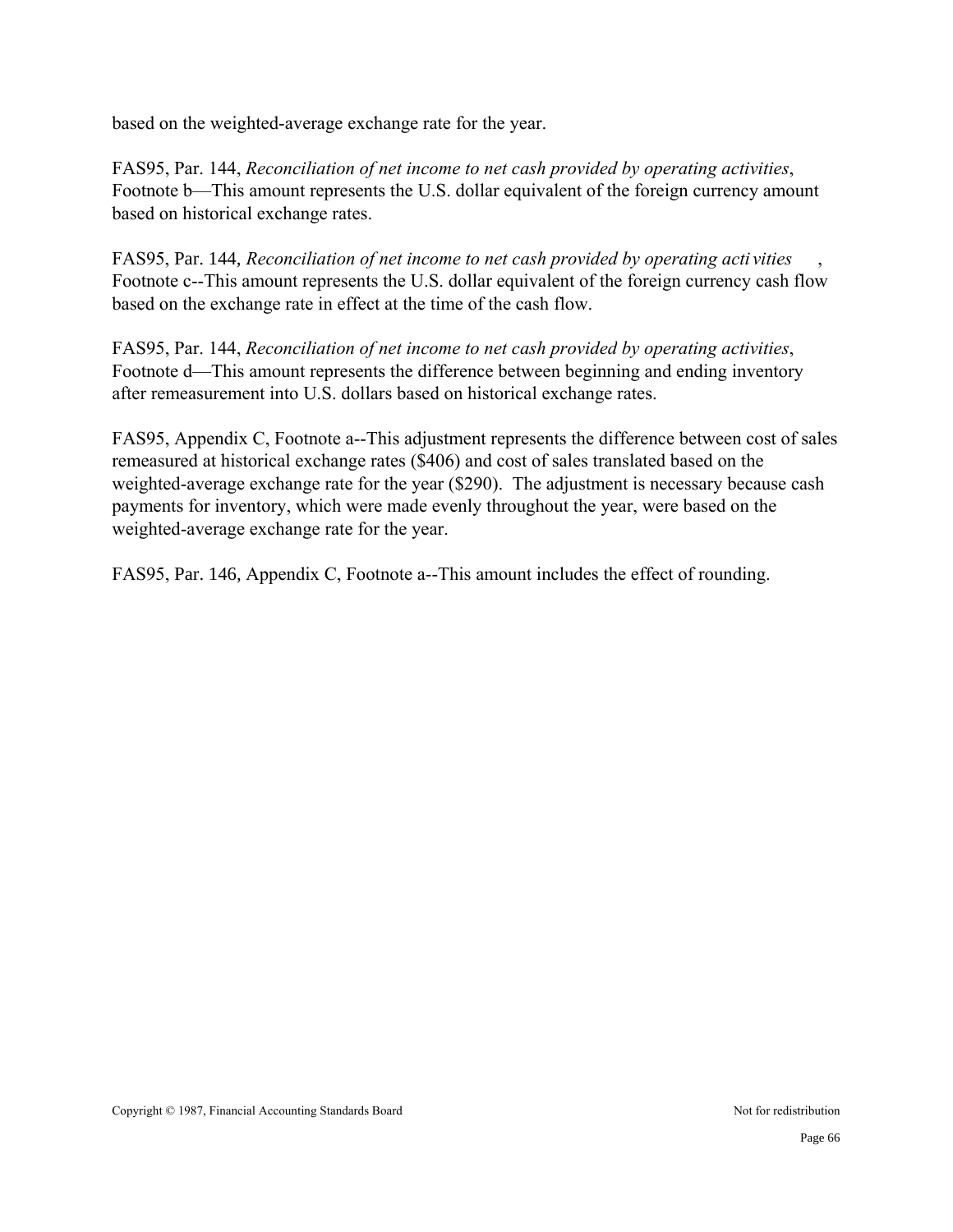based on the weighted-average exchange rate for the year.

FAS95, Par. 144, *Reconciliation of net income to net cash provided by operating activities*, Footnote b—This amount represents the U.S. dollar equivalent of the foreign currency amount based on historical exchange rates.

FAS95, Par. 144, *Reconciliation of net income to net cash provided by operating activities*, Footnote c--This amount represents the U.S. dollar equivalent of the foreign currency cash flow based on the exchange rate in effect at the time of the cash flow.

FAS95, Par. 144, *Reconciliation of net income to net cash provided by operating activities*, Footnote d—This amount represents the difference between beginning and ending inventory after remeasurement into U.S. dollars based on historical exchange rates.

FAS95, Appendix C, Footnote a--This adjustment represents the difference between cost of sales remeasured at historical exchange rates ($406) and cost of sales translated based on the weighted-average exchange rate for the year ($290). The adjustment is necessary because cash payments for inventory, which were made evenly throughout the year, were based on the weighted-average exchange rate for the year.

FAS95, Par. 146, Appendix C, Footnote a--This amount includes the effect of rounding.